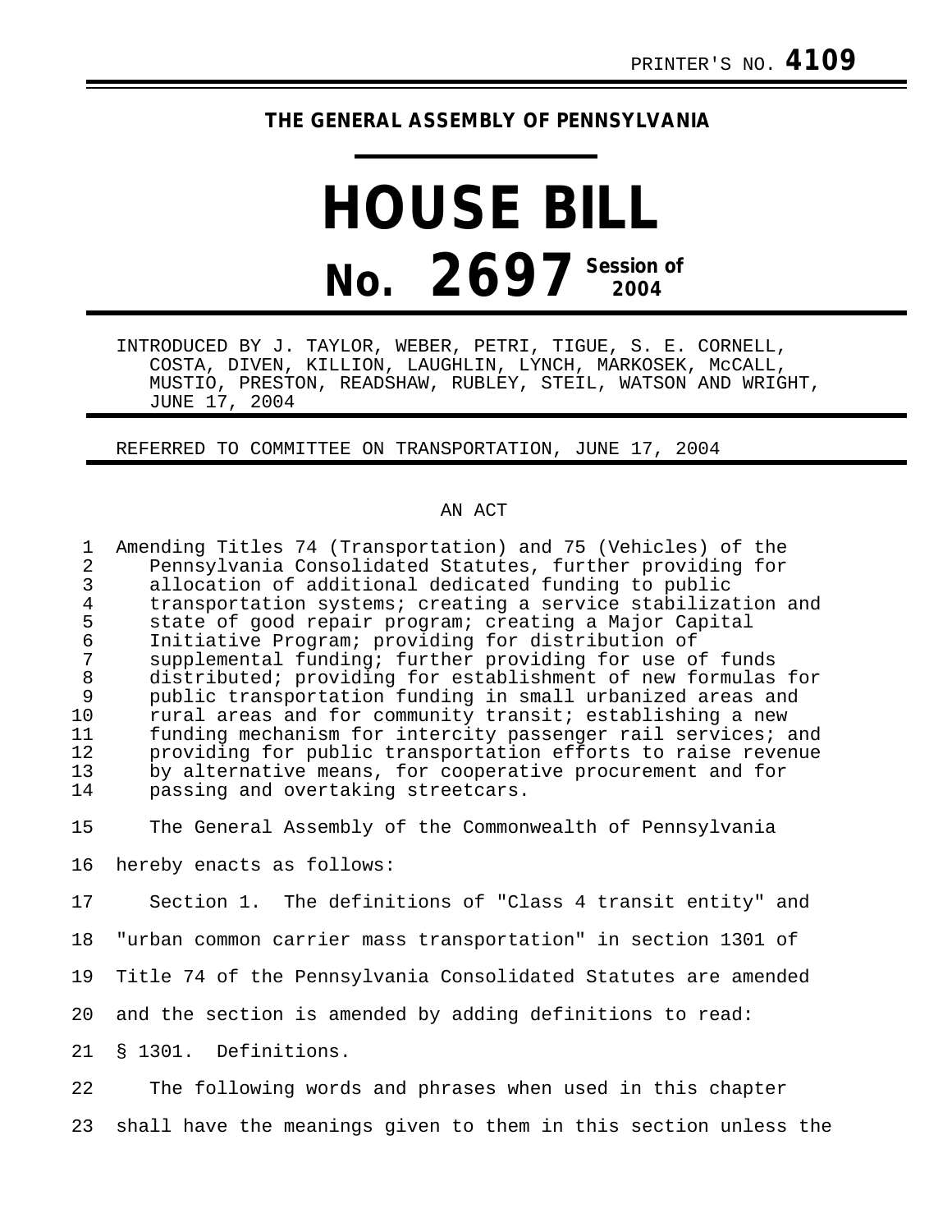PRINTER'S NO. **4109**

**THE GENERAL ASSEMBLY OF PENNSYLVANIA**

# HOUSE BILL

# No. 2697 Session of 2004

INTRODUCED BY J. TAYLOR, WEBER, PETRI, TIGUE, S. E. CORNELL, COSTA, DIVEN, KILLION, LAUGHLIN, LYNCH, MARKOSEK, McCALL, MUSTIO, PRESTON, READSHAW, RUBLEY, STEIL, WATSON AND WRIGHT, JUNE 17, 2004

REFERRED TO COMMITTEE ON TRANSPORTATION, JUNE 17, 2004

AN ACT

Amending Titles 74 (Transportation) and 75 (Vehicles) of the Pennsylvania Consolidated Statutes, further providing for allocation of additional dedicated funding to public transportation systems; creating a service stabilization and state of good repair program; creating a Major Capital Initiative Program; providing for distribution of supplemental funding; further providing for use of funds distributed; providing for establishment of new formulas for public transportation funding in small urbanized areas and rural areas and for community transit; establishing a new funding mechanism for intercity passenger rail services; and providing for public transportation efforts to raise revenue by alternative means, for cooperative procurement and for passing and overtaking streetcars.

The General Assembly of the Commonwealth of Pennsylvania hereby enacts as follows:

Section 1. The definitions of "Class 4 transit entity" and "urban common carrier mass transportation" in section 1301 of Title 74 of the Pennsylvania Consolidated Statutes are amended and the section is amended by adding definitions to read:

§ 1301. Definitions.

The following words and phrases when used in this chapter shall have the meanings given to them in this section unless the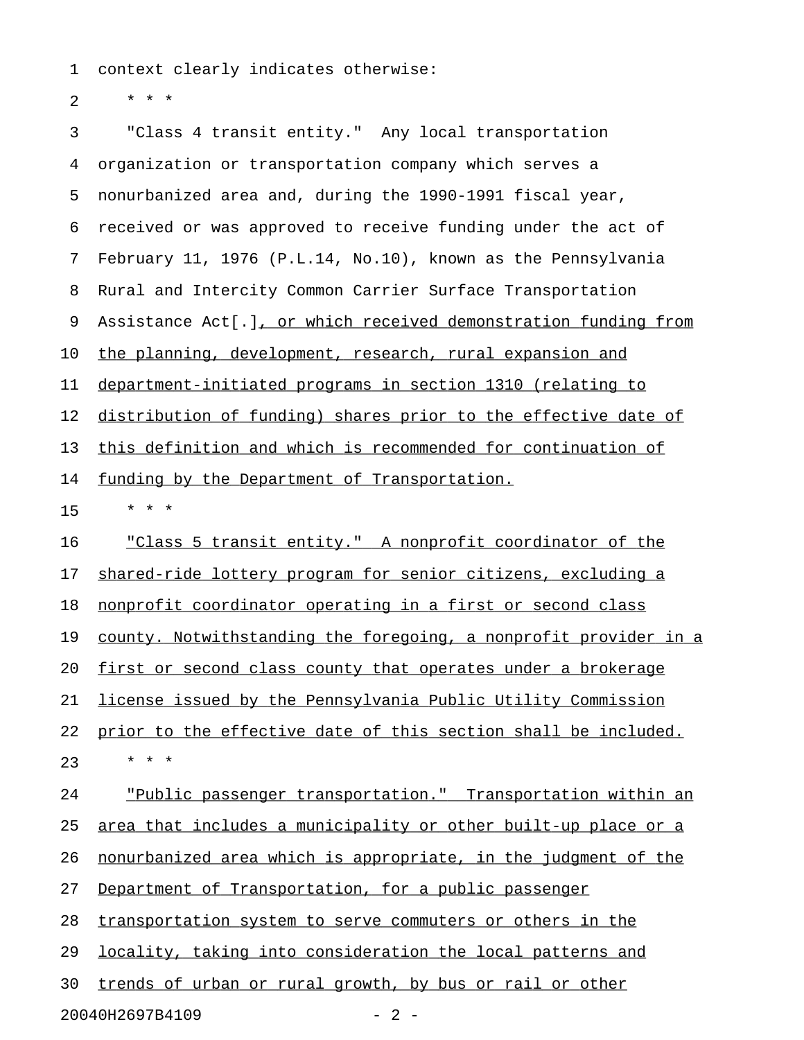context clearly indicates otherwise:

\* \* \*

"Class 4 transit entity." Any local transportation organization or transportation company which serves a nonurbanized area and, during the 1990-1991 fiscal year, received or was approved to receive funding under the act of February 11, 1976 (P.L.14, No.10), known as the Pennsylvania Rural and Intercity Common Carrier Surface Transportation Assistance Act[.], or which received demonstration funding from the planning, development, research, rural expansion and department-initiated programs in section 1310 (relating to distribution of funding) shares prior to the effective date of this definition and which is recommended for continuation of funding by the Department of Transportation.

\* \* \*

"Class 5 transit entity." A nonprofit coordinator of the shared-ride lottery program for senior citizens, excluding a nonprofit coordinator operating in a first or second class county. Notwithstanding the foregoing, a nonprofit provider in a first or second class county that operates under a brokerage license issued by the Pennsylvania Public Utility Commission prior to the effective date of this section shall be included.

\* \* \*

"Public passenger transportation." Transportation within an area that includes a municipality or other built-up place or a nonurbanized area which is appropriate, in the judgment of the Department of Transportation, for a public passenger transportation system to serve commuters or others in the locality, taking into consideration the local patterns and trends of urban or rural growth, by bus or rail or other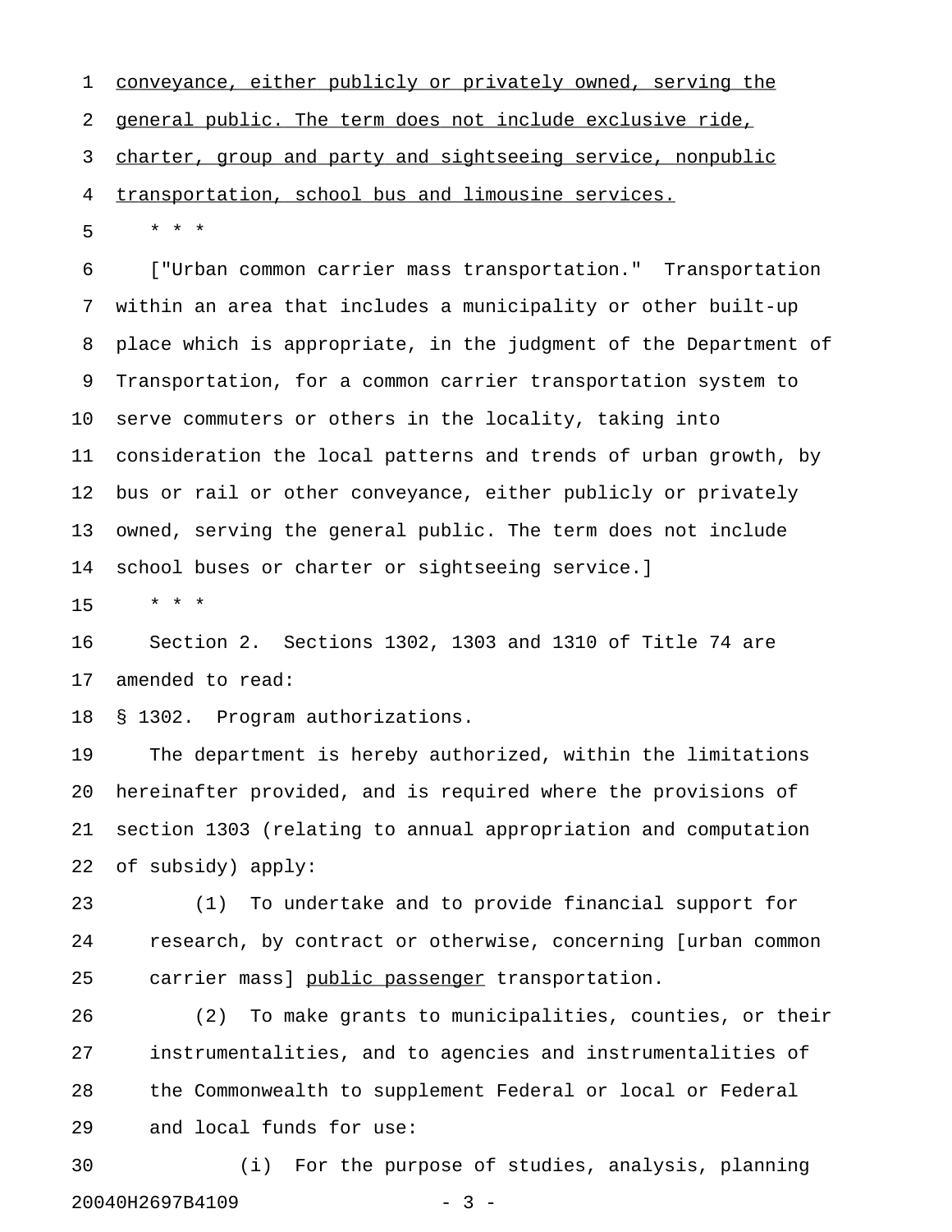conveyance, either publicly or privately owned, serving the general public. The term does not include exclusive ride, charter, group and party and sightseeing service, nonpublic transportation, school bus and limousine services.

* * *

["Urban common carrier mass transportation." Transportation within an area that includes a municipality or other built-up place which is appropriate, in the judgment of the Department of Transportation, for a common carrier transportation system to serve commuters or others in the locality, taking into consideration the local patterns and trends of urban growth, by bus or rail or other conveyance, either publicly or privately owned, serving the general public. The term does not include school buses or charter or sightseeing service.]

* * *

Section 2. Sections 1302, 1303 and 1310 of Title 74 are amended to read:

§ 1302. Program authorizations.

The department is hereby authorized, within the limitations hereinafter provided, and is required where the provisions of section 1303 (relating to annual appropriation and computation of subsidy) apply:

(1) To undertake and to provide financial support for research, by contract or otherwise, concerning [urban common carrier mass] public passenger transportation.

(2) To make grants to municipalities, counties, or their instrumentalities, and to agencies and instrumentalities of the Commonwealth to supplement Federal or local or Federal and local funds for use:

(i) For the purpose of studies, analysis, planning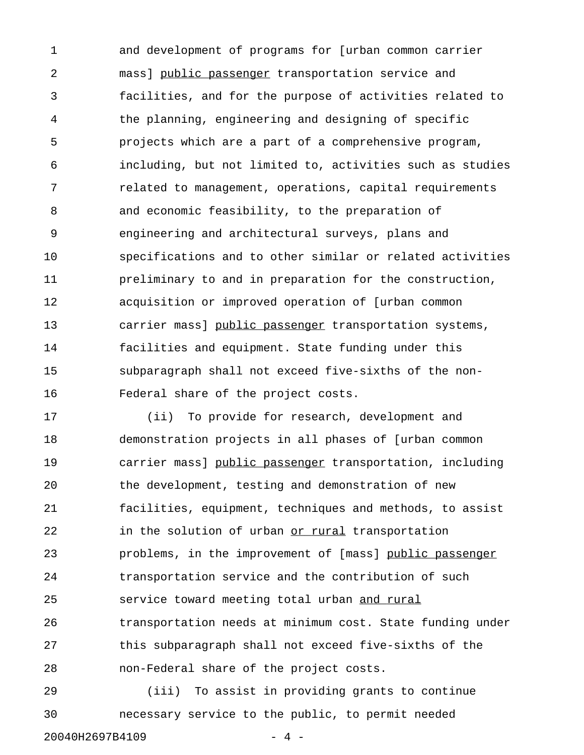and development of programs for [urban common carrier mass] <u>public passenger</u> transportation service and facilities, and for the purpose of activities related to the planning, engineering and designing of specific projects which are a part of a comprehensive program, including, but not limited to, activities such as studies related to management, operations, capital requirements and economic feasibility, to the preparation of engineering and architectural surveys, plans and specifications and to other similar or related activities preliminary to and in preparation for the construction, acquisition or improved operation of [urban common carrier mass] <u>public passenger</u> transportation systems, facilities and equipment. State funding under this subparagraph shall not exceed five-sixths of the non-Federal share of the project costs.

(ii) To provide for research, development and demonstration projects in all phases of [urban common carrier mass] <u>public passenger</u> transportation, including the development, testing and demonstration of new facilities, equipment, techniques and methods, to assist in the solution of urban <u>or rural</u> transportation problems, in the improvement of [mass] <u>public passenger</u> transportation service and the contribution of such service toward meeting total urban <u>and rural</u> transportation needs at minimum cost. State funding under this subparagraph shall not exceed five-sixths of the non-Federal share of the project costs.

(iii) To assist in providing grants to continue necessary service to the public, to permit needed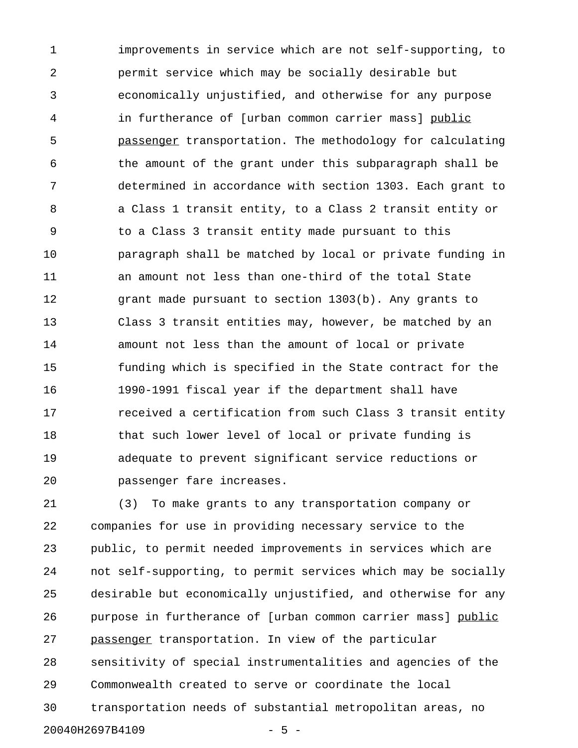improvements in service which are not self-supporting, to permit service which may be socially desirable but economically unjustified, and otherwise for any purpose in furtherance of [urban common carrier mass] <u>public passenger</u> transportation. The methodology for calculating the amount of the grant under this subparagraph shall be determined in accordance with section 1303. Each grant to a Class 1 transit entity, to a Class 2 transit entity or to a Class 3 transit entity made pursuant to this paragraph shall be matched by local or private funding in an amount not less than one-third of the total State grant made pursuant to section 1303(b). Any grants to Class 3 transit entities may, however, be matched by an amount not less than the amount of local or private funding which is specified in the State contract for the 1990-1991 fiscal year if the department shall have received a certification from such Class 3 transit entity that such lower level of local or private funding is adequate to prevent significant service reductions or passenger fare increases.

(3) To make grants to any transportation company or companies for use in providing necessary service to the public, to permit needed improvements in services which are not self-supporting, to permit services which may be socially desirable but economically unjustified, and otherwise for any purpose in furtherance of [urban common carrier mass] <u>public passenger</u> transportation. In view of the particular sensitivity of special instrumentalities and agencies of the Commonwealth created to serve or coordinate the local transportation needs of substantial metropolitan areas, no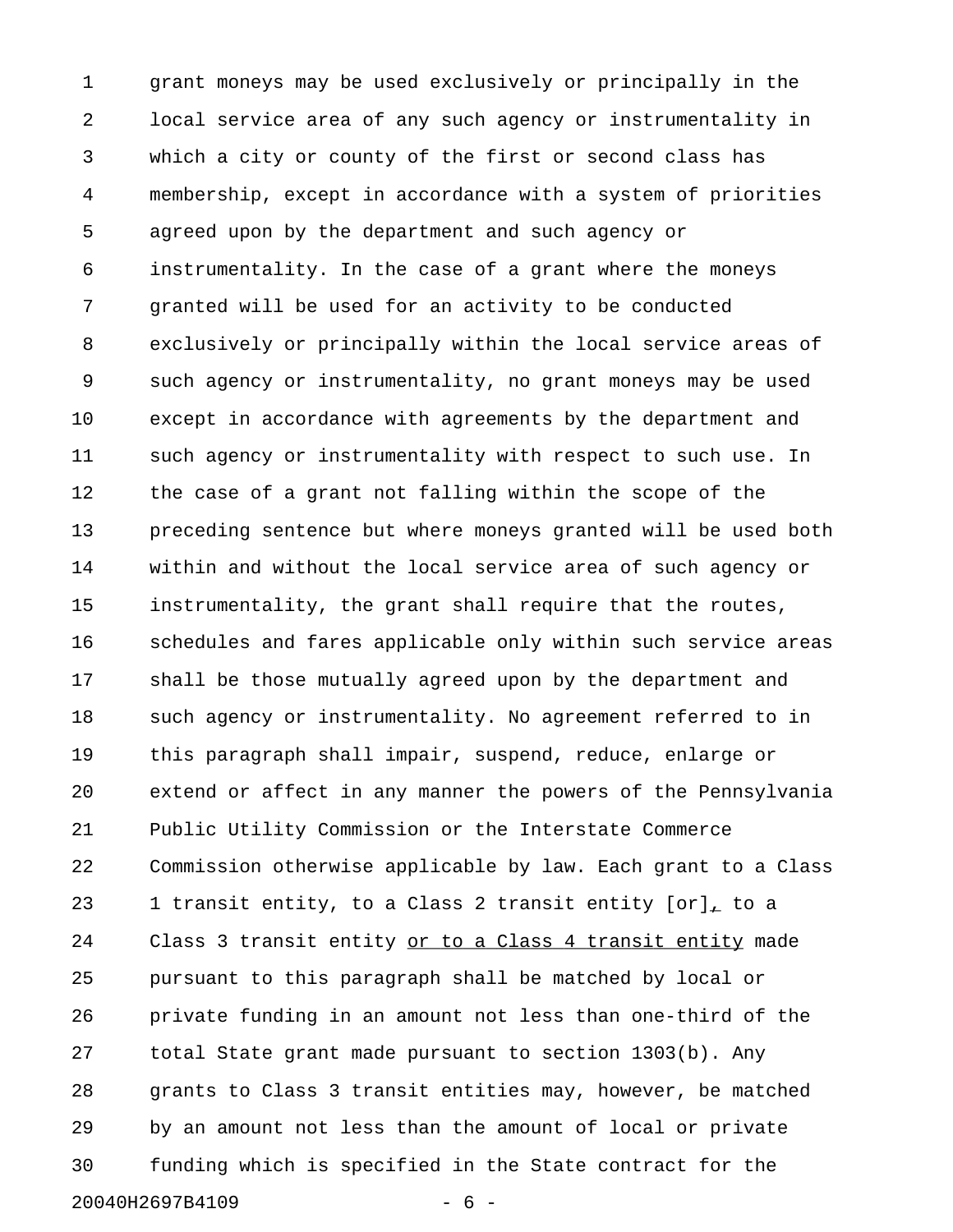grant moneys may be used exclusively or principally in the local service area of any such agency or instrumentality in which a city or county of the first or second class has membership, except in accordance with a system of priorities agreed upon by the department and such agency or instrumentality. In the case of a grant where the moneys granted will be used for an activity to be conducted exclusively or principally within the local service areas of such agency or instrumentality, no grant moneys may be used except in accordance with agreements by the department and such agency or instrumentality with respect to such use. In the case of a grant not falling within the scope of the preceding sentence but where moneys granted will be used both within and without the local service area of such agency or instrumentality, the grant shall require that the routes, schedules and fares applicable only within such service areas shall be those mutually agreed upon by the department and such agency or instrumentality. No agreement referred to in this paragraph shall impair, suspend, reduce, enlarge or extend or affect in any manner the powers of the Pennsylvania Public Utility Commission or the Interstate Commerce Commission otherwise applicable by law. Each grant to a Class 1 transit entity, to a Class 2 transit entity [or], to a Class 3 transit entity <u>or to a Class 4 transit entity</u> made pursuant to this paragraph shall be matched by local or private funding in an amount not less than one-third of the total State grant made pursuant to section 1303(b). Any grants to Class 3 transit entities may, however, be matched by an amount not less than the amount of local or private funding which is specified in the State contract for the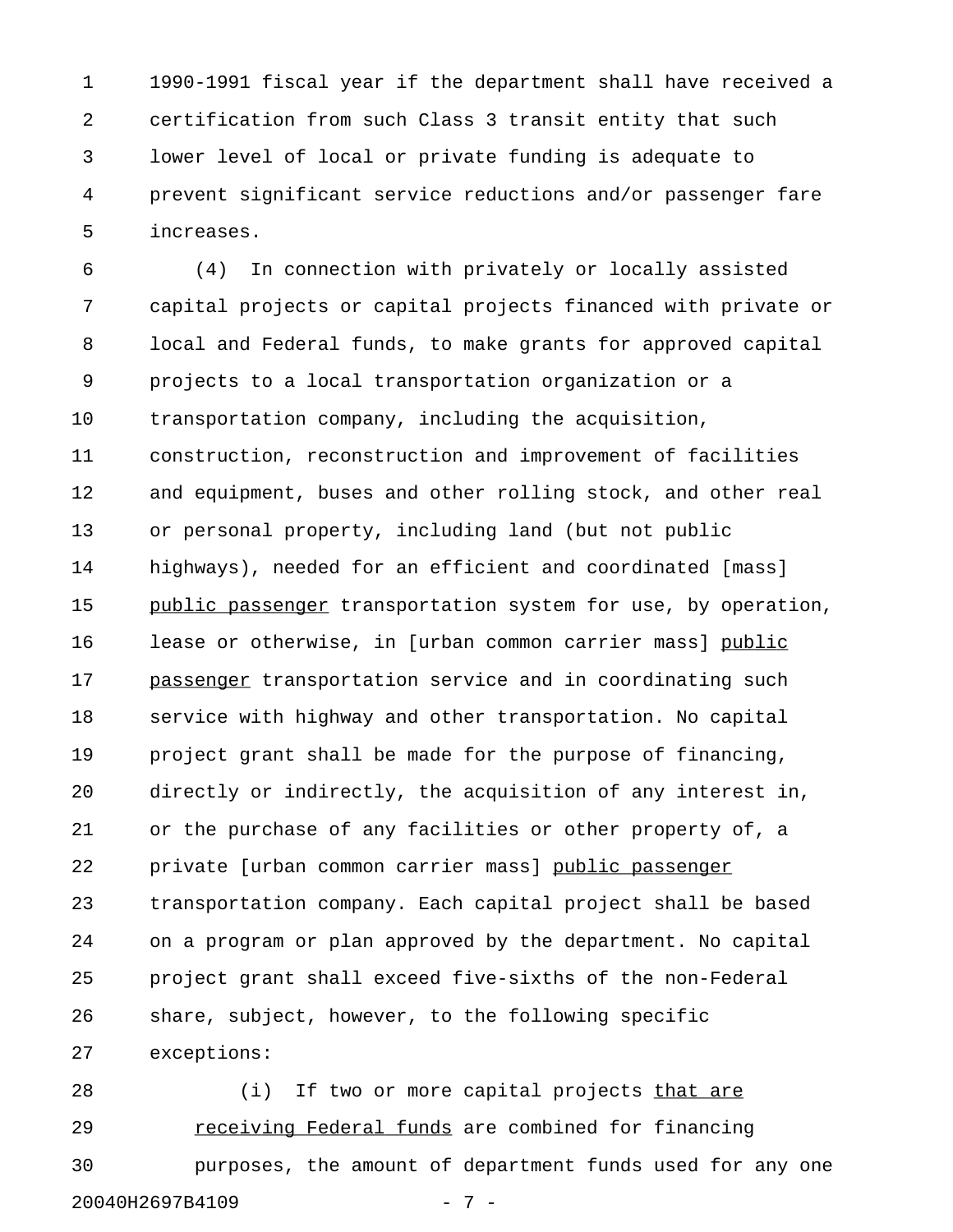1990-1991 fiscal year if the department shall have received a certification from such Class 3 transit entity that such lower level of local or private funding is adequate to prevent significant service reductions and/or passenger fare increases.

(4) In connection with privately or locally assisted capital projects or capital projects financed with private or local and Federal funds, to make grants for approved capital projects to a local transportation organization or a transportation company, including the acquisition, construction, reconstruction and improvement of facilities and equipment, buses and other rolling stock, and other real or personal property, including land (but not public highways), needed for an efficient and coordinated [mass] <u>public passenger</u> transportation system for use, by operation, lease or otherwise, in [urban common carrier mass] <u>public passenger</u> transportation service and in coordinating such service with highway and other transportation. No capital project grant shall be made for the purpose of financing, directly or indirectly, the acquisition of any interest in, or the purchase of any facilities or other property of, a private [urban common carrier mass] <u>public passenger</u> transportation company. Each capital project shall be based on a program or plan approved by the department. No capital project grant shall exceed five-sixths of the non-Federal share, subject, however, to the following specific exceptions:

(i) If two or more capital projects <u>that are receiving Federal funds</u> are combined for financing purposes, the amount of department funds used for any one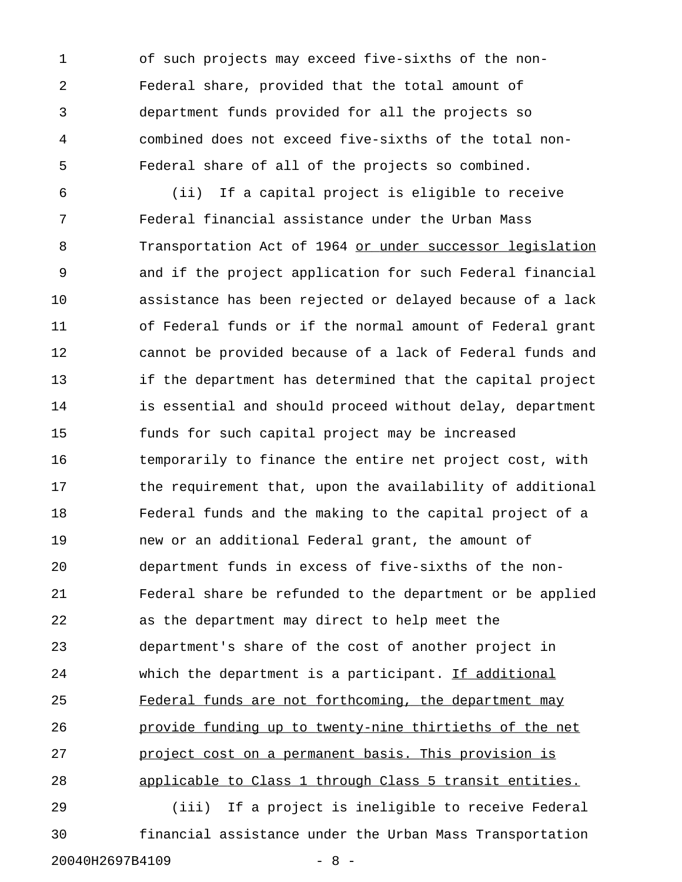of such projects may exceed five-sixths of the non-Federal share, provided that the total amount of department funds provided for all the projects so combined does not exceed five-sixths of the total non-Federal share of all of the projects so combined.

(ii) If a capital project is eligible to receive Federal financial assistance under the Urban Mass Transportation Act of 1964 <u>or under successor legislation</u> and if the project application for such Federal financial assistance has been rejected or delayed because of a lack of Federal funds or if the normal amount of Federal grant cannot be provided because of a lack of Federal funds and if the department has determined that the capital project is essential and should proceed without delay, department funds for such capital project may be increased temporarily to finance the entire net project cost, with the requirement that, upon the availability of additional Federal funds and the making to the capital project of a new or an additional Federal grant, the amount of department funds in excess of five-sixths of the non-Federal share be refunded to the department or be applied as the department may direct to help meet the department's share of the cost of another project in which the department is a participant. <u>If additional Federal funds are not forthcoming, the department may provide funding up to twenty-nine thirtieths of the net project cost on a permanent basis. This provision is applicable to Class 1 through Class 5 transit entities.</u>

(iii) If a project is ineligible to receive Federal financial assistance under the Urban Mass Transportation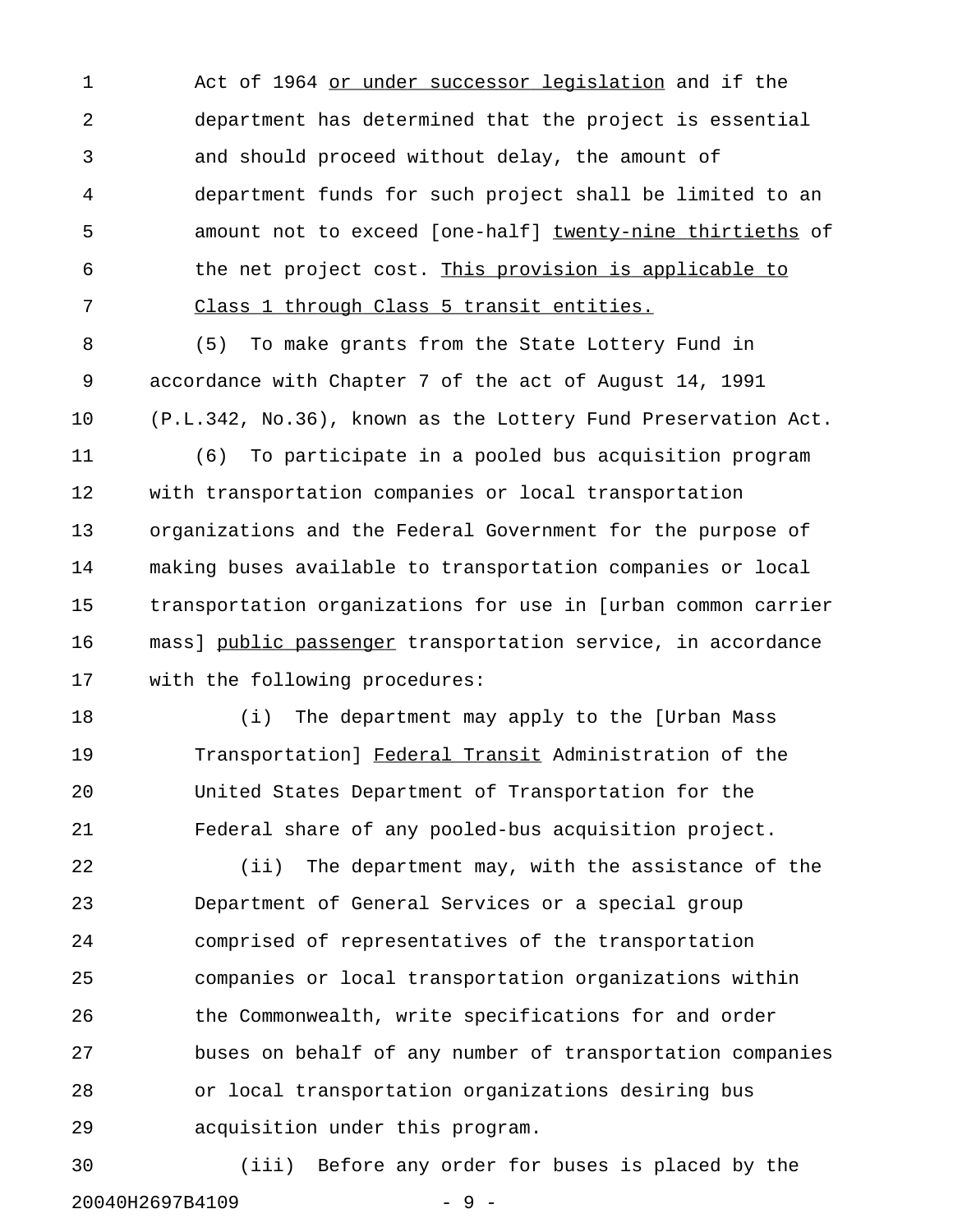Act of 1964 or under successor legislation and if the department has determined that the project is essential and should proceed without delay, the amount of department funds for such project shall be limited to an amount not to exceed [one-half] twenty-nine thirtieths of the net project cost. This provision is applicable to Class 1 through Class 5 transit entities.

(5) To make grants from the State Lottery Fund in accordance with Chapter 7 of the act of August 14, 1991 (P.L.342, No.36), known as the Lottery Fund Preservation Act.

(6) To participate in a pooled bus acquisition program with transportation companies or local transportation organizations and the Federal Government for the purpose of making buses available to transportation companies or local transportation organizations for use in [urban common carrier mass] public passenger transportation service, in accordance with the following procedures:

(i) The department may apply to the [Urban Mass Transportation] Federal Transit Administration of the United States Department of Transportation for the Federal share of any pooled-bus acquisition project.

(ii) The department may, with the assistance of the Department of General Services or a special group comprised of representatives of the transportation companies or local transportation organizations within the Commonwealth, write specifications for and order buses on behalf of any number of transportation companies or local transportation organizations desiring bus acquisition under this program.

(iii) Before any order for buses is placed by the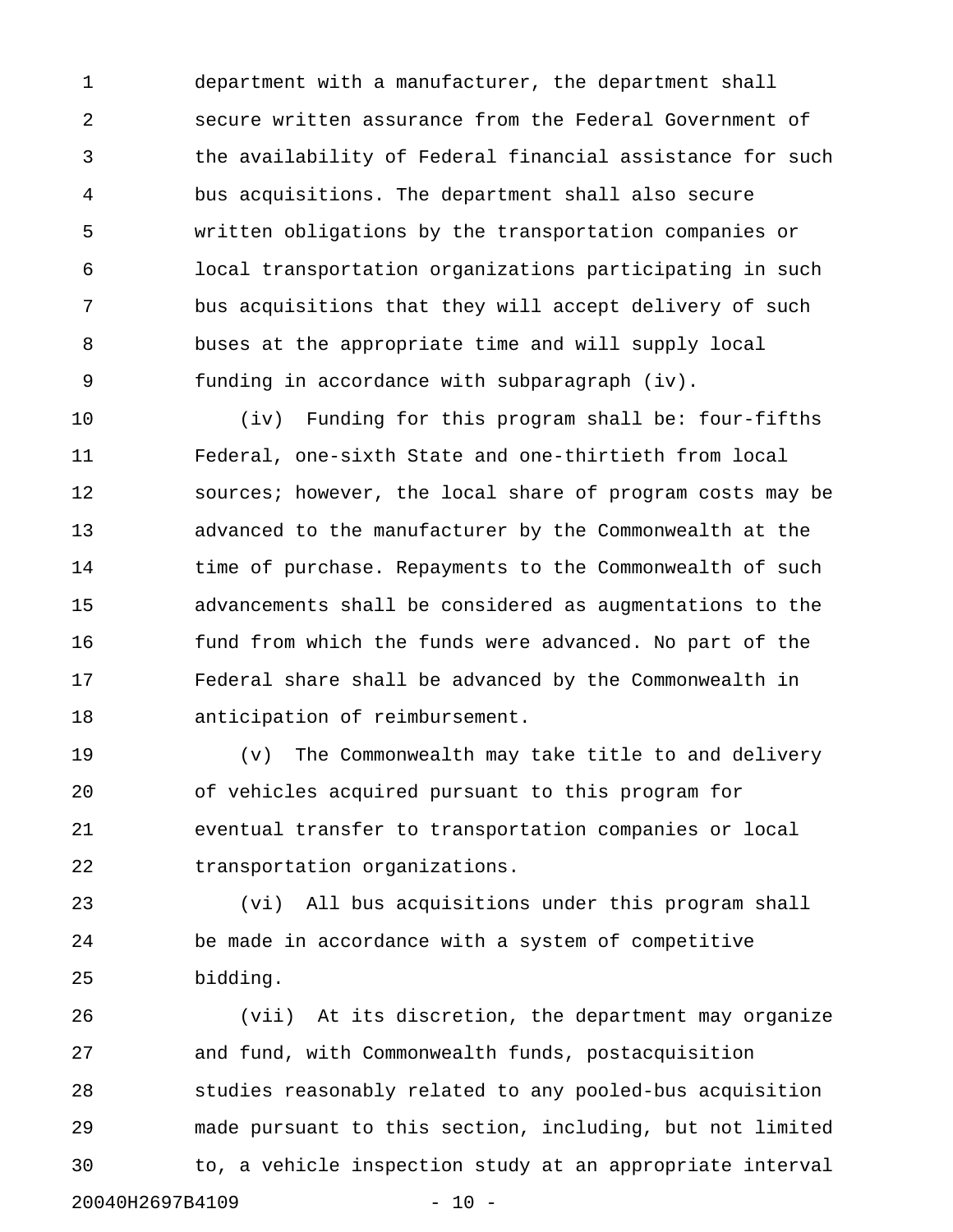department with a manufacturer, the department shall secure written assurance from the Federal Government of the availability of Federal financial assistance for such bus acquisitions. The department shall also secure written obligations by the transportation companies or local transportation organizations participating in such bus acquisitions that they will accept delivery of such buses at the appropriate time and will supply local funding in accordance with subparagraph (iv).

(iv) Funding for this program shall be: four-fifths Federal, one-sixth State and one-thirtieth from local sources; however, the local share of program costs may be advanced to the manufacturer by the Commonwealth at the time of purchase. Repayments to the Commonwealth of such advancements shall be considered as augmentations to the fund from which the funds were advanced. No part of the Federal share shall be advanced by the Commonwealth in anticipation of reimbursement.

(v) The Commonwealth may take title to and delivery of vehicles acquired pursuant to this program for eventual transfer to transportation companies or local transportation organizations.

(vi) All bus acquisitions under this program shall be made in accordance with a system of competitive bidding.

(vii) At its discretion, the department may organize and fund, with Commonwealth funds, postacquisition studies reasonably related to any pooled-bus acquisition made pursuant to this section, including, but not limited to, a vehicle inspection study at an appropriate interval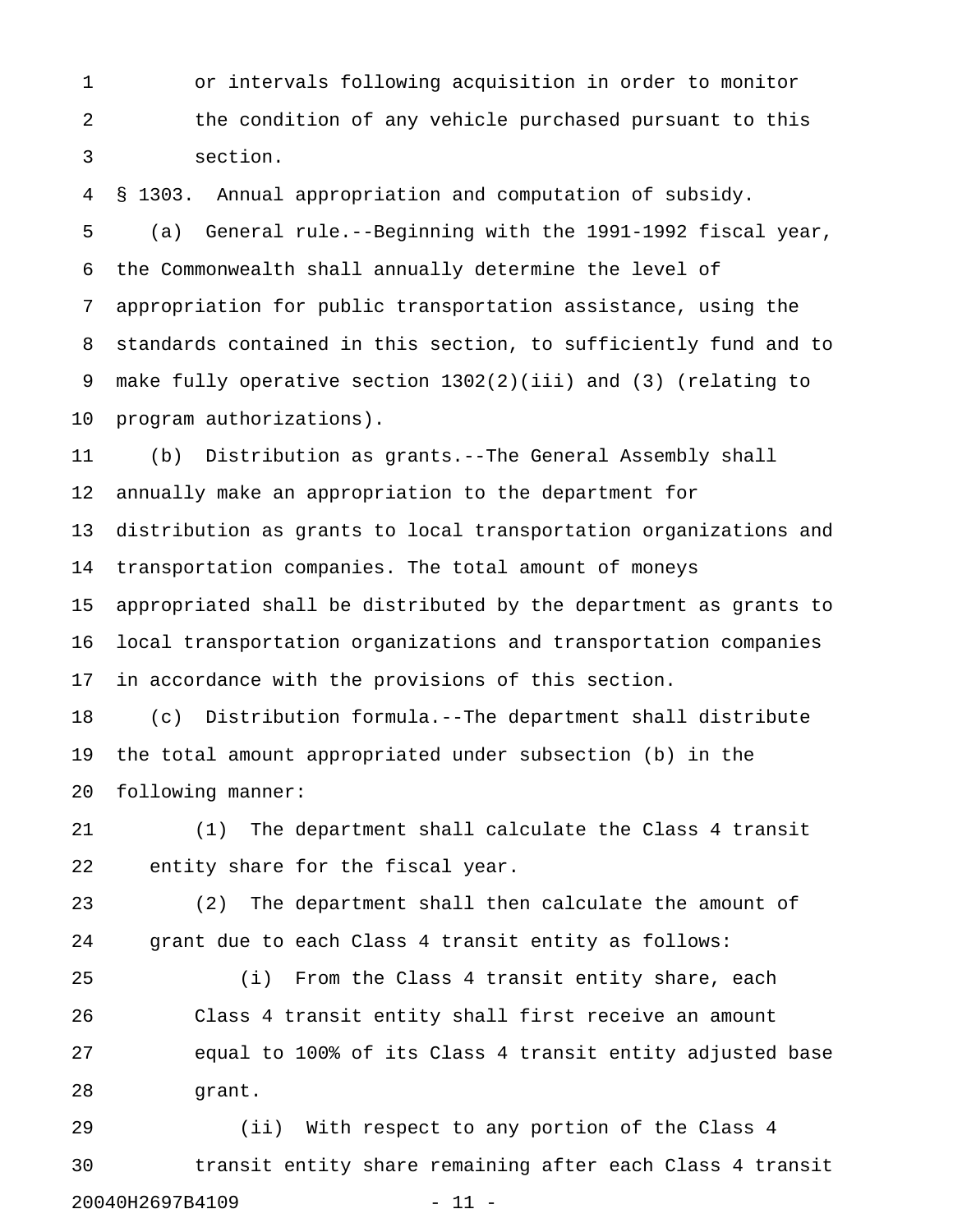or intervals following acquisition in order to monitor the condition of any vehicle purchased pursuant to this section.

§ 1303. Annual appropriation and computation of subsidy.

(a) General rule.--Beginning with the 1991-1992 fiscal year, the Commonwealth shall annually determine the level of appropriation for public transportation assistance, using the standards contained in this section, to sufficiently fund and to make fully operative section 1302(2)(iii) and (3) (relating to program authorizations).

(b) Distribution as grants.--The General Assembly shall annually make an appropriation to the department for distribution as grants to local transportation organizations and transportation companies. The total amount of moneys appropriated shall be distributed by the department as grants to local transportation organizations and transportation companies in accordance with the provisions of this section.

(c) Distribution formula.--The department shall distribute the total amount appropriated under subsection (b) in the following manner:

(1) The department shall calculate the Class 4 transit entity share for the fiscal year.

(2) The department shall then calculate the amount of grant due to each Class 4 transit entity as follows:

(i) From the Class 4 transit entity share, each Class 4 transit entity shall first receive an amount equal to 100% of its Class 4 transit entity adjusted base grant.

(ii) With respect to any portion of the Class 4 transit entity share remaining after each Class 4 transit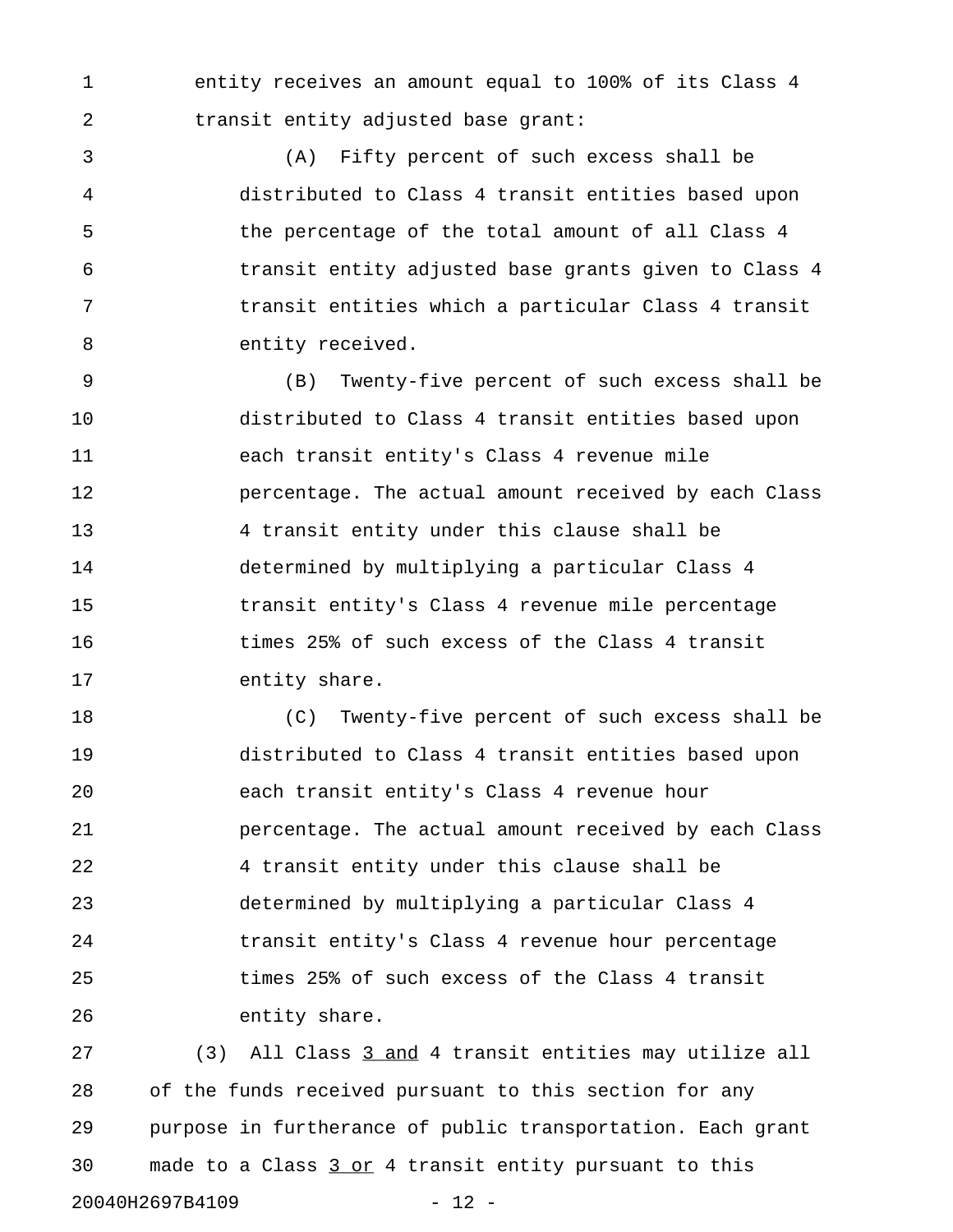entity receives an amount equal to 100% of its Class 4 transit entity adjusted base grant:

(A) Fifty percent of such excess shall be distributed to Class 4 transit entities based upon the percentage of the total amount of all Class 4 transit entity adjusted base grants given to Class 4 transit entities which a particular Class 4 transit entity received.

(B) Twenty-five percent of such excess shall be distributed to Class 4 transit entities based upon each transit entity's Class 4 revenue mile percentage. The actual amount received by each Class 4 transit entity under this clause shall be determined by multiplying a particular Class 4 transit entity's Class 4 revenue mile percentage times 25% of such excess of the Class 4 transit entity share.

(C) Twenty-five percent of such excess shall be distributed to Class 4 transit entities based upon each transit entity's Class 4 revenue hour percentage. The actual amount received by each Class 4 transit entity under this clause shall be determined by multiplying a particular Class 4 transit entity's Class 4 revenue hour percentage times 25% of such excess of the Class 4 transit entity share.

(3) All Class <u>3 and</u> 4 transit entities may utilize all of the funds received pursuant to this section for any purpose in furtherance of public transportation. Each grant made to a Class <u>3 or</u> 4 transit entity pursuant to this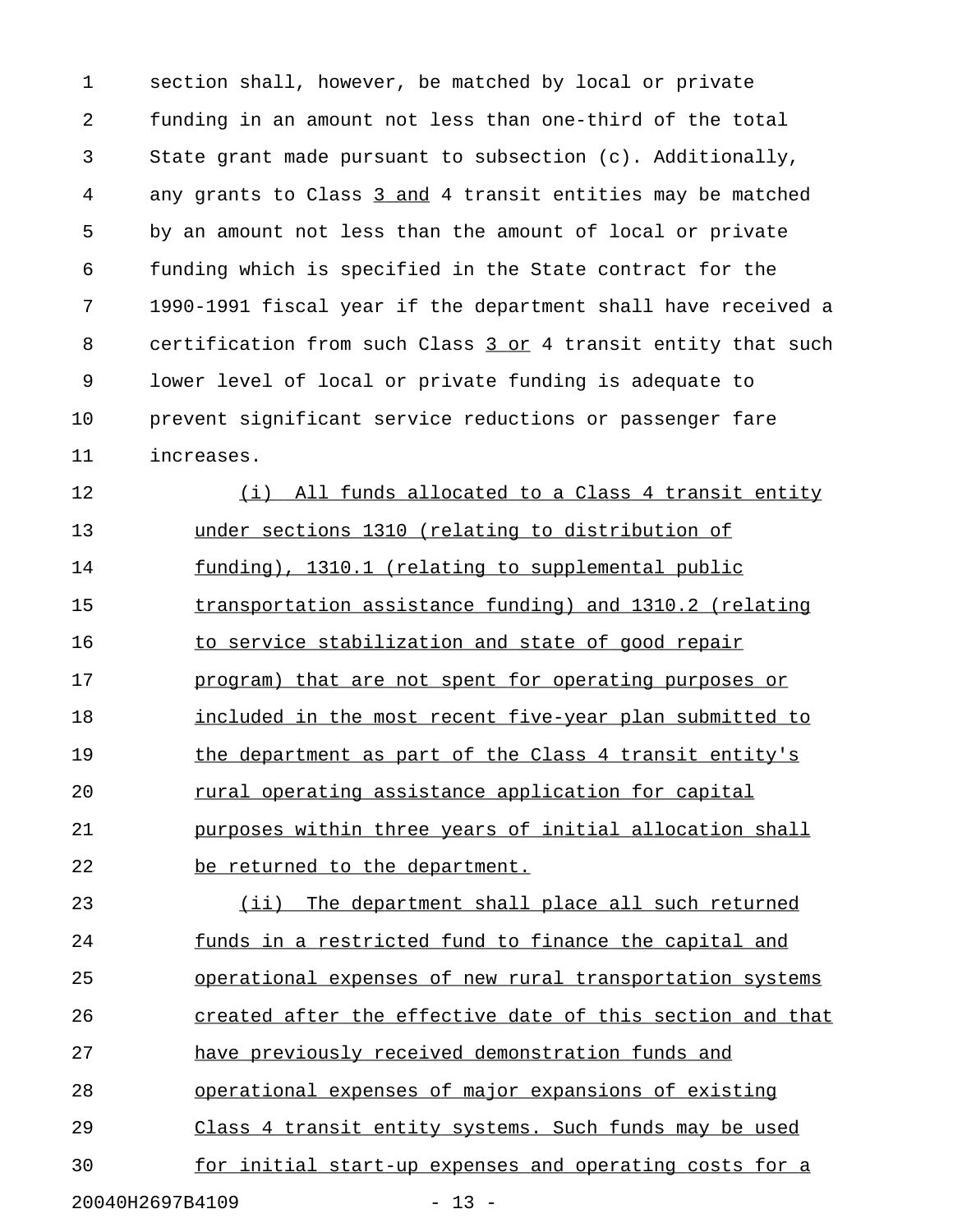section shall, however, be matched by local or private funding in an amount not less than one-third of the total State grant made pursuant to subsection (c). Additionally, any grants to Class 3 and 4 transit entities may be matched by an amount not less than the amount of local or private funding which is specified in the State contract for the 1990-1991 fiscal year if the department shall have received a certification from such Class 3 or 4 transit entity that such lower level of local or private funding is adequate to prevent significant service reductions or passenger fare increases.

(i) All funds allocated to a Class 4 transit entity under sections 1310 (relating to distribution of funding), 1310.1 (relating to supplemental public transportation assistance funding) and 1310.2 (relating to service stabilization and state of good repair program) that are not spent for operating purposes or included in the most recent five-year plan submitted to the department as part of the Class 4 transit entity's rural operating assistance application for capital purposes within three years of initial allocation shall be returned to the department.

(ii) The department shall place all such returned funds in a restricted fund to finance the capital and operational expenses of new rural transportation systems created after the effective date of this section and that have previously received demonstration funds and operational expenses of major expansions of existing Class 4 transit entity systems. Such funds may be used for initial start-up expenses and operating costs for a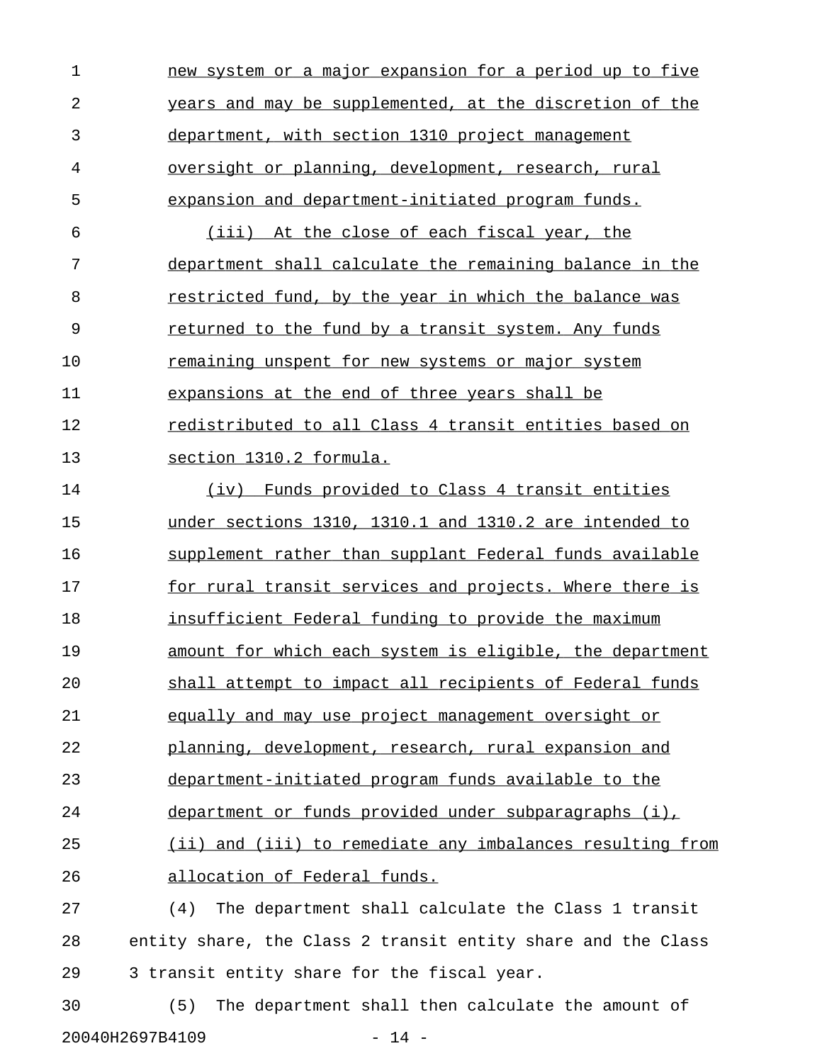new system or a major expansion for a period up to five years and may be supplemented, at the discretion of the department, with section 1310 project management oversight or planning, development, research, rural expansion and department-initiated program funds.

(iii) At the close of each fiscal year, the department shall calculate the remaining balance in the restricted fund, by the year in which the balance was returned to the fund by a transit system. Any funds remaining unspent for new systems or major system expansions at the end of three years shall be redistributed to all Class 4 transit entities based on section 1310.2 formula.

(iv) Funds provided to Class 4 transit entities under sections 1310, 1310.1 and 1310.2 are intended to supplement rather than supplant Federal funds available for rural transit services and projects. Where there is insufficient Federal funding to provide the maximum amount for which each system is eligible, the department shall attempt to impact all recipients of Federal funds equally and may use project management oversight or planning, development, research, rural expansion and department-initiated program funds available to the department or funds provided under subparagraphs (i), (ii) and (iii) to remediate any imbalances resulting from allocation of Federal funds.

(4) The department shall calculate the Class 1 transit entity share, the Class 2 transit entity share and the Class 3 transit entity share for the fiscal year.

(5) The department shall then calculate the amount of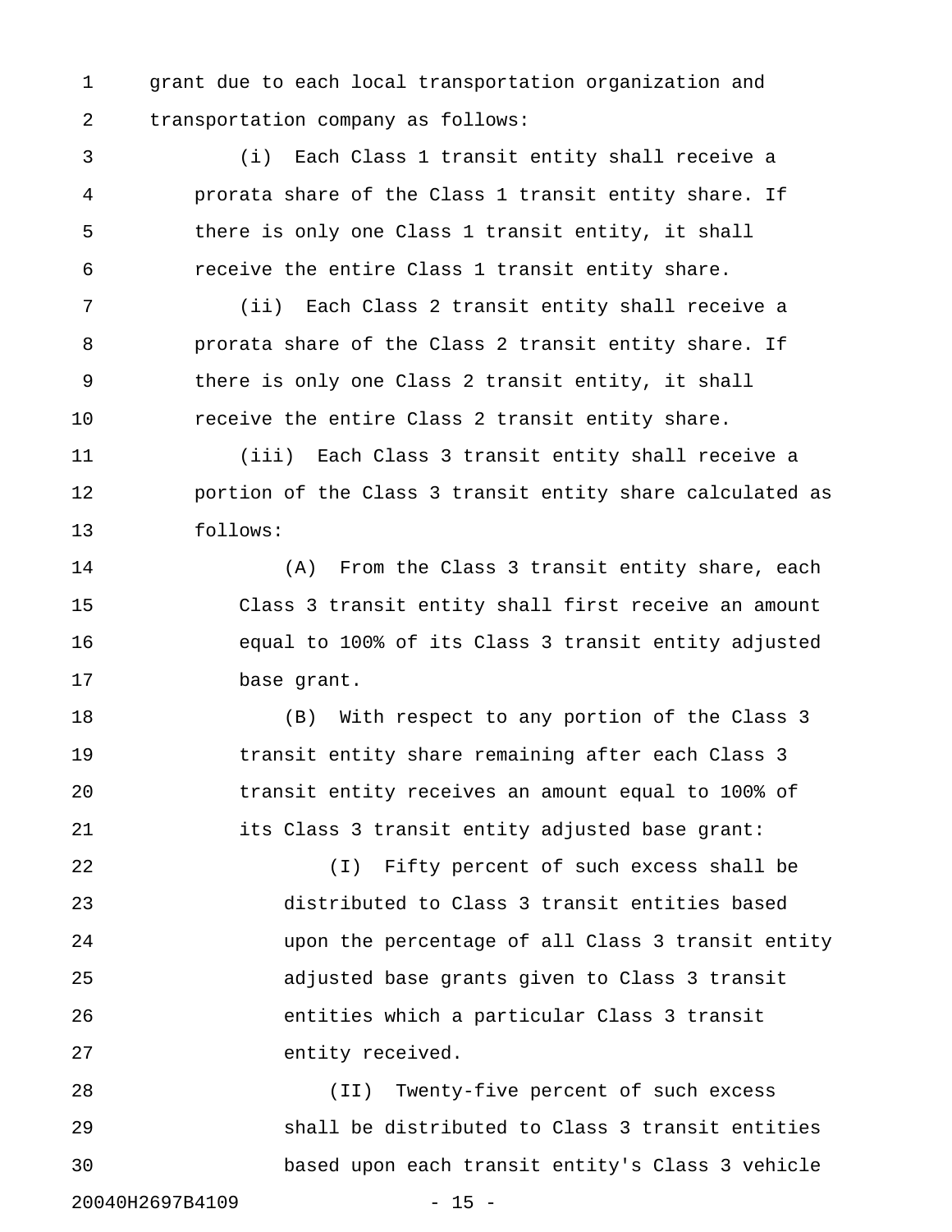grant due to each local transportation organization and transportation company as follows:

(i) Each Class 1 transit entity shall receive a prorata share of the Class 1 transit entity share. If there is only one Class 1 transit entity, it shall receive the entire Class 1 transit entity share.

(ii) Each Class 2 transit entity shall receive a prorata share of the Class 2 transit entity share. If there is only one Class 2 transit entity, it shall receive the entire Class 2 transit entity share.

(iii) Each Class 3 transit entity shall receive a portion of the Class 3 transit entity share calculated as follows:

(A) From the Class 3 transit entity share, each Class 3 transit entity shall first receive an amount equal to 100% of its Class 3 transit entity adjusted base grant.

(B) With respect to any portion of the Class 3 transit entity share remaining after each Class 3 transit entity receives an amount equal to 100% of its Class 3 transit entity adjusted base grant:

(I) Fifty percent of such excess shall be distributed to Class 3 transit entities based upon the percentage of all Class 3 transit entity adjusted base grants given to Class 3 transit entities which a particular Class 3 transit entity received.

(II) Twenty-five percent of such excess shall be distributed to Class 3 transit entities based upon each transit entity's Class 3 vehicle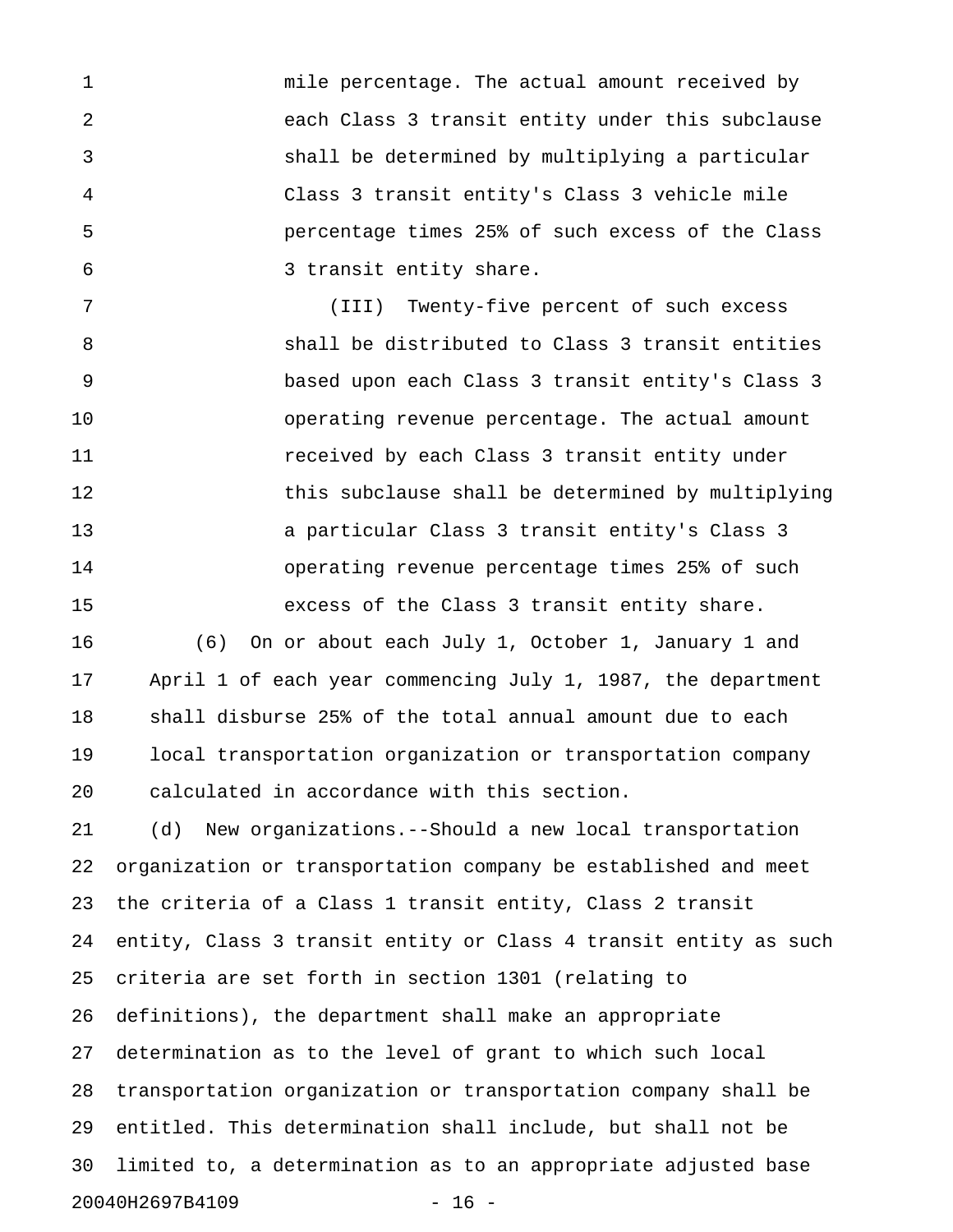mile percentage. The actual amount received by each Class 3 transit entity under this subclause shall be determined by multiplying a particular Class 3 transit entity's Class 3 vehicle mile percentage times 25% of such excess of the Class 3 transit entity share.

(III) Twenty-five percent of such excess shall be distributed to Class 3 transit entities based upon each Class 3 transit entity's Class 3 operating revenue percentage. The actual amount received by each Class 3 transit entity under this subclause shall be determined by multiplying a particular Class 3 transit entity's Class 3 operating revenue percentage times 25% of such excess of the Class 3 transit entity share.

(6) On or about each July 1, October 1, January 1 and April 1 of each year commencing July 1, 1987, the department shall disburse 25% of the total annual amount due to each local transportation organization or transportation company calculated in accordance with this section.

(d) New organizations.--Should a new local transportation organization or transportation company be established and meet the criteria of a Class 1 transit entity, Class 2 transit entity, Class 3 transit entity or Class 4 transit entity as such criteria are set forth in section 1301 (relating to definitions), the department shall make an appropriate determination as to the level of grant to which such local transportation organization or transportation company shall be entitled. This determination shall include, but shall not be limited to, a determination as to an appropriate adjusted base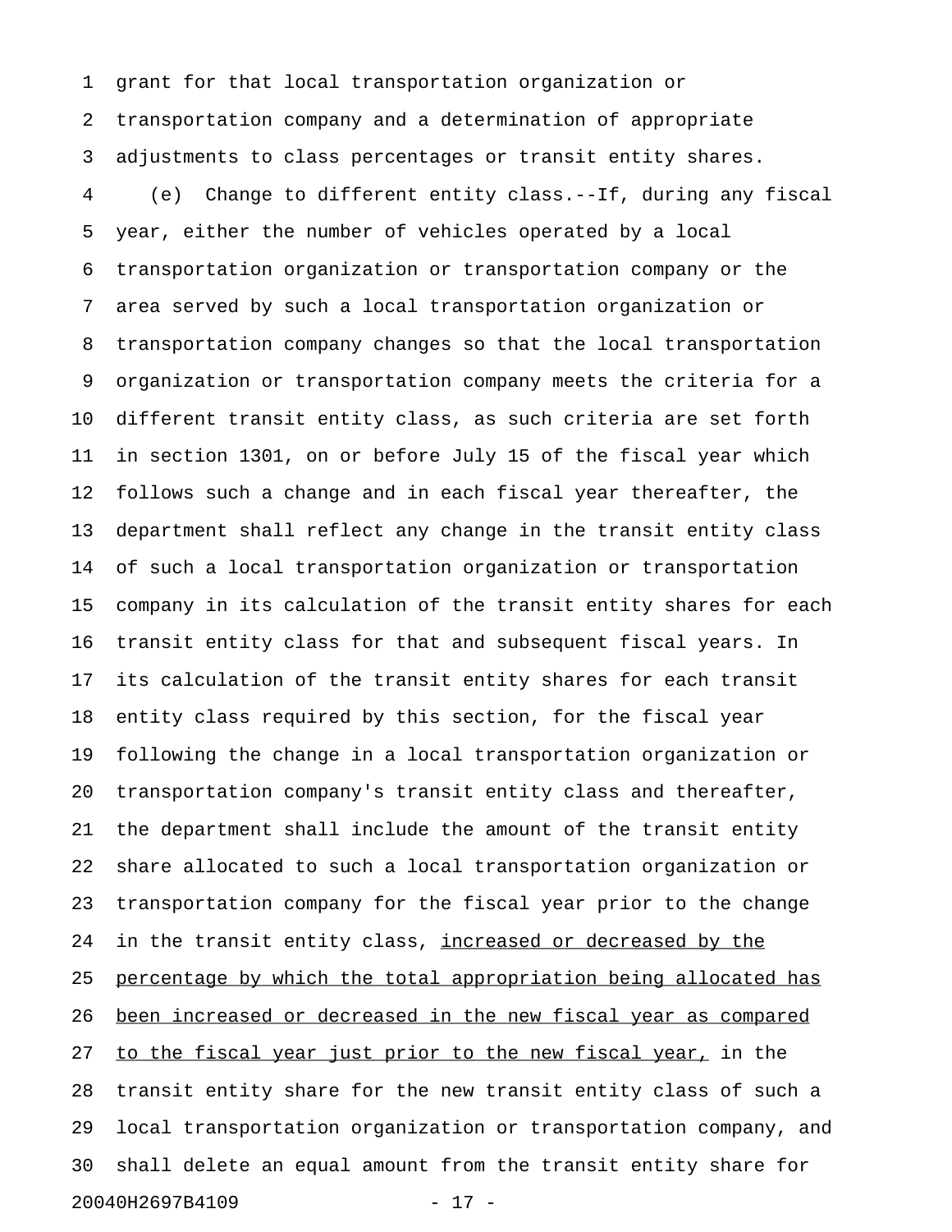grant for that local transportation organization or transportation company and a determination of appropriate adjustments to class percentages or transit entity shares.

(e) Change to different entity class.--If, during any fiscal year, either the number of vehicles operated by a local transportation organization or transportation company or the area served by such a local transportation organization or transportation company changes so that the local transportation organization or transportation company meets the criteria for a different transit entity class, as such criteria are set forth in section 1301, on or before July 15 of the fiscal year which follows such a change and in each fiscal year thereafter, the department shall reflect any change in the transit entity class of such a local transportation organization or transportation company in its calculation of the transit entity shares for each transit entity class for that and subsequent fiscal years. In its calculation of the transit entity shares for each transit entity class required by this section, for the fiscal year following the change in a local transportation organization or transportation company's transit entity class and thereafter, the department shall include the amount of the transit entity share allocated to such a local transportation organization or transportation company for the fiscal year prior to the change in the transit entity class, <u>increased or decreased by the percentage by which the total appropriation being allocated has been increased or decreased in the new fiscal year as compared to the fiscal year just prior to the new fiscal year,</u> in the transit entity share for the new transit entity class of such a local transportation organization or transportation company, and shall delete an equal amount from the transit entity share for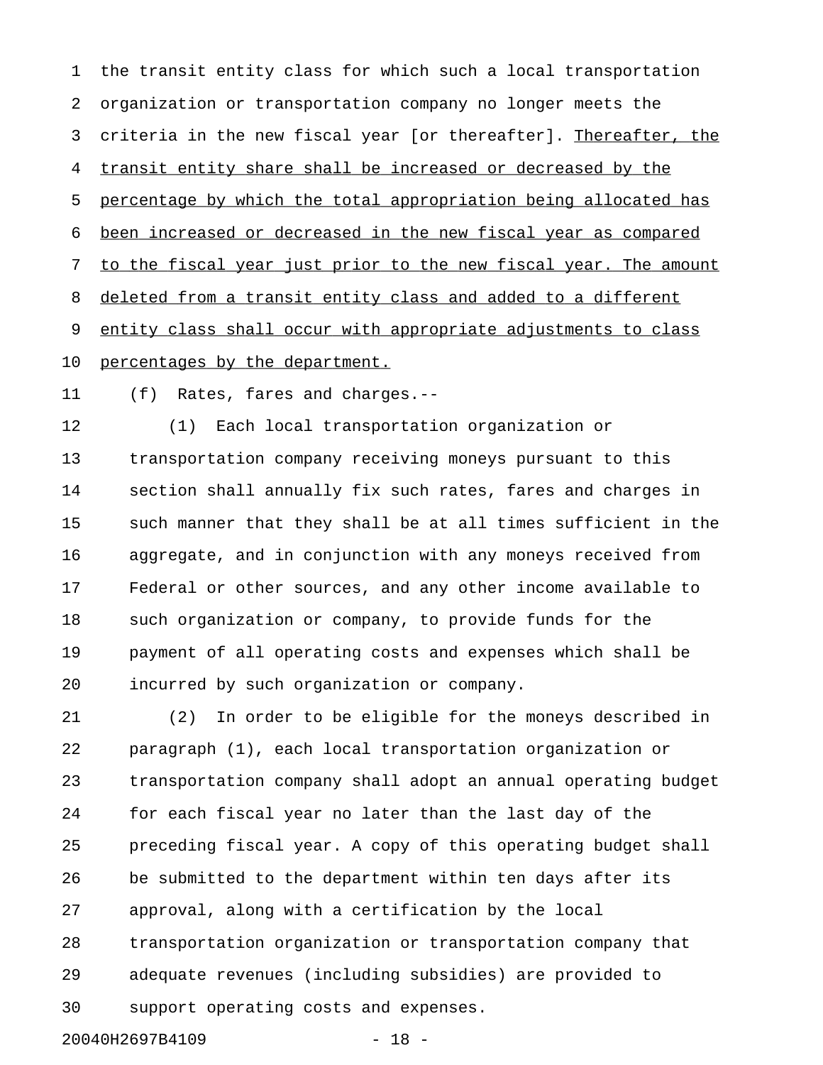the transit entity class for which such a local transportation organization or transportation company no longer meets the criteria in the new fiscal year [or thereafter]. <u>Thereafter, the transit entity share shall be increased or decreased by the percentage by which the total appropriation being allocated has been increased or decreased in the new fiscal year as compared to the fiscal year just prior to the new fiscal year. The amount deleted from a transit entity class and added to a different entity class shall occur with appropriate adjustments to class percentages by the department.</u>

(f) Rates, fares and charges.--

(1) Each local transportation organization or transportation company receiving moneys pursuant to this section shall annually fix such rates, fares and charges in such manner that they shall be at all times sufficient in the aggregate, and in conjunction with any moneys received from Federal or other sources, and any other income available to such organization or company, to provide funds for the payment of all operating costs and expenses which shall be incurred by such organization or company.

(2) In order to be eligible for the moneys described in paragraph (1), each local transportation organization or transportation company shall adopt an annual operating budget for each fiscal year no later than the last day of the preceding fiscal year. A copy of this operating budget shall be submitted to the department within ten days after its approval, along with a certification by the local transportation organization or transportation company that adequate revenues (including subsidies) are provided to support operating costs and expenses.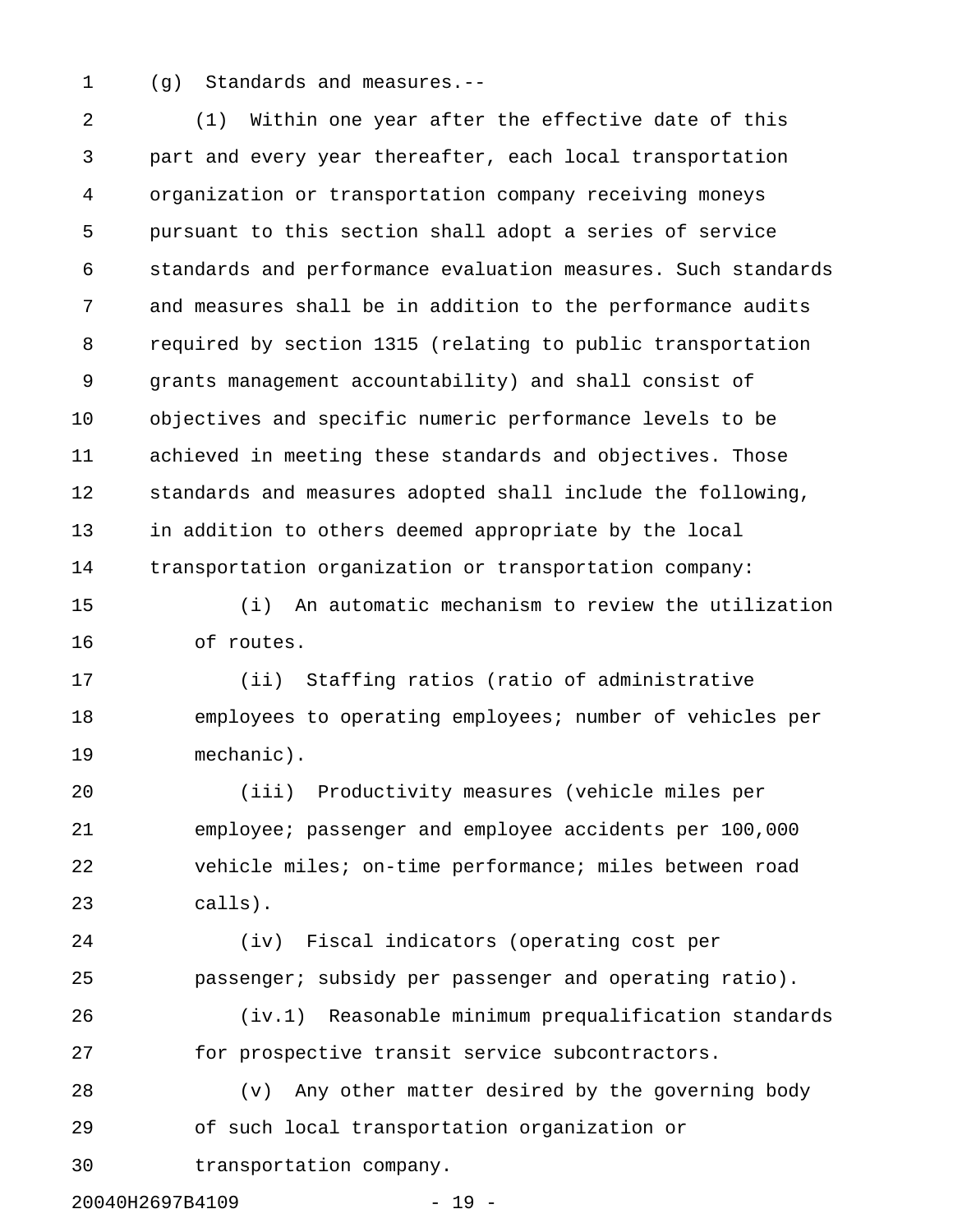(g) Standards and measures.--

(1) Within one year after the effective date of this part and every year thereafter, each local transportation organization or transportation company receiving moneys pursuant to this section shall adopt a series of service standards and performance evaluation measures. Such standards and measures shall be in addition to the performance audits required by section 1315 (relating to public transportation grants management accountability) and shall consist of objectives and specific numeric performance levels to be achieved in meeting these standards and objectives. Those standards and measures adopted shall include the following, in addition to others deemed appropriate by the local transportation organization or transportation company:

(i) An automatic mechanism to review the utilization of routes.

(ii) Staffing ratios (ratio of administrative employees to operating employees; number of vehicles per mechanic).

(iii) Productivity measures (vehicle miles per employee; passenger and employee accidents per 100,000 vehicle miles; on-time performance; miles between road calls).

(iv) Fiscal indicators (operating cost per passenger; subsidy per passenger and operating ratio).

(iv.1) Reasonable minimum prequalification standards for prospective transit service subcontractors.

(v) Any other matter desired by the governing body of such local transportation organization or transportation company.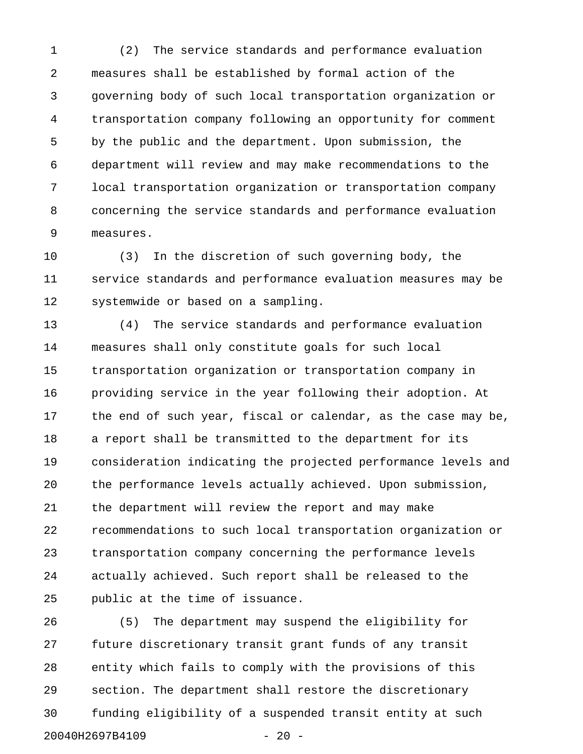(2) The service standards and performance evaluation measures shall be established by formal action of the governing body of such local transportation organization or transportation company following an opportunity for comment by the public and the department. Upon submission, the department will review and may make recommendations to the local transportation organization or transportation company concerning the service standards and performance evaluation measures.

(3) In the discretion of such governing body, the service standards and performance evaluation measures may be systemwide or based on a sampling.

(4) The service standards and performance evaluation measures shall only constitute goals for such local transportation organization or transportation company in providing service in the year following their adoption. At the end of such year, fiscal or calendar, as the case may be, a report shall be transmitted to the department for its consideration indicating the projected performance levels and the performance levels actually achieved. Upon submission, the department will review the report and may make recommendations to such local transportation organization or transportation company concerning the performance levels actually achieved. Such report shall be released to the public at the time of issuance.

(5) The department may suspend the eligibility for future discretionary transit grant funds of any transit entity which fails to comply with the provisions of this section. The department shall restore the discretionary funding eligibility of a suspended transit entity at such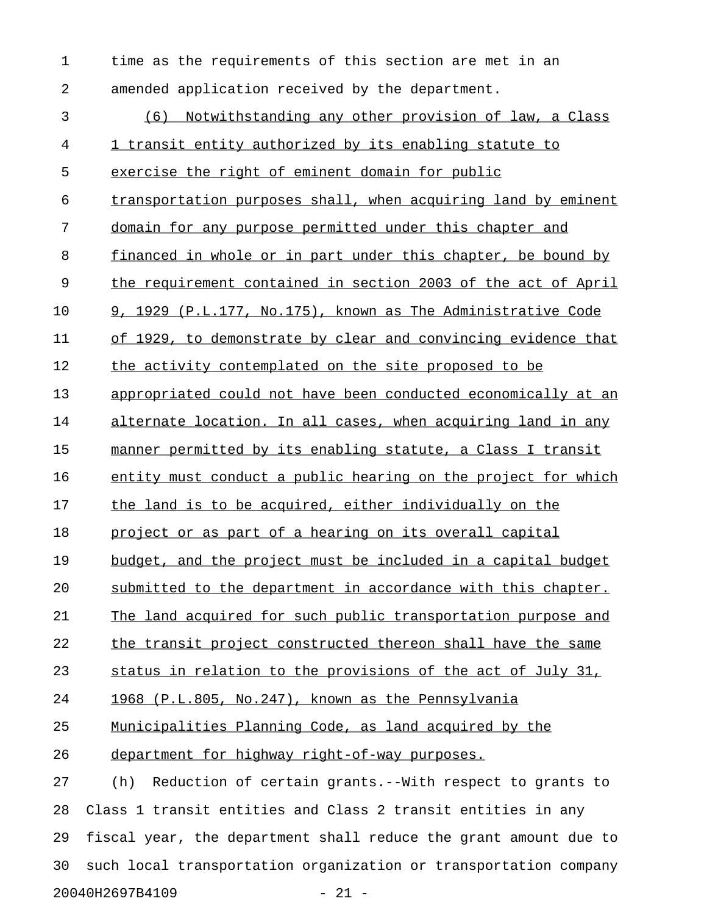time as the requirements of this section are met in an amended application received by the department.

(6) Notwithstanding any other provision of law, a Class 1 transit entity authorized by its enabling statute to exercise the right of eminent domain for public transportation purposes shall, when acquiring land by eminent domain for any purpose permitted under this chapter and financed in whole or in part under this chapter, be bound by the requirement contained in section 2003 of the act of April 9, 1929 (P.L.177, No.175), known as The Administrative Code of 1929, to demonstrate by clear and convincing evidence that the activity contemplated on the site proposed to be appropriated could not have been conducted economically at an alternate location. In all cases, when acquiring land in any manner permitted by its enabling statute, a Class I transit entity must conduct a public hearing on the project for which the land is to be acquired, either individually on the project or as part of a hearing on its overall capital budget, and the project must be included in a capital budget submitted to the department in accordance with this chapter. The land acquired for such public transportation purpose and the transit project constructed thereon shall have the same status in relation to the provisions of the act of July 31, 1968 (P.L.805, No.247), known as the Pennsylvania Municipalities Planning Code, as land acquired by the department for highway right-of-way purposes.

(h) Reduction of certain grants.--With respect to grants to Class 1 transit entities and Class 2 transit entities in any fiscal year, the department shall reduce the grant amount due to such local transportation organization or transportation company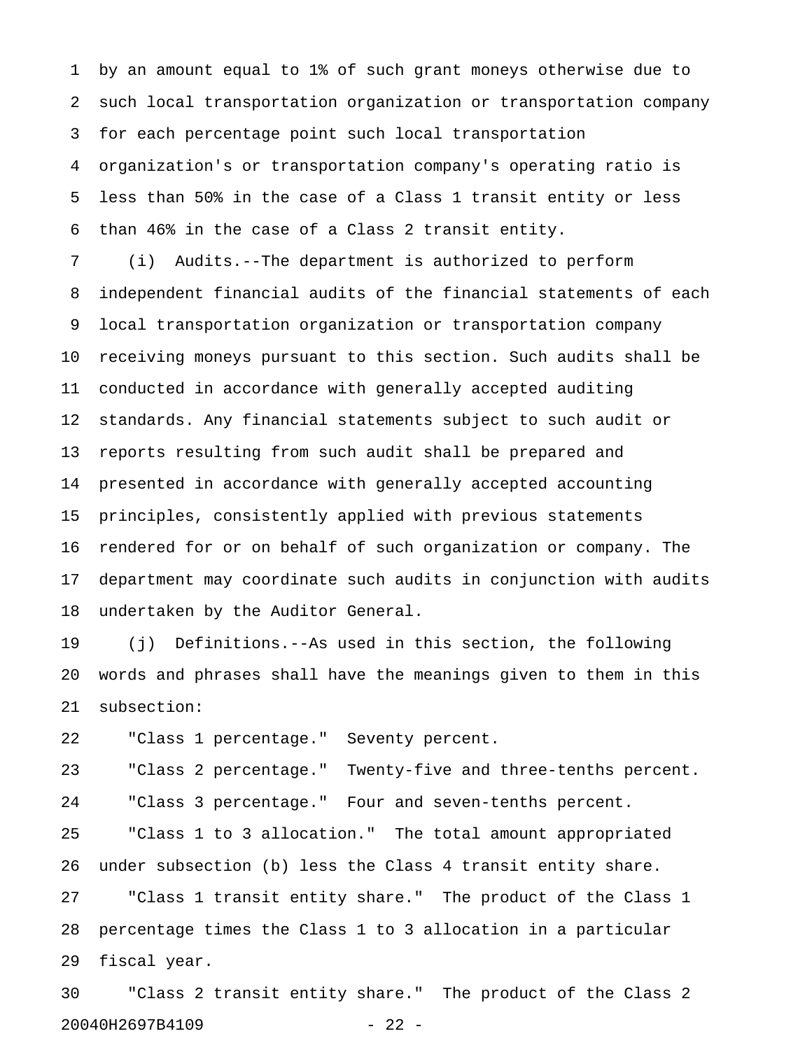by an amount equal to 1% of such grant moneys otherwise due to such local transportation organization or transportation company for each percentage point such local transportation organization's or transportation company's operating ratio is less than 50% in the case of a Class 1 transit entity or less than 46% in the case of a Class 2 transit entity.

(i) Audits.--The department is authorized to perform independent financial audits of the financial statements of each local transportation organization or transportation company receiving moneys pursuant to this section. Such audits shall be conducted in accordance with generally accepted auditing standards. Any financial statements subject to such audit or reports resulting from such audit shall be prepared and presented in accordance with generally accepted accounting principles, consistently applied with previous statements rendered for or on behalf of such organization or company. The department may coordinate such audits in conjunction with audits undertaken by the Auditor General.

(j) Definitions.--As used in this section, the following words and phrases shall have the meanings given to them in this subsection:

"Class 1 percentage." Seventy percent.

"Class 2 percentage." Twenty-five and three-tenths percent.

"Class 3 percentage." Four and seven-tenths percent.

"Class 1 to 3 allocation." The total amount appropriated under subsection (b) less the Class 4 transit entity share.

"Class 1 transit entity share." The product of the Class 1 percentage times the Class 1 to 3 allocation in a particular fiscal year.

"Class 2 transit entity share." The product of the Class 2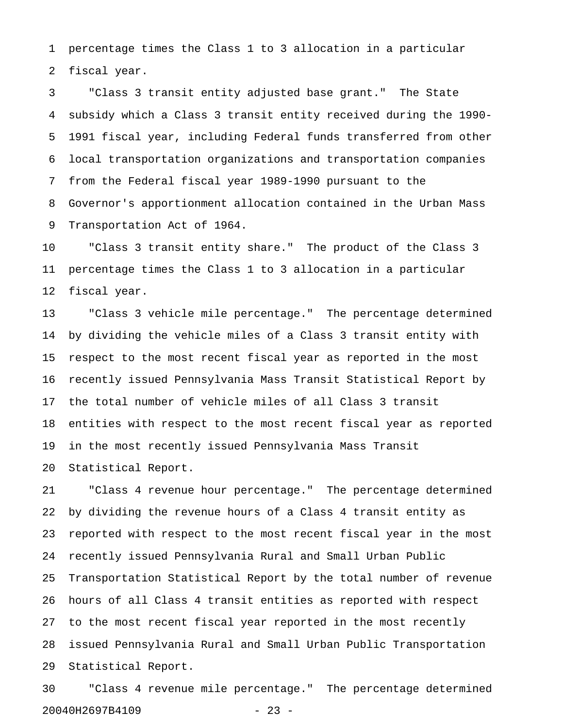percentage times the Class 1 to 3 allocation in a particular fiscal year.

"Class 3 transit entity adjusted base grant." The State subsidy which a Class 3 transit entity received during the 1990-1991 fiscal year, including Federal funds transferred from other local transportation organizations and transportation companies from the Federal fiscal year 1989-1990 pursuant to the Governor's apportionment allocation contained in the Urban Mass Transportation Act of 1964.

"Class 3 transit entity share." The product of the Class 3 percentage times the Class 1 to 3 allocation in a particular fiscal year.

"Class 3 vehicle mile percentage." The percentage determined by dividing the vehicle miles of a Class 3 transit entity with respect to the most recent fiscal year as reported in the most recently issued Pennsylvania Mass Transit Statistical Report by the total number of vehicle miles of all Class 3 transit entities with respect to the most recent fiscal year as reported in the most recently issued Pennsylvania Mass Transit Statistical Report.

"Class 4 revenue hour percentage." The percentage determined by dividing the revenue hours of a Class 4 transit entity as reported with respect to the most recent fiscal year in the most recently issued Pennsylvania Rural and Small Urban Public Transportation Statistical Report by the total number of revenue hours of all Class 4 transit entities as reported with respect to the most recent fiscal year reported in the most recently issued Pennsylvania Rural and Small Urban Public Transportation Statistical Report.

"Class 4 revenue mile percentage." The percentage determined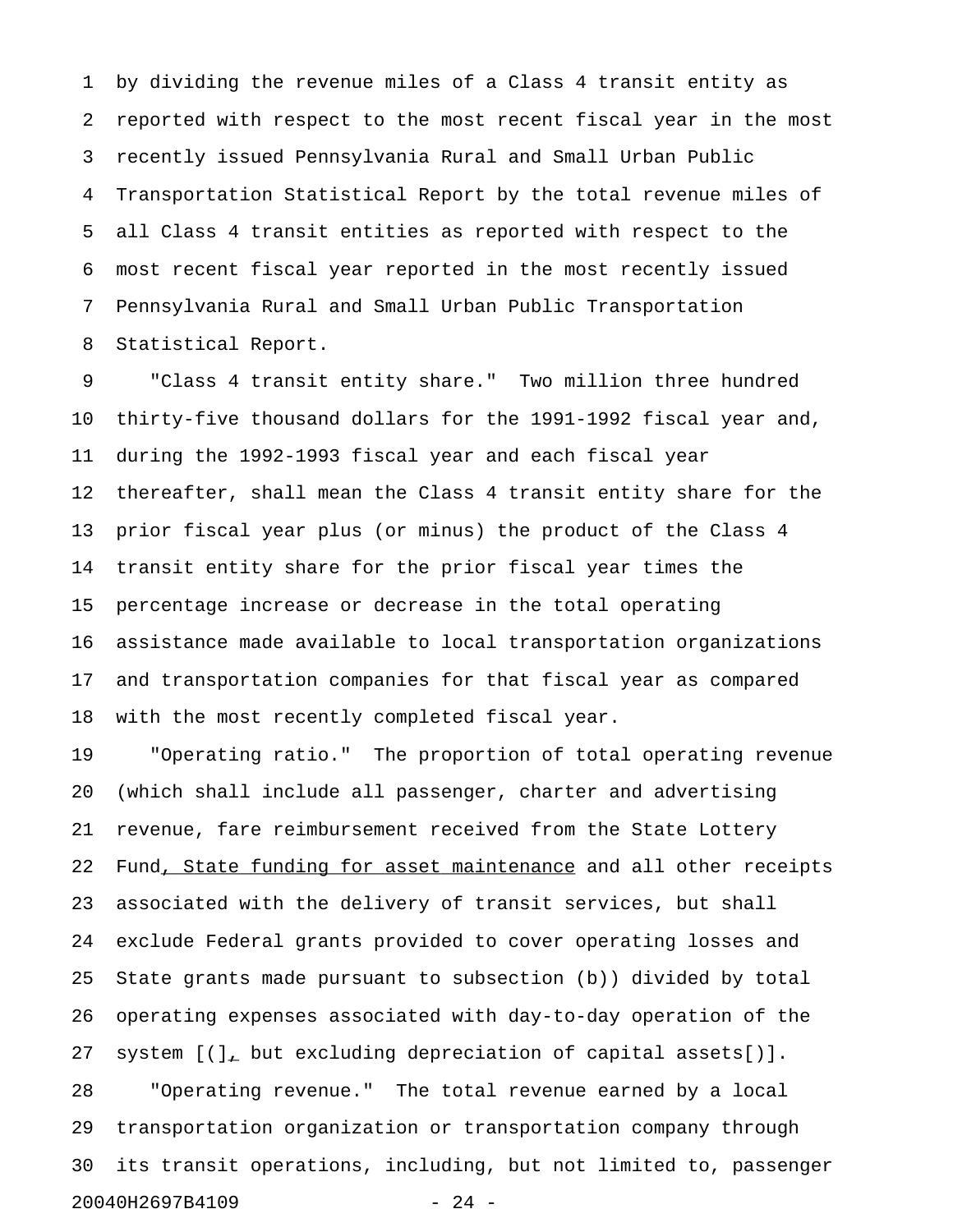by dividing the revenue miles of a Class 4 transit entity as reported with respect to the most recent fiscal year in the most recently issued Pennsylvania Rural and Small Urban Public Transportation Statistical Report by the total revenue miles of all Class 4 transit entities as reported with respect to the most recent fiscal year reported in the most recently issued Pennsylvania Rural and Small Urban Public Transportation Statistical Report.

"Class 4 transit entity share." Two million three hundred thirty-five thousand dollars for the 1991-1992 fiscal year and, during the 1992-1993 fiscal year and each fiscal year thereafter, shall mean the Class 4 transit entity share for the prior fiscal year plus (or minus) the product of the Class 4 transit entity share for the prior fiscal year times the percentage increase or decrease in the total operating assistance made available to local transportation organizations and transportation companies for that fiscal year as compared with the most recently completed fiscal year.

"Operating ratio." The proportion of total operating revenue (which shall include all passenger, charter and advertising revenue, fare reimbursement received from the State Lottery Fund<u>, State funding for asset maintenance</u> and all other receipts associated with the delivery of transit services, but shall exclude Federal grants provided to cover operating losses and State grants made pursuant to subsection (b)) divided by total operating expenses associated with day-to-day operation of the system [(]<u>,</u> but excluding depreciation of capital assets[)].

"Operating revenue." The total revenue earned by a local transportation organization or transportation company through its transit operations, including, but not limited to, passenger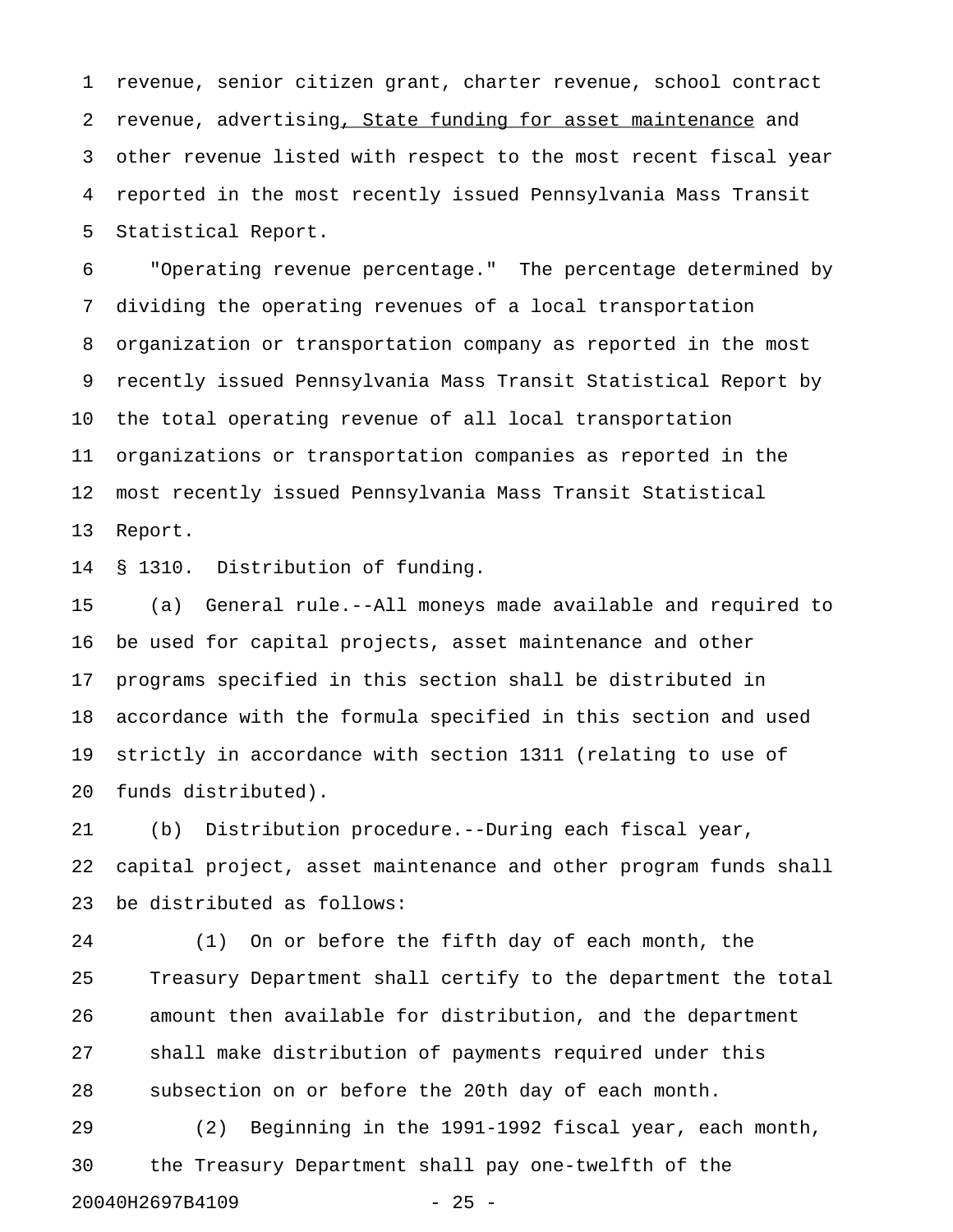revenue, senior citizen grant, charter revenue, school contract revenue, advertising<u>, State funding for asset maintenance</u> and other revenue listed with respect to the most recent fiscal year reported in the most recently issued Pennsylvania Mass Transit Statistical Report.

"Operating revenue percentage." The percentage determined by dividing the operating revenues of a local transportation organization or transportation company as reported in the most recently issued Pennsylvania Mass Transit Statistical Report by the total operating revenue of all local transportation organizations or transportation companies as reported in the most recently issued Pennsylvania Mass Transit Statistical Report.

§ 1310. Distribution of funding.

(a) General rule.--All moneys made available and required to be used for capital projects, asset maintenance and other programs specified in this section shall be distributed in accordance with the formula specified in this section and used strictly in accordance with section 1311 (relating to use of funds distributed).

(b) Distribution procedure.--During each fiscal year, capital project, asset maintenance and other program funds shall be distributed as follows:

(1) On or before the fifth day of each month, the Treasury Department shall certify to the department the total amount then available for distribution, and the department shall make distribution of payments required under this subsection on or before the 20th day of each month.

(2) Beginning in the 1991-1992 fiscal year, each month, the Treasury Department shall pay one-twelfth of the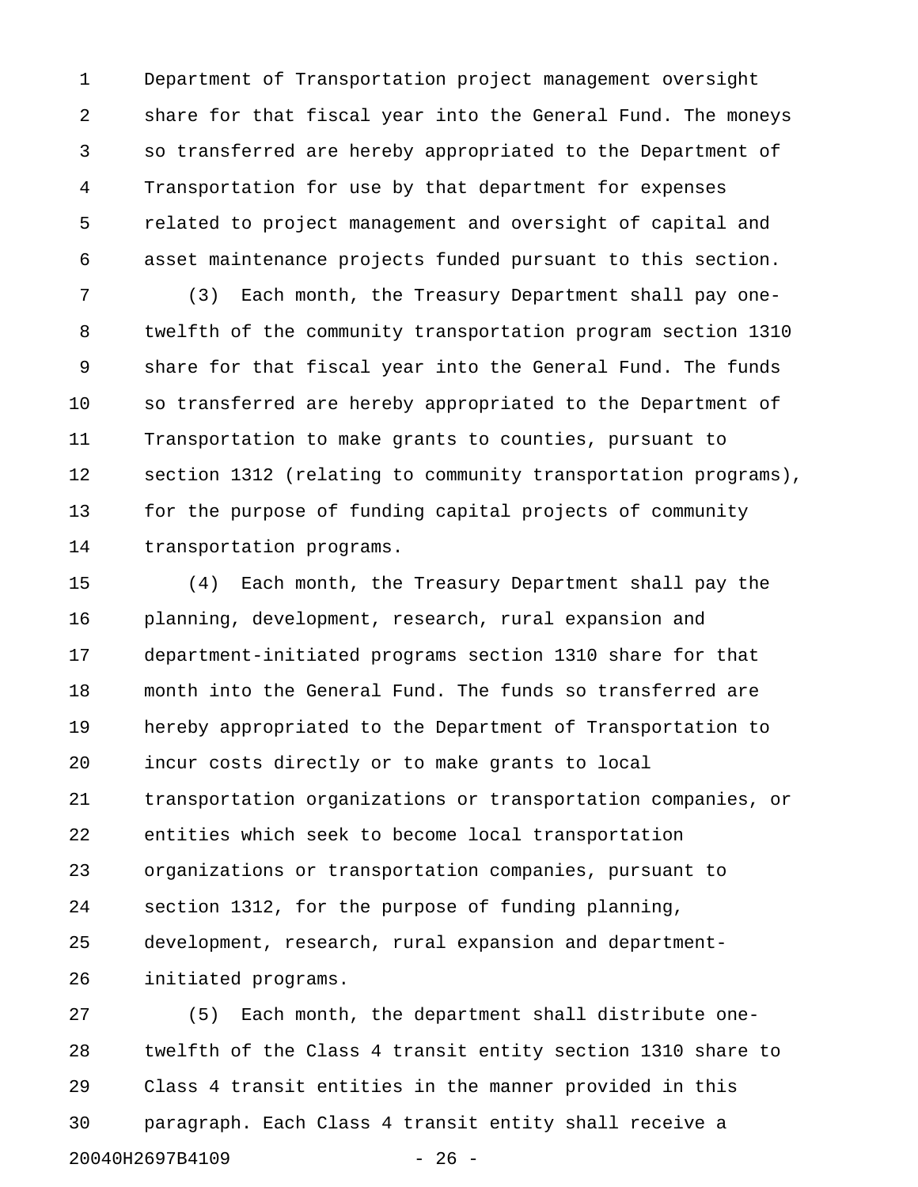Department of Transportation project management oversight share for that fiscal year into the General Fund. The moneys so transferred are hereby appropriated to the Department of Transportation for use by that department for expenses related to project management and oversight of capital and asset maintenance projects funded pursuant to this section.

(3) Each month, the Treasury Department shall pay one-twelfth of the community transportation program section 1310 share for that fiscal year into the General Fund. The funds so transferred are hereby appropriated to the Department of Transportation to make grants to counties, pursuant to section 1312 (relating to community transportation programs), for the purpose of funding capital projects of community transportation programs.

(4) Each month, the Treasury Department shall pay the planning, development, research, rural expansion and department-initiated programs section 1310 share for that month into the General Fund. The funds so transferred are hereby appropriated to the Department of Transportation to incur costs directly or to make grants to local transportation organizations or transportation companies, or entities which seek to become local transportation organizations or transportation companies, pursuant to section 1312, for the purpose of funding planning, development, research, rural expansion and department-initiated programs.

(5) Each month, the department shall distribute one-twelfth of the Class 4 transit entity section 1310 share to Class 4 transit entities in the manner provided in this paragraph. Each Class 4 transit entity shall receive a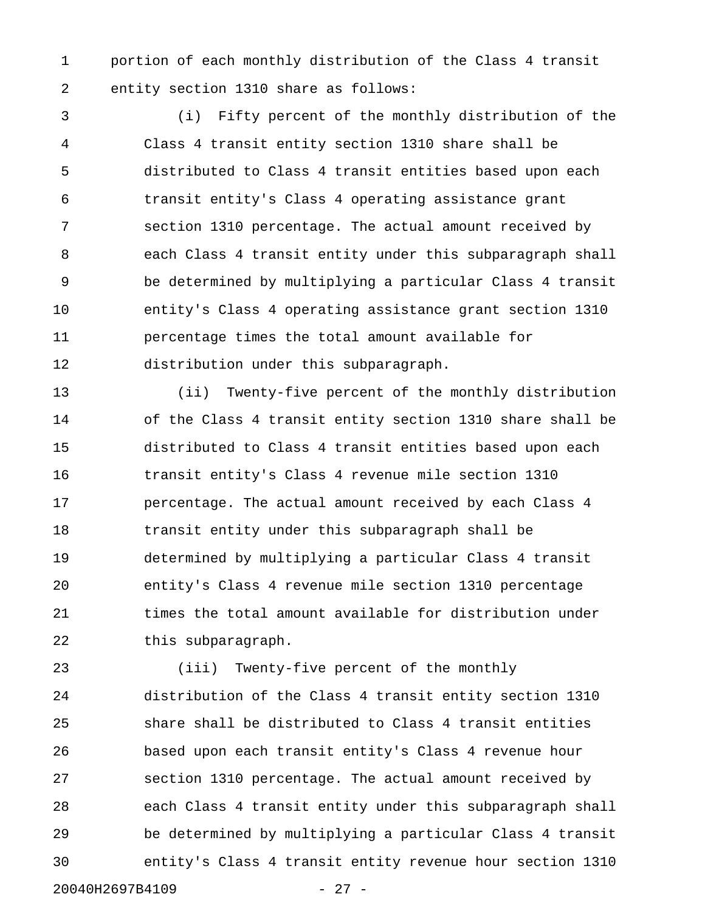portion of each monthly distribution of the Class 4 transit entity section 1310 share as follows:

(i) Fifty percent of the monthly distribution of the Class 4 transit entity section 1310 share shall be distributed to Class 4 transit entities based upon each transit entity's Class 4 operating assistance grant section 1310 percentage. The actual amount received by each Class 4 transit entity under this subparagraph shall be determined by multiplying a particular Class 4 transit entity's Class 4 operating assistance grant section 1310 percentage times the total amount available for distribution under this subparagraph.

(ii) Twenty-five percent of the monthly distribution of the Class 4 transit entity section 1310 share shall be distributed to Class 4 transit entities based upon each transit entity's Class 4 revenue mile section 1310 percentage. The actual amount received by each Class 4 transit entity under this subparagraph shall be determined by multiplying a particular Class 4 transit entity's Class 4 revenue mile section 1310 percentage times the total amount available for distribution under this subparagraph.

(iii) Twenty-five percent of the monthly distribution of the Class 4 transit entity section 1310 share shall be distributed to Class 4 transit entities based upon each transit entity's Class 4 revenue hour section 1310 percentage. The actual amount received by each Class 4 transit entity under this subparagraph shall be determined by multiplying a particular Class 4 transit entity's Class 4 transit entity revenue hour section 1310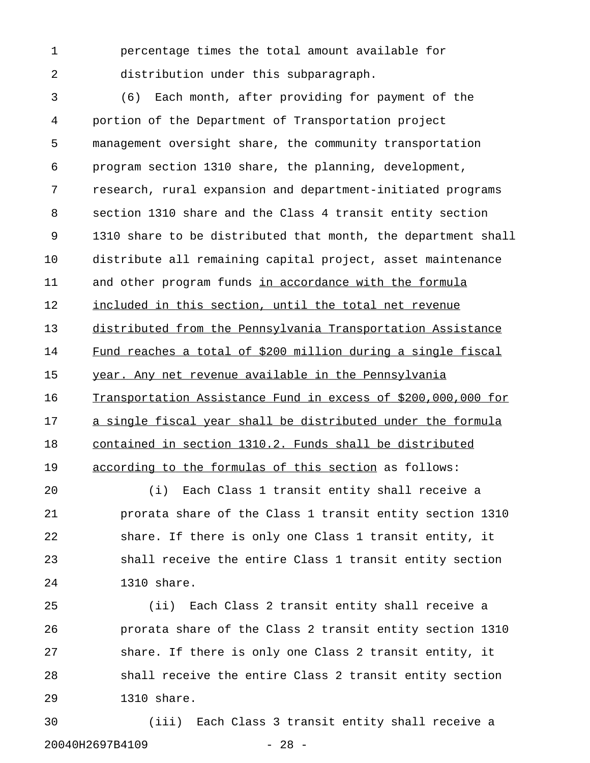percentage times the total amount available for distribution under this subparagraph.

(6) Each month, after providing for payment of the portion of the Department of Transportation project management oversight share, the community transportation program section 1310 share, the planning, development, research, rural expansion and department-initiated programs section 1310 share and the Class 4 transit entity section 1310 share to be distributed that month, the department shall distribute all remaining capital project, asset maintenance and other program funds <u>in accordance with the formula included in this section, until the total net revenue distributed from the Pennsylvania Transportation Assistance Fund reaches a total of $200 million during a single fiscal year. Any net revenue available in the Pennsylvania Transportation Assistance Fund in excess of $200,000,000 for a single fiscal year shall be distributed under the formula contained in section 1310.2. Funds shall be distributed according to the formulas of this section</u> as follows:

(i) Each Class 1 transit entity shall receive a prorata share of the Class 1 transit entity section 1310 share. If there is only one Class 1 transit entity, it shall receive the entire Class 1 transit entity section 1310 share.

(ii) Each Class 2 transit entity shall receive a prorata share of the Class 2 transit entity section 1310 share. If there is only one Class 2 transit entity, it shall receive the entire Class 2 transit entity section 1310 share.

(iii) Each Class 3 transit entity shall receive a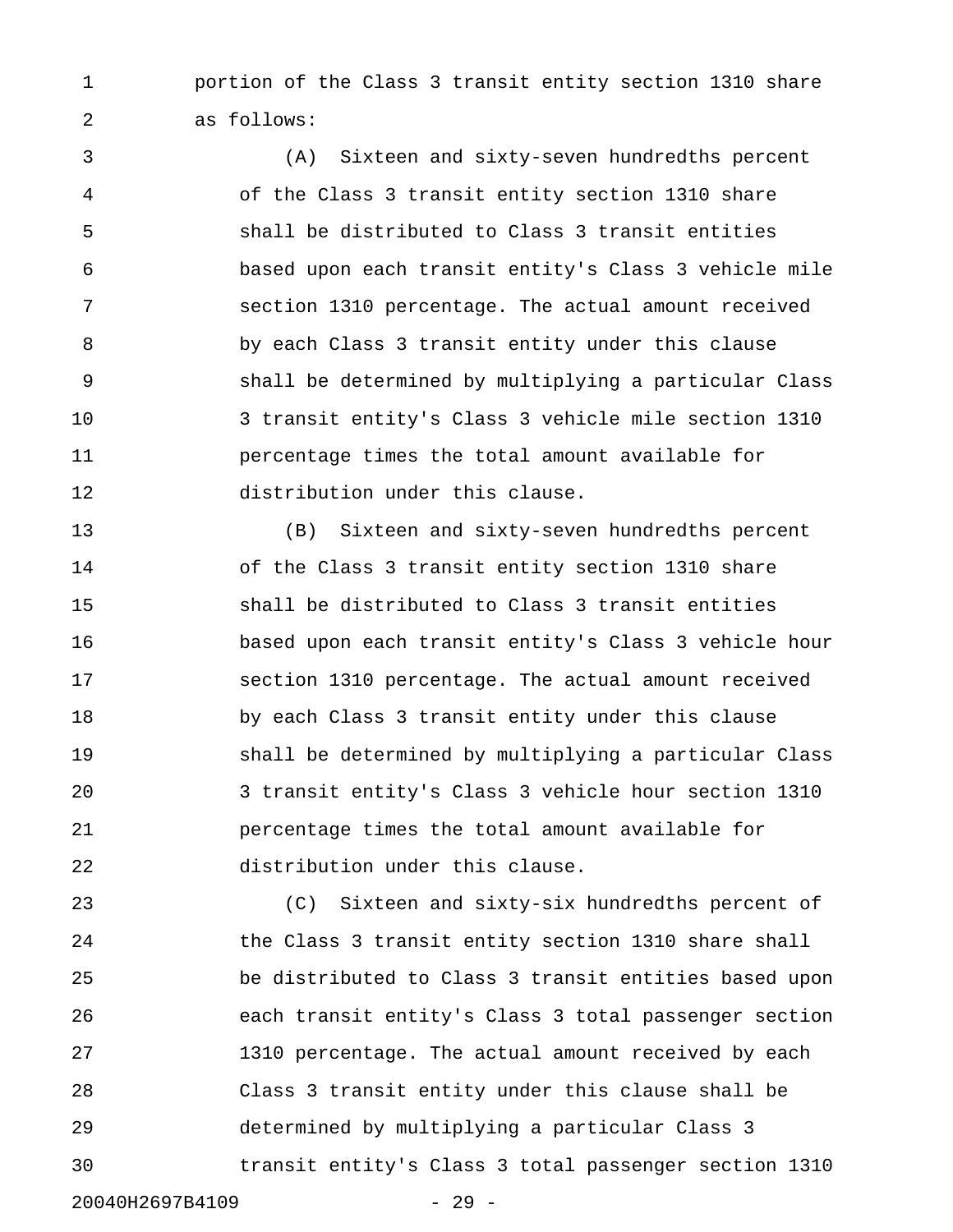portion of the Class 3 transit entity section 1310 share as follows:

(A) Sixteen and sixty-seven hundredths percent of the Class 3 transit entity section 1310 share shall be distributed to Class 3 transit entities based upon each transit entity's Class 3 vehicle mile section 1310 percentage. The actual amount received by each Class 3 transit entity under this clause shall be determined by multiplying a particular Class 3 transit entity's Class 3 vehicle mile section 1310 percentage times the total amount available for distribution under this clause.

(B) Sixteen and sixty-seven hundredths percent of the Class 3 transit entity section 1310 share shall be distributed to Class 3 transit entities based upon each transit entity's Class 3 vehicle hour section 1310 percentage. The actual amount received by each Class 3 transit entity under this clause shall be determined by multiplying a particular Class 3 transit entity's Class 3 vehicle hour section 1310 percentage times the total amount available for distribution under this clause.

(C) Sixteen and sixty-six hundredths percent of the Class 3 transit entity section 1310 share shall be distributed to Class 3 transit entities based upon each transit entity's Class 3 total passenger section 1310 percentage. The actual amount received by each Class 3 transit entity under this clause shall be determined by multiplying a particular Class 3 transit entity's Class 3 total passenger section 1310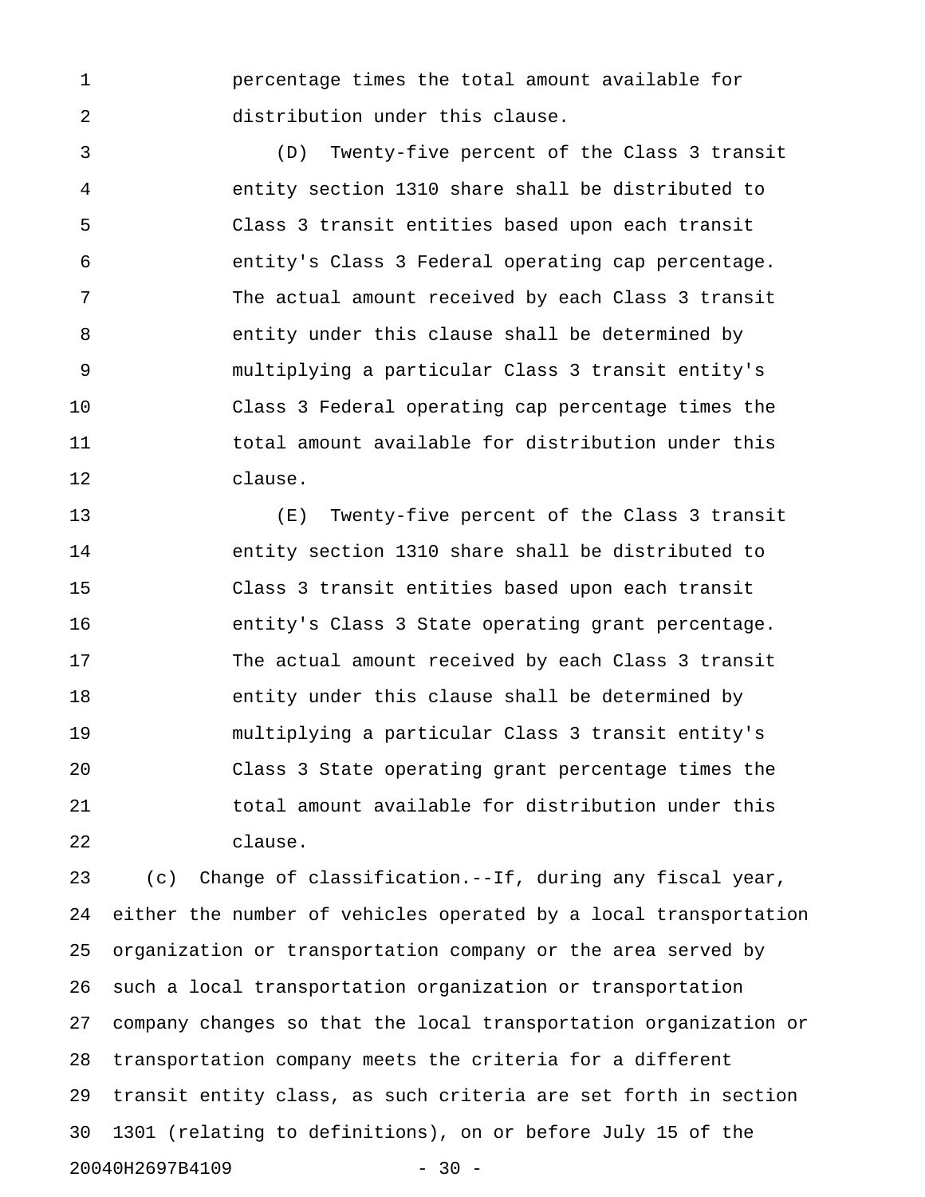percentage times the total amount available for distribution under this clause.

(D) Twenty-five percent of the Class 3 transit entity section 1310 share shall be distributed to Class 3 transit entities based upon each transit entity's Class 3 Federal operating cap percentage. The actual amount received by each Class 3 transit entity under this clause shall be determined by multiplying a particular Class 3 transit entity's Class 3 Federal operating cap percentage times the total amount available for distribution under this clause.

(E) Twenty-five percent of the Class 3 transit entity section 1310 share shall be distributed to Class 3 transit entities based upon each transit entity's Class 3 State operating grant percentage. The actual amount received by each Class 3 transit entity under this clause shall be determined by multiplying a particular Class 3 transit entity's Class 3 State operating grant percentage times the total amount available for distribution under this clause.

(c) Change of classification.--If, during any fiscal year, either the number of vehicles operated by a local transportation organization or transportation company or the area served by such a local transportation organization or transportation company changes so that the local transportation organization or transportation company meets the criteria for a different transit entity class, as such criteria are set forth in section 1301 (relating to definitions), on or before July 15 of the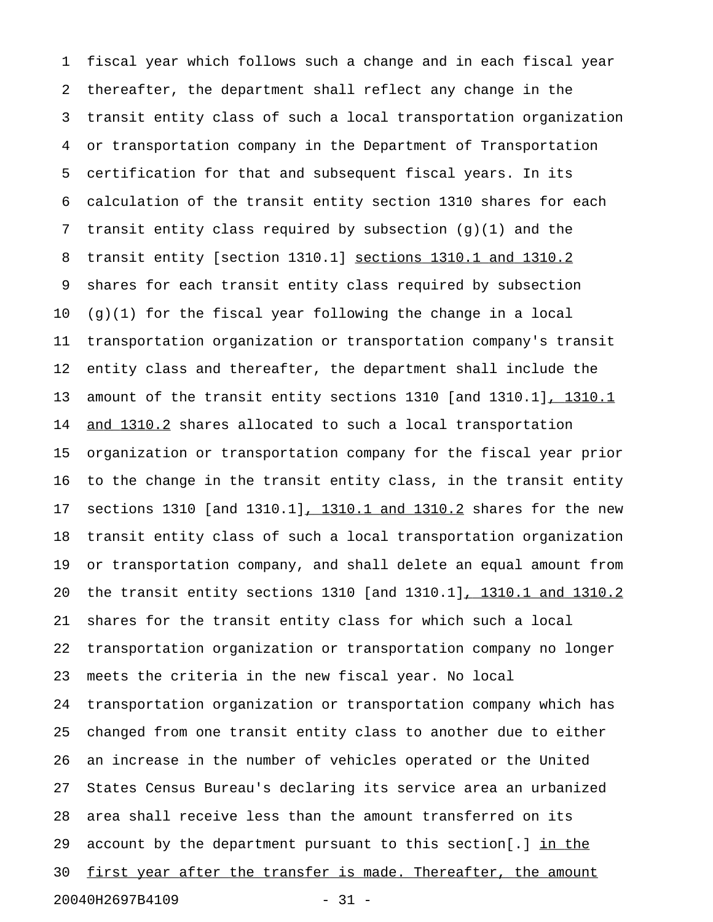fiscal year which follows such a change and in each fiscal year thereafter, the department shall reflect any change in the transit entity class of such a local transportation organization or transportation company in the Department of Transportation certification for that and subsequent fiscal years. In its calculation of the transit entity section 1310 shares for each transit entity class required by subsection (g)(1) and the transit entity [section 1310.1] sections 1310.1 and 1310.2 shares for each transit entity class required by subsection (g)(1) for the fiscal year following the change in a local transportation organization or transportation company's transit entity class and thereafter, the department shall include the amount of the transit entity sections 1310 [and 1310.1], 1310.1 and 1310.2 shares allocated to such a local transportation organization or transportation company for the fiscal year prior to the change in the transit entity class, in the transit entity sections 1310 [and 1310.1], 1310.1 and 1310.2 shares for the new transit entity class of such a local transportation organization or transportation company, and shall delete an equal amount from the transit entity sections 1310 [and 1310.1], 1310.1 and 1310.2 shares for the transit entity class for which such a local transportation organization or transportation company no longer meets the criteria in the new fiscal year. No local transportation organization or transportation company which has changed from one transit entity class to another due to either an increase in the number of vehicles operated or the United States Census Bureau's declaring its service area an urbanized area shall receive less than the amount transferred on its account by the department pursuant to this section[.] in the first year after the transfer is made. Thereafter, the amount

20040H2697B4109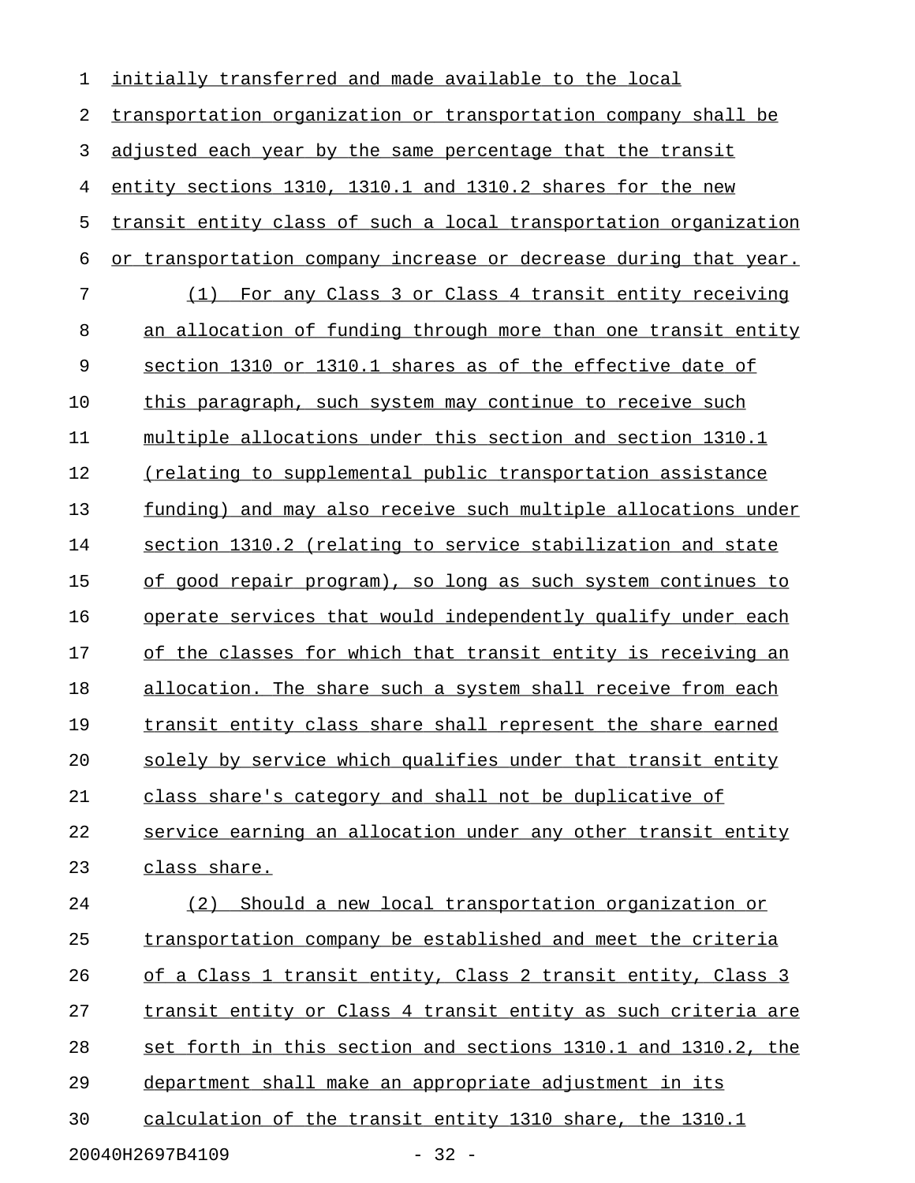initially transferred and made available to the local transportation organization or transportation company shall be adjusted each year by the same percentage that the transit entity sections 1310, 1310.1 and 1310.2 shares for the new transit entity class of such a local transportation organization or transportation company increase or decrease during that year.

(1) For any Class 3 or Class 4 transit entity receiving an allocation of funding through more than one transit entity section 1310 or 1310.1 shares as of the effective date of this paragraph, such system may continue to receive such multiple allocations under this section and section 1310.1 (relating to supplemental public transportation assistance funding) and may also receive such multiple allocations under section 1310.2 (relating to service stabilization and state of good repair program), so long as such system continues to operate services that would independently qualify under each of the classes for which that transit entity is receiving an allocation. The share such a system shall receive from each transit entity class share shall represent the share earned solely by service which qualifies under that transit entity class share's category and shall not be duplicative of service earning an allocation under any other transit entity class share.

(2) Should a new local transportation organization or transportation company be established and meet the criteria of a Class 1 transit entity, Class 2 transit entity, Class 3 transit entity or Class 4 transit entity as such criteria are set forth in this section and sections 1310.1 and 1310.2, the department shall make an appropriate adjustment in its calculation of the transit entity 1310 share, the 1310.1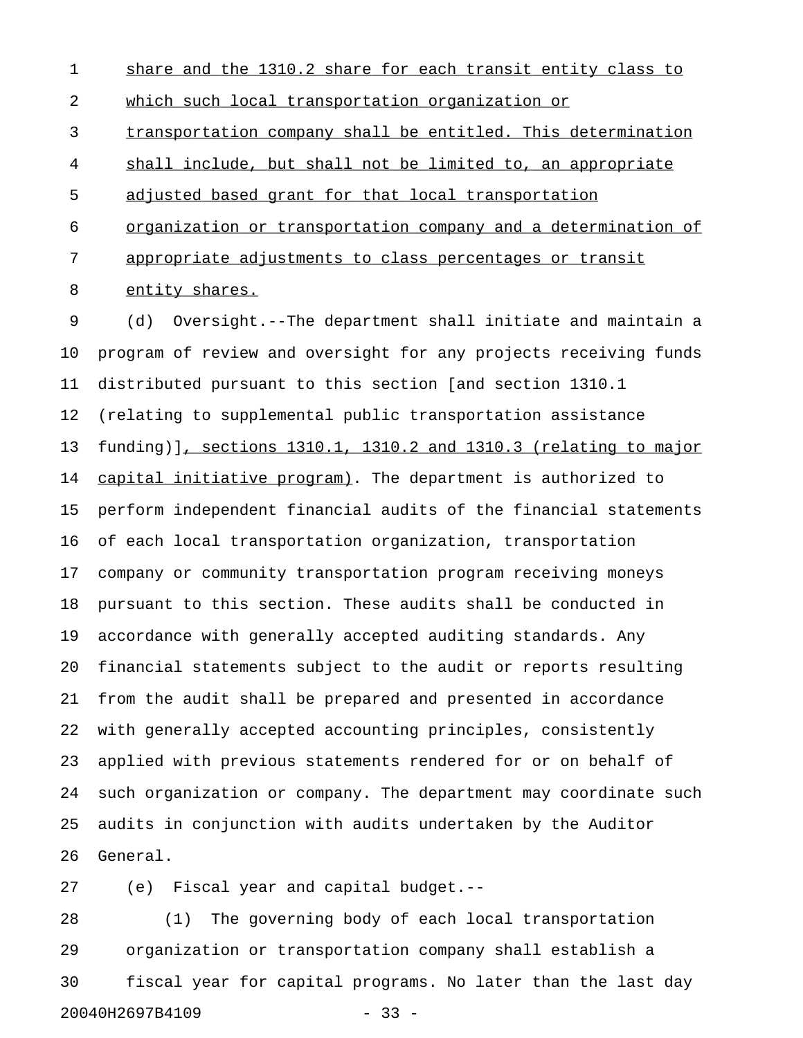share and the 1310.2 share for each transit entity class to which such local transportation organization or transportation company shall be entitled. This determination shall include, but shall not be limited to, an appropriate adjusted based grant for that local transportation organization or transportation company and a determination of appropriate adjustments to class percentages or transit entity shares.

(d) Oversight.--The department shall initiate and maintain a program of review and oversight for any projects receiving funds distributed pursuant to this section [and section 1310.1 (relating to supplemental public transportation assistance funding)], sections 1310.1, 1310.2 and 1310.3 (relating to major capital initiative program). The department is authorized to perform independent financial audits of the financial statements of each local transportation organization, transportation company or community transportation program receiving moneys pursuant to this section. These audits shall be conducted in accordance with generally accepted auditing standards. Any financial statements subject to the audit or reports resulting from the audit shall be prepared and presented in accordance with generally accepted accounting principles, consistently applied with previous statements rendered for or on behalf of such organization or company. The department may coordinate such audits in conjunction with audits undertaken by the Auditor General.

(e) Fiscal year and capital budget.--

(1) The governing body of each local transportation organization or transportation company shall establish a fiscal year for capital programs. No later than the last day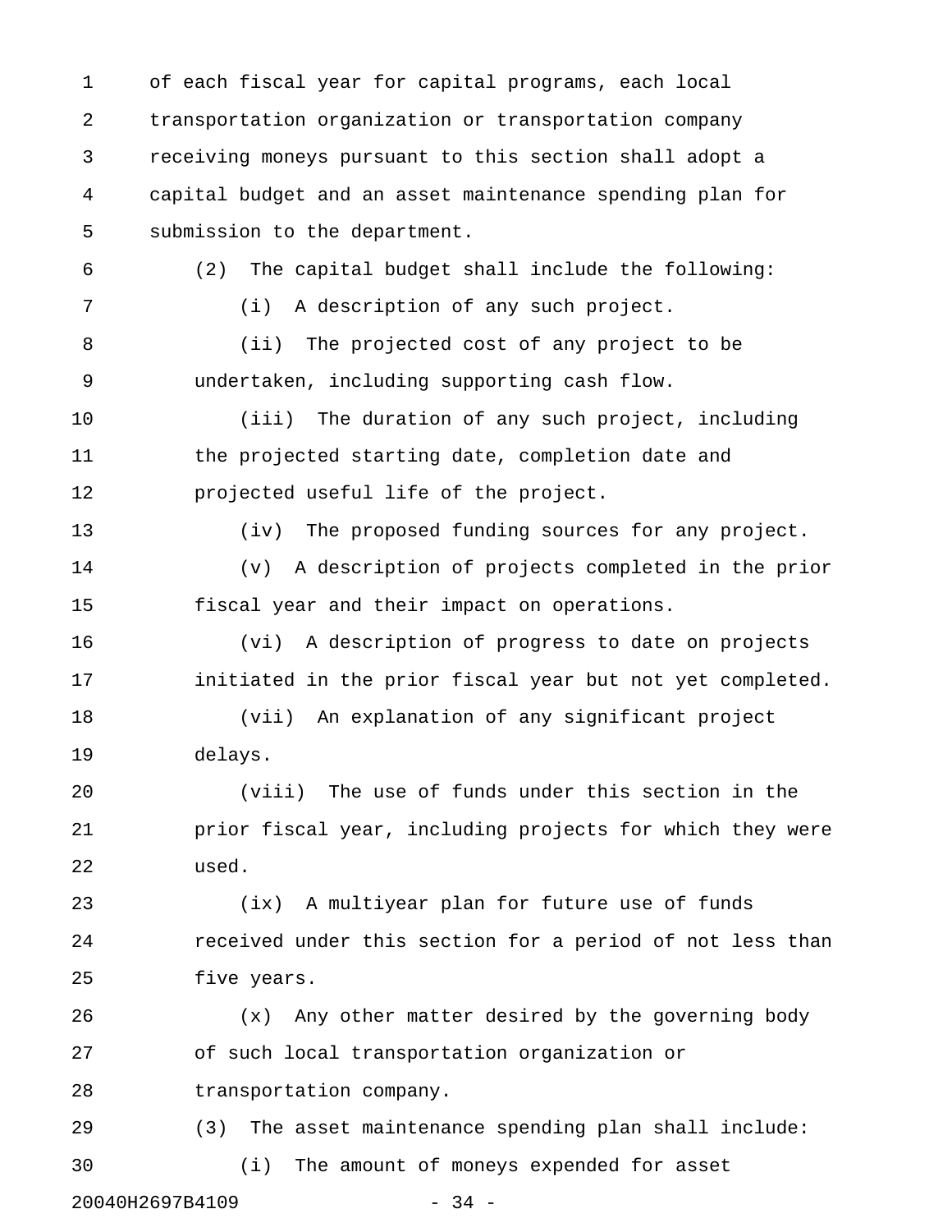of each fiscal year for capital programs, each local transportation organization or transportation company receiving moneys pursuant to this section shall adopt a capital budget and an asset maintenance spending plan for submission to the department.

(2) The capital budget shall include the following:

(i) A description of any such project.

(ii) The projected cost of any project to be undertaken, including supporting cash flow.

(iii) The duration of any such project, including the projected starting date, completion date and projected useful life of the project.

(iv) The proposed funding sources for any project.

(v) A description of projects completed in the prior fiscal year and their impact on operations.

(vi) A description of progress to date on projects initiated in the prior fiscal year but not yet completed.

(vii) An explanation of any significant project delays.

(viii) The use of funds under this section in the prior fiscal year, including projects for which they were used.

(ix) A multiyear plan for future use of funds received under this section for a period of not less than five years.

(x) Any other matter desired by the governing body of such local transportation organization or transportation company.

(3) The asset maintenance spending plan shall include:

(i) The amount of moneys expended for asset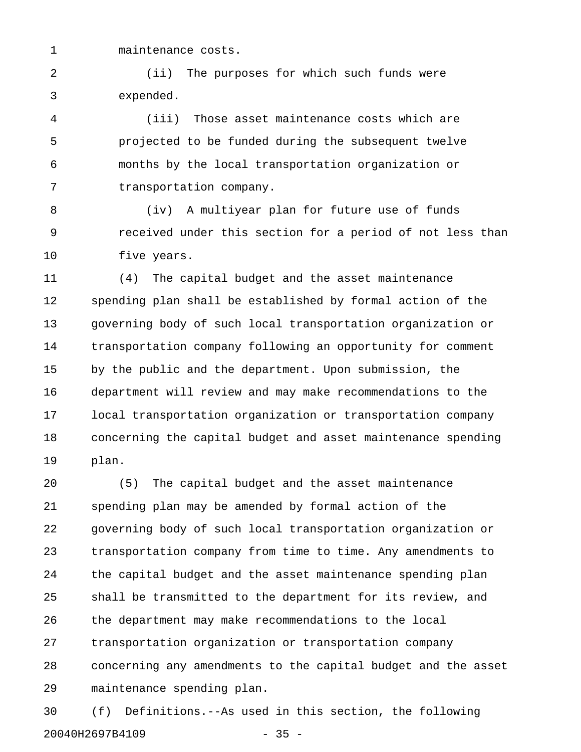maintenance costs.

(ii) The purposes for which such funds were expended.

(iii) Those asset maintenance costs which are projected to be funded during the subsequent twelve months by the local transportation organization or transportation company.

(iv) A multiyear plan for future use of funds received under this section for a period of not less than five years.

(4) The capital budget and the asset maintenance spending plan shall be established by formal action of the governing body of such local transportation organization or transportation company following an opportunity for comment by the public and the department. Upon submission, the department will review and may make recommendations to the local transportation organization or transportation company concerning the capital budget and asset maintenance spending plan.

(5) The capital budget and the asset maintenance spending plan may be amended by formal action of the governing body of such local transportation organization or transportation company from time to time. Any amendments to the capital budget and the asset maintenance spending plan shall be transmitted to the department for its review, and the department may make recommendations to the local transportation organization or transportation company concerning any amendments to the capital budget and the asset maintenance spending plan.

(f) Definitions.--As used in this section, the following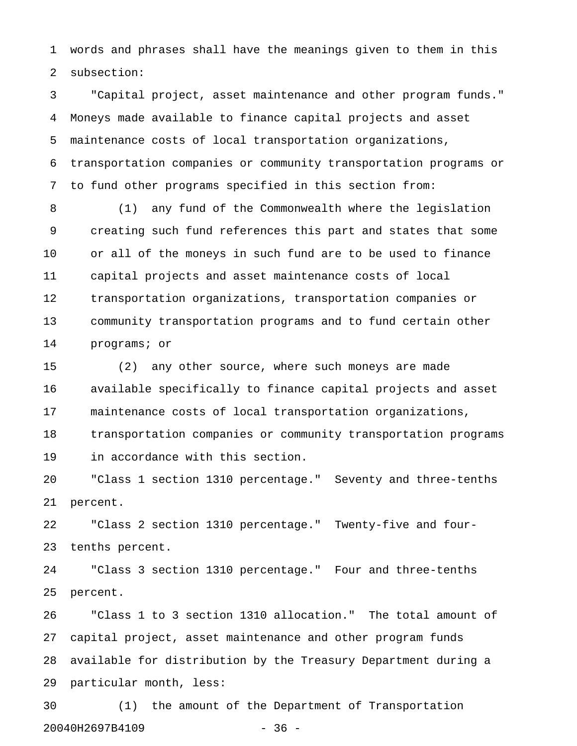words and phrases shall have the meanings given to them in this subsection:

"Capital project, asset maintenance and other program funds." Moneys made available to finance capital projects and asset maintenance costs of local transportation organizations, transportation companies or community transportation programs or to fund other programs specified in this section from:

(1) any fund of the Commonwealth where the legislation creating such fund references this part and states that some or all of the moneys in such fund are to be used to finance capital projects and asset maintenance costs of local transportation organizations, transportation companies or community transportation programs and to fund certain other programs; or

(2) any other source, where such moneys are made available specifically to finance capital projects and asset maintenance costs of local transportation organizations, transportation companies or community transportation programs in accordance with this section.

"Class 1 section 1310 percentage." Seventy and three-tenths percent.

"Class 2 section 1310 percentage." Twenty-five and four-tenths percent.

"Class 3 section 1310 percentage." Four and three-tenths percent.

"Class 1 to 3 section 1310 allocation." The total amount of capital project, asset maintenance and other program funds available for distribution by the Treasury Department during a particular month, less:

(1) the amount of the Department of Transportation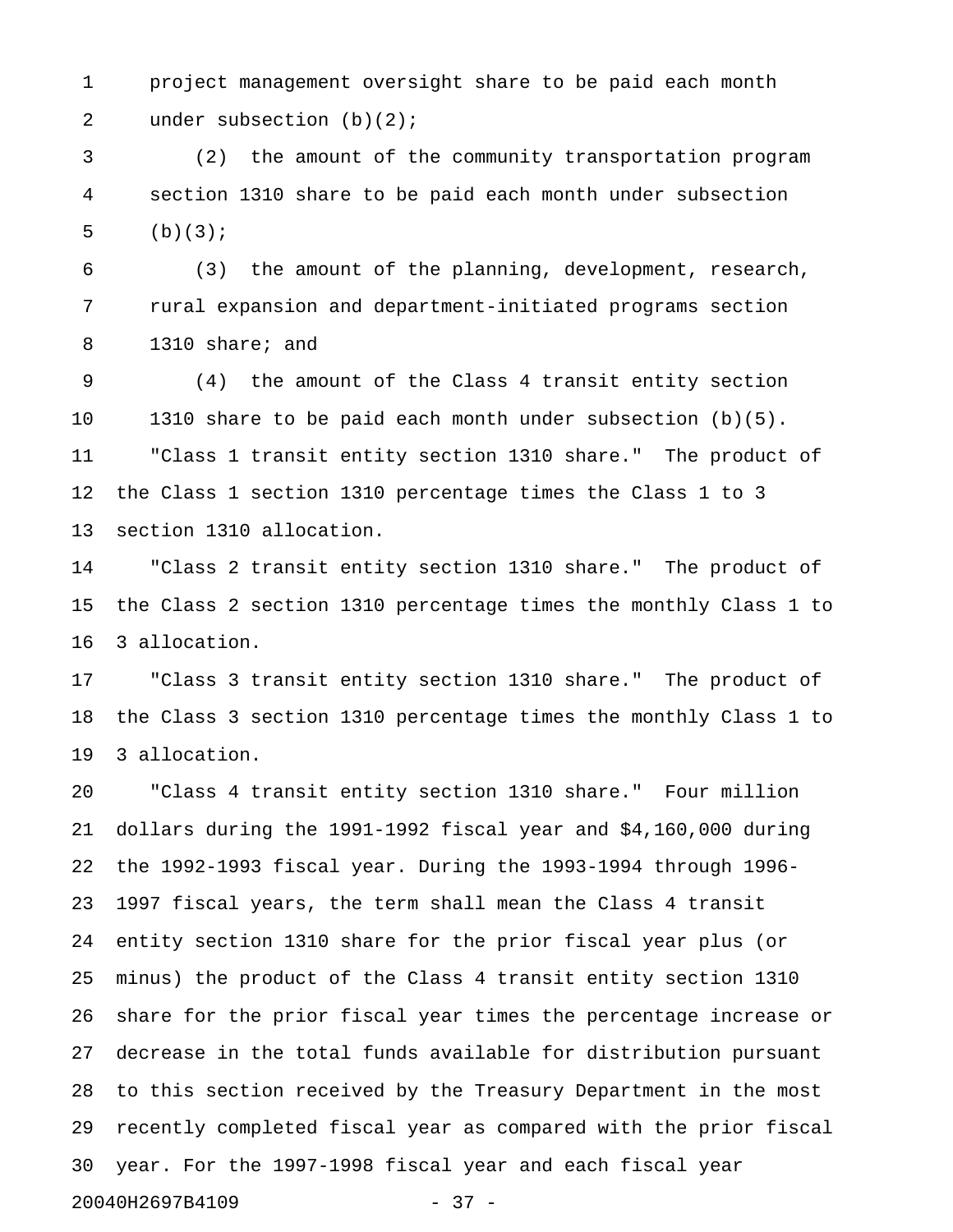project management oversight share to be paid each month under subsection (b)(2);

(2) the amount of the community transportation program section 1310 share to be paid each month under subsection (b)(3);

(3) the amount of the planning, development, research, rural expansion and department-initiated programs section 1310 share; and

(4) the amount of the Class 4 transit entity section 1310 share to be paid each month under subsection (b)(5).

"Class 1 transit entity section 1310 share." The product of the Class 1 section 1310 percentage times the Class 1 to 3 section 1310 allocation.

"Class 2 transit entity section 1310 share." The product of the Class 2 section 1310 percentage times the monthly Class 1 to 3 allocation.

"Class 3 transit entity section 1310 share." The product of the Class 3 section 1310 percentage times the monthly Class 1 to 3 allocation.

"Class 4 transit entity section 1310 share." Four million dollars during the 1991-1992 fiscal year and $4,160,000 during the 1992-1993 fiscal year. During the 1993-1994 through 1996-1997 fiscal years, the term shall mean the Class 4 transit entity section 1310 share for the prior fiscal year plus (or minus) the product of the Class 4 transit entity section 1310 share for the prior fiscal year times the percentage increase or decrease in the total funds available for distribution pursuant to this section received by the Treasury Department in the most recently completed fiscal year as compared with the prior fiscal year. For the 1997-1998 fiscal year and each fiscal year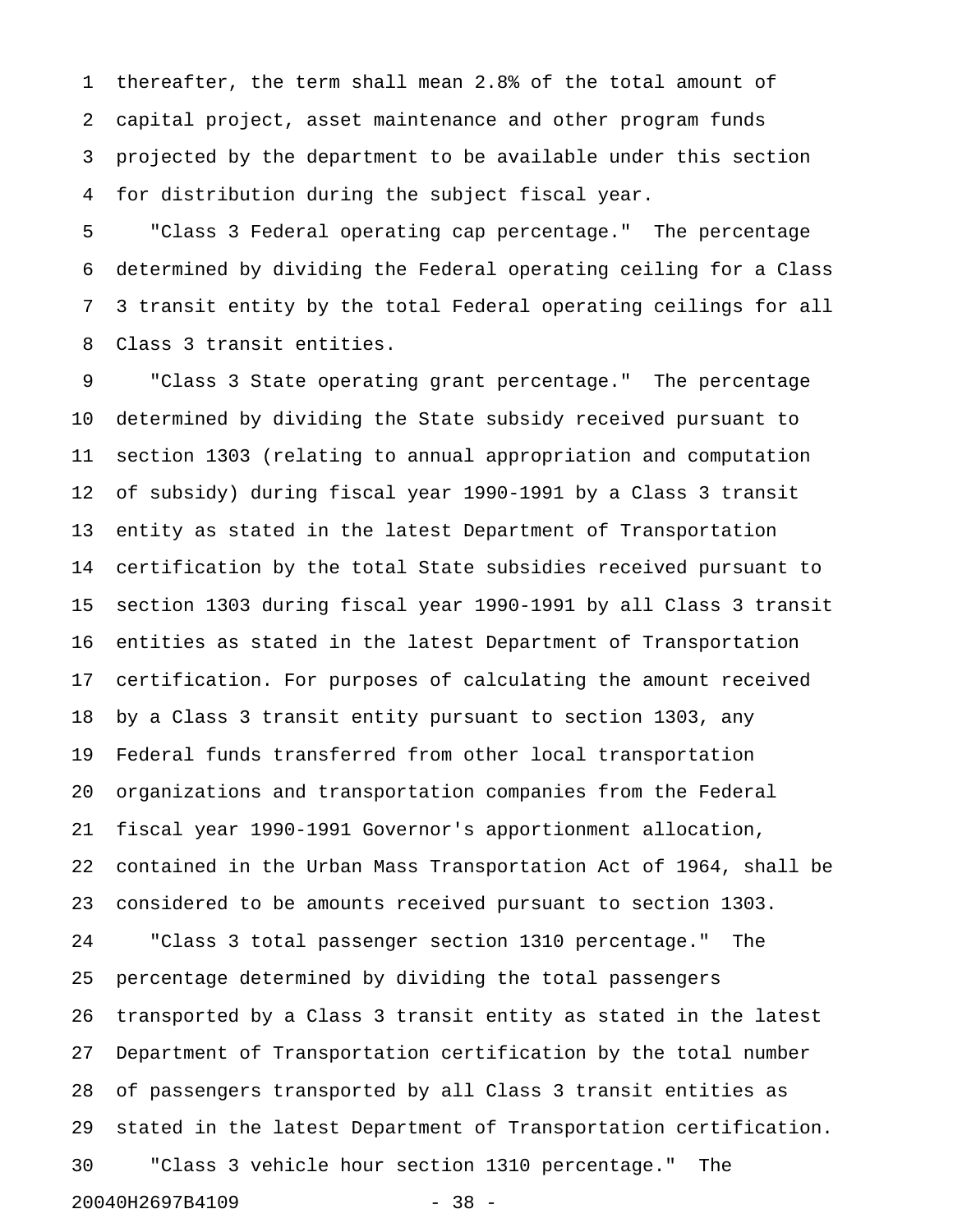thereafter, the term shall mean 2.8% of the total amount of capital project, asset maintenance and other program funds projected by the department to be available under this section for distribution during the subject fiscal year.

"Class 3 Federal operating cap percentage." The percentage determined by dividing the Federal operating ceiling for a Class 3 transit entity by the total Federal operating ceilings for all Class 3 transit entities.

"Class 3 State operating grant percentage." The percentage determined by dividing the State subsidy received pursuant to section 1303 (relating to annual appropriation and computation of subsidy) during fiscal year 1990-1991 by a Class 3 transit entity as stated in the latest Department of Transportation certification by the total State subsidies received pursuant to section 1303 during fiscal year 1990-1991 by all Class 3 transit entities as stated in the latest Department of Transportation certification. For purposes of calculating the amount received by a Class 3 transit entity pursuant to section 1303, any Federal funds transferred from other local transportation organizations and transportation companies from the Federal fiscal year 1990-1991 Governor's apportionment allocation, contained in the Urban Mass Transportation Act of 1964, shall be considered to be amounts received pursuant to section 1303.

"Class 3 total passenger section 1310 percentage." The percentage determined by dividing the total passengers transported by a Class 3 transit entity as stated in the latest Department of Transportation certification by the total number of passengers transported by all Class 3 transit entities as stated in the latest Department of Transportation certification.

"Class 3 vehicle hour section 1310 percentage." The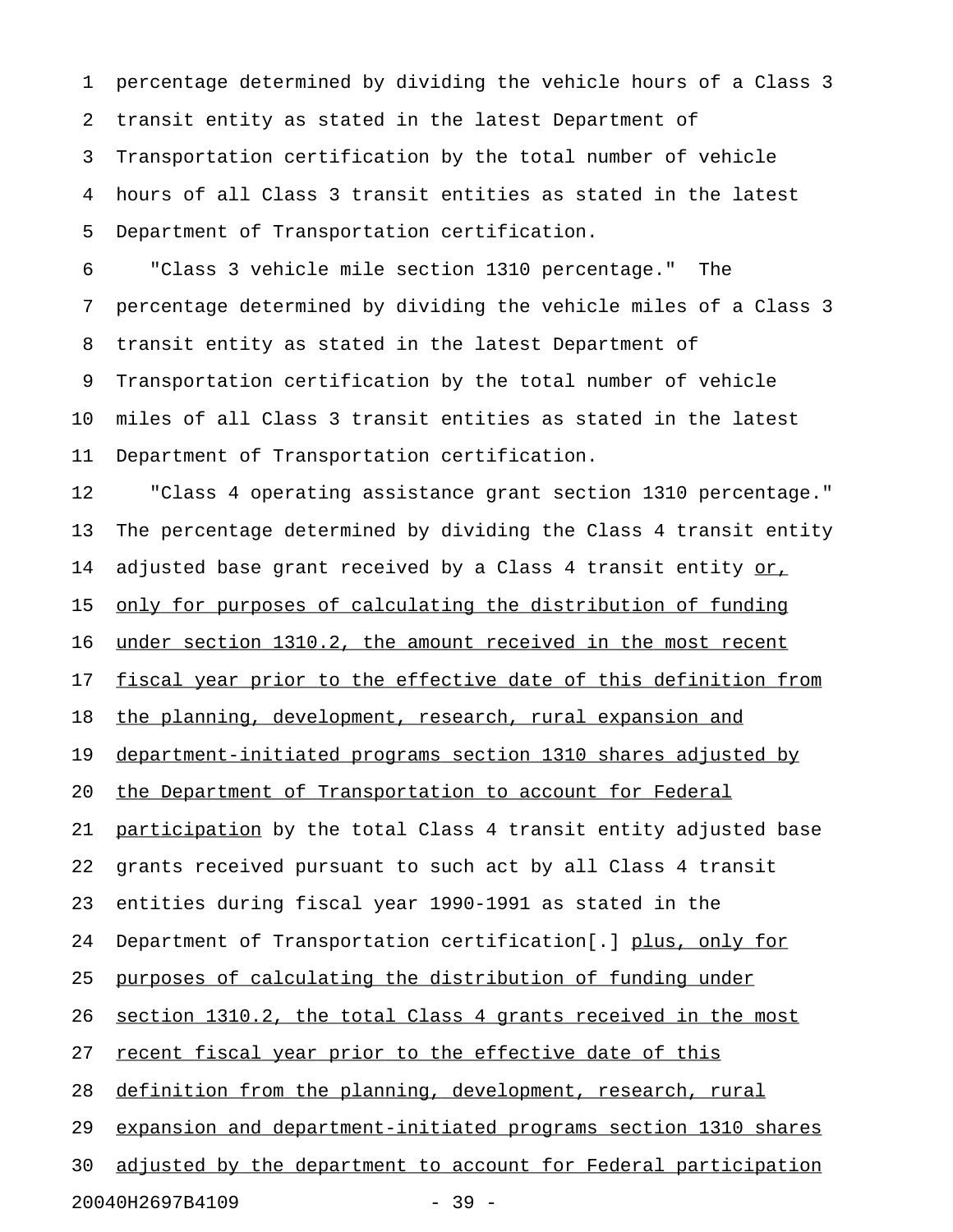percentage determined by dividing the vehicle hours of a Class 3 transit entity as stated in the latest Department of Transportation certification by the total number of vehicle hours of all Class 3 transit entities as stated in the latest Department of Transportation certification.

"Class 3 vehicle mile section 1310 percentage." The percentage determined by dividing the vehicle miles of a Class 3 transit entity as stated in the latest Department of Transportation certification by the total number of vehicle miles of all Class 3 transit entities as stated in the latest Department of Transportation certification.

"Class 4 operating assistance grant section 1310 percentage." The percentage determined by dividing the Class 4 transit entity adjusted base grant received by a Class 4 transit entity <u>or, only for purposes of calculating the distribution of funding under section 1310.2, the amount received in the most recent fiscal year prior to the effective date of this definition from the planning, development, research, rural expansion and department-initiated programs section 1310 shares adjusted by the Department of Transportation to account for Federal participation</u> by the total Class 4 transit entity adjusted base grants received pursuant to such act by all Class 4 transit entities during fiscal year 1990-1991 as stated in the Department of Transportation certification[.] <u>plus, only for purposes of calculating the distribution of funding under section 1310.2, the total Class 4 grants received in the most recent fiscal year prior to the effective date of this definition from the planning, development, research, rural expansion and department-initiated programs section 1310 shares adjusted by the department to account for Federal participation</u>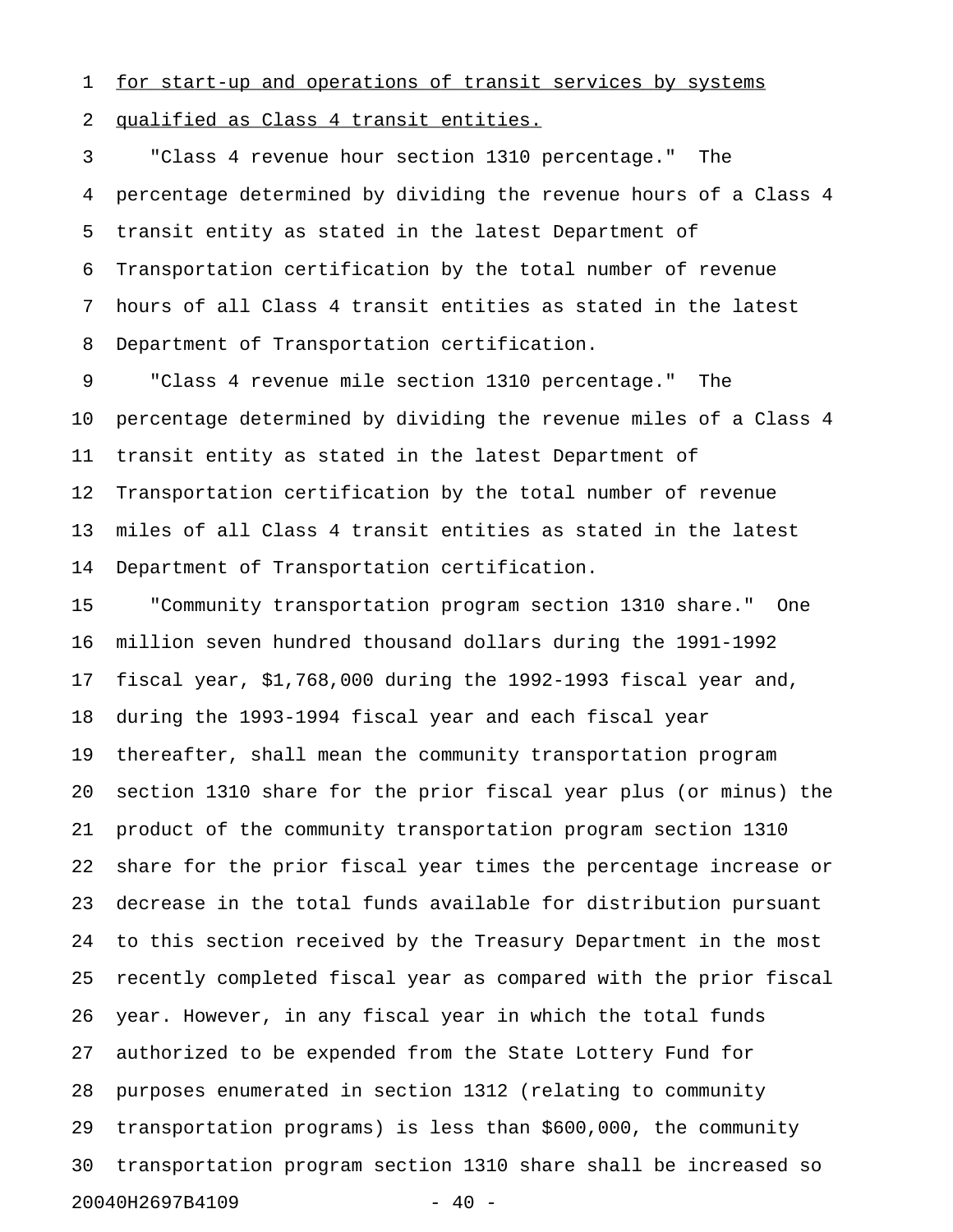for start-up and operations of transit services by systems qualified as Class 4 transit entities.

"Class 4 revenue hour section 1310 percentage." The percentage determined by dividing the revenue hours of a Class 4 transit entity as stated in the latest Department of Transportation certification by the total number of revenue hours of all Class 4 transit entities as stated in the latest Department of Transportation certification.

"Class 4 revenue mile section 1310 percentage." The percentage determined by dividing the revenue miles of a Class 4 transit entity as stated in the latest Department of Transportation certification by the total number of revenue miles of all Class 4 transit entities as stated in the latest Department of Transportation certification.

"Community transportation program section 1310 share." One million seven hundred thousand dollars during the 1991-1992 fiscal year, $1,768,000 during the 1992-1993 fiscal year and, during the 1993-1994 fiscal year and each fiscal year thereafter, shall mean the community transportation program section 1310 share for the prior fiscal year plus (or minus) the product of the community transportation program section 1310 share for the prior fiscal year times the percentage increase or decrease in the total funds available for distribution pursuant to this section received by the Treasury Department in the most recently completed fiscal year as compared with the prior fiscal year. However, in any fiscal year in which the total funds authorized to be expended from the State Lottery Fund for purposes enumerated in section 1312 (relating to community transportation programs) is less than $600,000, the community transportation program section 1310 share shall be increased so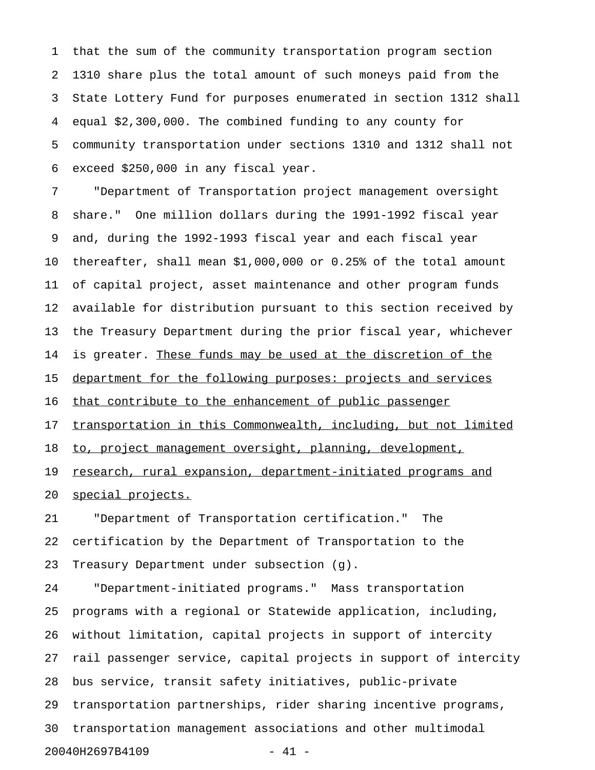that the sum of the community transportation program section 1310 share plus the total amount of such moneys paid from the State Lottery Fund for purposes enumerated in section 1312 shall equal $2,300,000. The combined funding to any county for community transportation under sections 1310 and 1312 shall not exceed $250,000 in any fiscal year.

"Department of Transportation project management oversight share." One million dollars during the 1991-1992 fiscal year and, during the 1992-1993 fiscal year and each fiscal year thereafter, shall mean $1,000,000 or 0.25% of the total amount of capital project, asset maintenance and other program funds available for distribution pursuant to this section received by the Treasury Department during the prior fiscal year, whichever is greater. <u>These funds may be used at the discretion of the department for the following purposes: projects and services that contribute to the enhancement of public passenger transportation in this Commonwealth, including, but not limited to, project management oversight, planning, development, research, rural expansion, department-initiated programs and special projects.</u>

"Department of Transportation certification." The certification by the Department of Transportation to the Treasury Department under subsection (g).

"Department-initiated programs." Mass transportation programs with a regional or Statewide application, including, without limitation, capital projects in support of intercity rail passenger service, capital projects in support of intercity bus service, transit safety initiatives, public-private transportation partnerships, rider sharing incentive programs, transportation management associations and other multimodal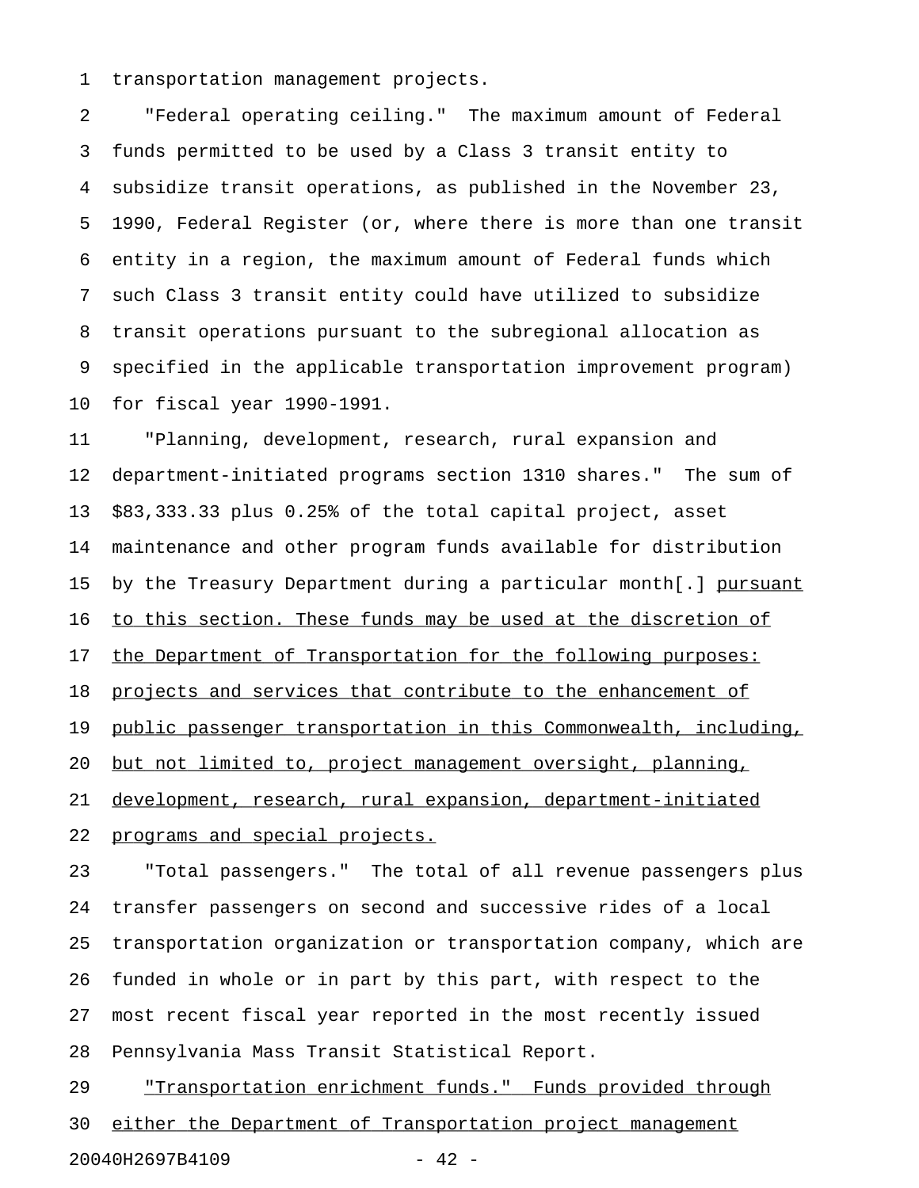transportation management projects.

"Federal operating ceiling." The maximum amount of Federal funds permitted to be used by a Class 3 transit entity to subsidize transit operations, as published in the November 23, 1990, Federal Register (or, where there is more than one transit entity in a region, the maximum amount of Federal funds which such Class 3 transit entity could have utilized to subsidize transit operations pursuant to the subregional allocation as specified in the applicable transportation improvement program) for fiscal year 1990-1991.

"Planning, development, research, rural expansion and department-initiated programs section 1310 shares." The sum of $83,333.33 plus 0.25% of the total capital project, asset maintenance and other program funds available for distribution by the Treasury Department during a particular month[.] pursuant to this section. These funds may be used at the discretion of the Department of Transportation for the following purposes: projects and services that contribute to the enhancement of public passenger transportation in this Commonwealth, including, but not limited to, project management oversight, planning, development, research, rural expansion, department-initiated programs and special projects.

"Total passengers." The total of all revenue passengers plus transfer passengers on second and successive rides of a local transportation organization or transportation company, which are funded in whole or in part by this part, with respect to the most recent fiscal year reported in the most recently issued Pennsylvania Mass Transit Statistical Report.

"Transportation enrichment funds." Funds provided through either the Department of Transportation project management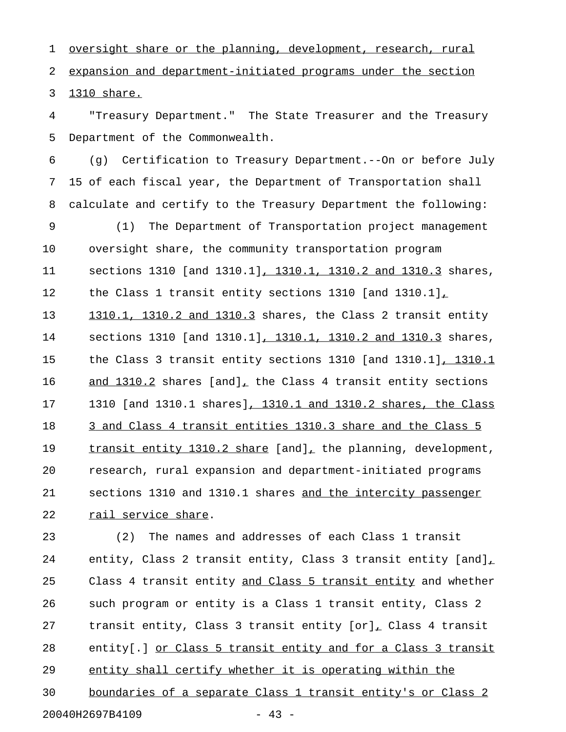oversight share or the planning, development, research, rural expansion and department-initiated programs under the section 1310 share.

"Treasury Department." The State Treasurer and the Treasury Department of the Commonwealth.

(g) Certification to Treasury Department.--On or before July 15 of each fiscal year, the Department of Transportation shall calculate and certify to the Treasury Department the following:

(1) The Department of Transportation project management oversight share, the community transportation program sections 1310 [and 1310.1], 1310.1, 1310.2 and 1310.3 shares, the Class 1 transit entity sections 1310 [and 1310.1], 1310.1, 1310.2 and 1310.3 shares, the Class 2 transit entity sections 1310 [and 1310.1], 1310.1, 1310.2 and 1310.3 shares, the Class 3 transit entity sections 1310 [and 1310.1], 1310.1 and 1310.2 shares [and], the Class 4 transit entity sections 1310 [and 1310.1 shares], 1310.1 and 1310.2 shares, the Class 3 and Class 4 transit entities 1310.3 share and the Class 5 transit entity 1310.2 share [and], the planning, development, research, rural expansion and department-initiated programs sections 1310 and 1310.1 shares and the intercity passenger rail service share.

(2) The names and addresses of each Class 1 transit entity, Class 2 transit entity, Class 3 transit entity [and], Class 4 transit entity and Class 5 transit entity and whether such program or entity is a Class 1 transit entity, Class 2 transit entity, Class 3 transit entity [or], Class 4 transit entity[.] or Class 5 transit entity and for a Class 3 transit entity shall certify whether it is operating within the boundaries of a separate Class 1 transit entity's or Class 2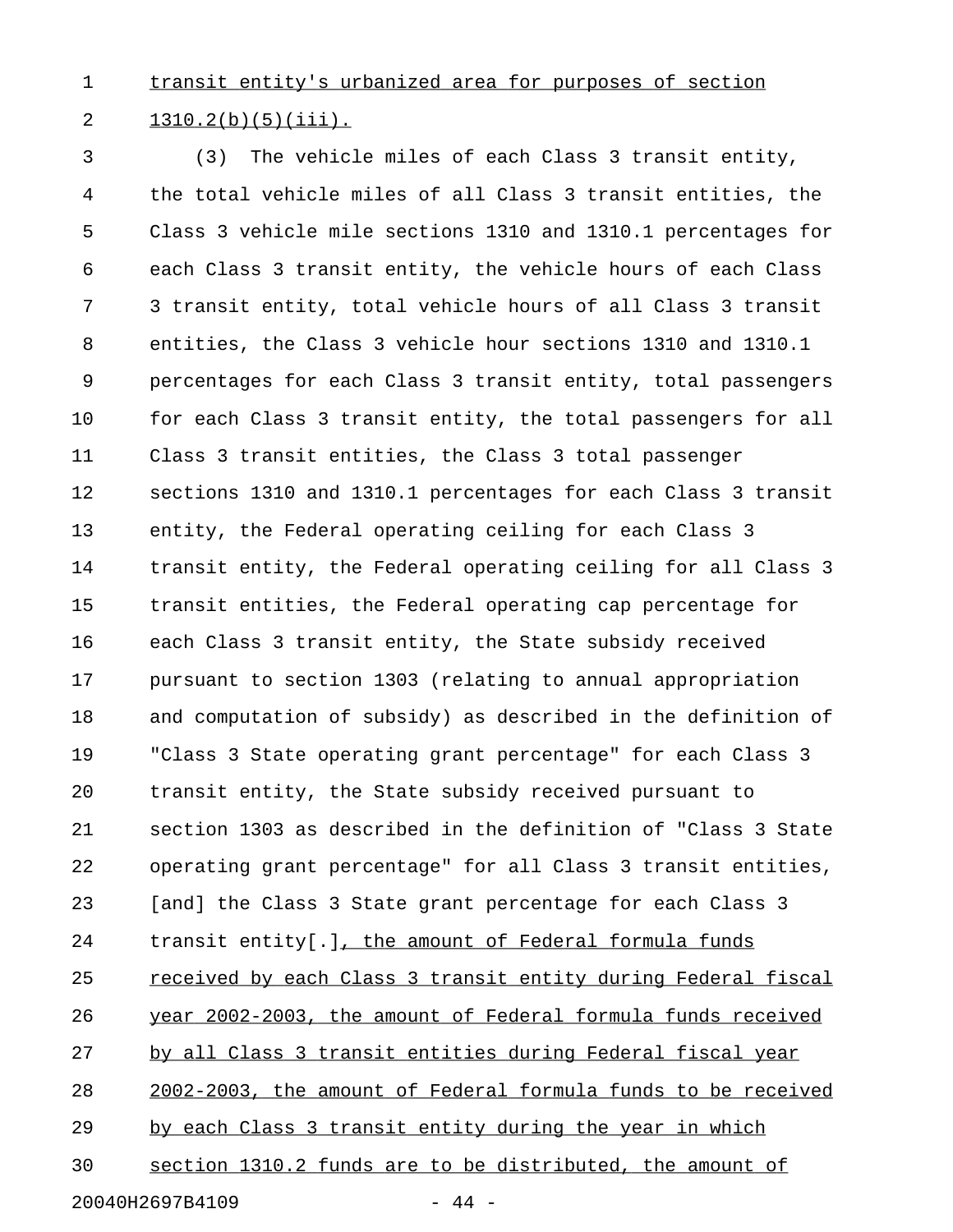transit entity's urbanized area for purposes of section 1310.2(b)(5)(iii).

(3) The vehicle miles of each Class 3 transit entity, the total vehicle miles of all Class 3 transit entities, the Class 3 vehicle mile sections 1310 and 1310.1 percentages for each Class 3 transit entity, the vehicle hours of each Class 3 transit entity, total vehicle hours of all Class 3 transit entities, the Class 3 vehicle hour sections 1310 and 1310.1 percentages for each Class 3 transit entity, total passengers for each Class 3 transit entity, the total passengers for all Class 3 transit entities, the Class 3 total passenger sections 1310 and 1310.1 percentages for each Class 3 transit entity, the Federal operating ceiling for each Class 3 transit entity, the Federal operating ceiling for all Class 3 transit entities, the Federal operating cap percentage for each Class 3 transit entity, the State subsidy received pursuant to section 1303 (relating to annual appropriation and computation of subsidy) as described in the definition of "Class 3 State operating grant percentage" for each Class 3 transit entity, the State subsidy received pursuant to section 1303 as described in the definition of "Class 3 State operating grant percentage" for all Class 3 transit entities, [and] the Class 3 State grant percentage for each Class 3 transit entity[.], the amount of Federal formula funds received by each Class 3 transit entity during Federal fiscal year 2002-2003, the amount of Federal formula funds received by all Class 3 transit entities during Federal fiscal year 2002-2003, the amount of Federal formula funds to be received by each Class 3 transit entity during the year in which section 1310.2 funds are to be distributed, the amount of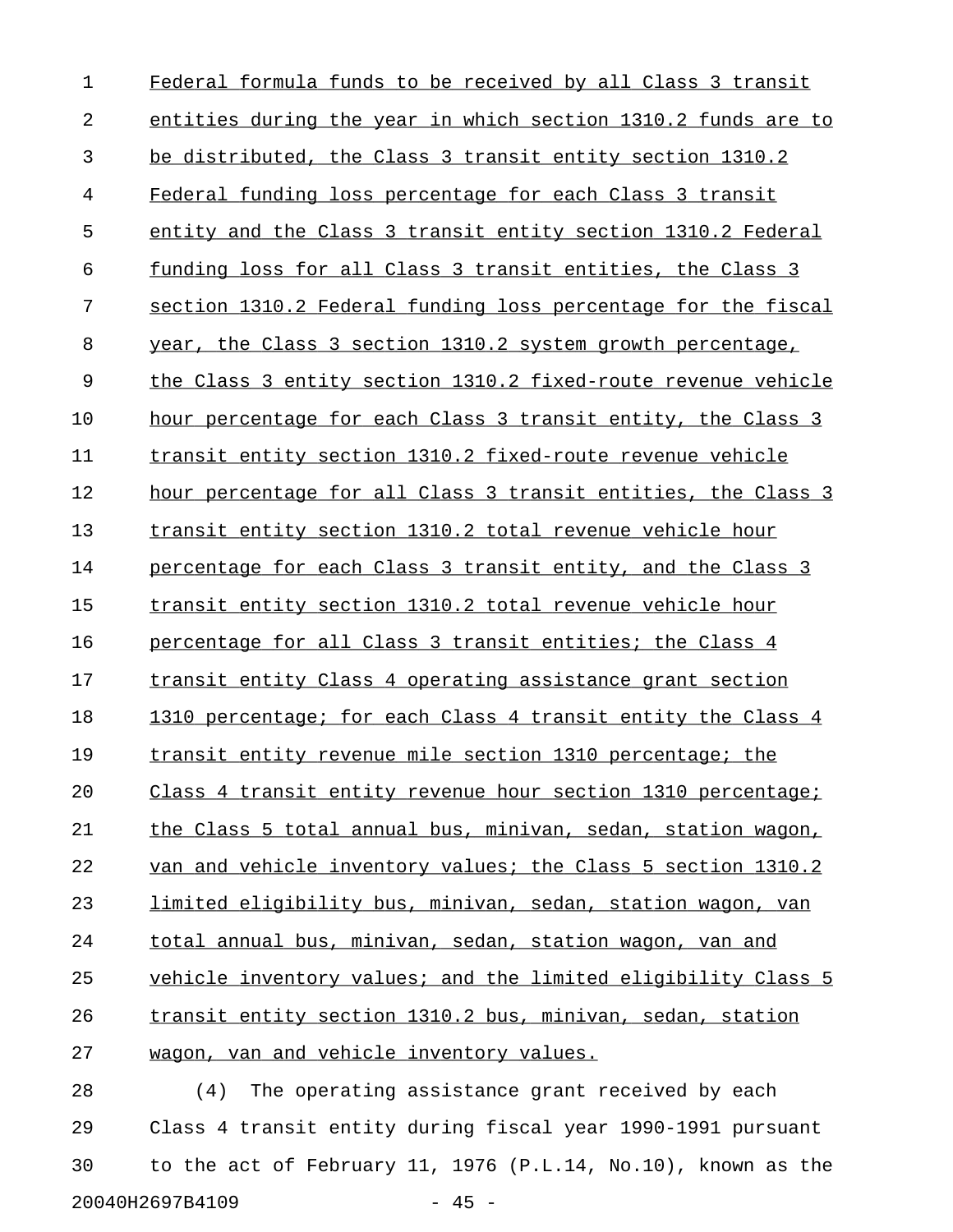Federal formula funds to be received by all Class 3 transit entities during the year in which section 1310.2 funds are to be distributed, the Class 3 transit entity section 1310.2 Federal funding loss percentage for each Class 3 transit entity and the Class 3 transit entity section 1310.2 Federal funding loss for all Class 3 transit entities, the Class 3 section 1310.2 Federal funding loss percentage for the fiscal year, the Class 3 section 1310.2 system growth percentage, the Class 3 entity section 1310.2 fixed-route revenue vehicle hour percentage for each Class 3 transit entity, the Class 3 transit entity section 1310.2 fixed-route revenue vehicle hour percentage for all Class 3 transit entities, the Class 3 transit entity section 1310.2 total revenue vehicle hour percentage for each Class 3 transit entity, and the Class 3 transit entity section 1310.2 total revenue vehicle hour percentage for all Class 3 transit entities; the Class 4 transit entity Class 4 operating assistance grant section 1310 percentage; for each Class 4 transit entity the Class 4 transit entity revenue mile section 1310 percentage; the Class 4 transit entity revenue hour section 1310 percentage; the Class 5 total annual bus, minivan, sedan, station wagon, van and vehicle inventory values; the Class 5 section 1310.2 limited eligibility bus, minivan, sedan, station wagon, van total annual bus, minivan, sedan, station wagon, van and vehicle inventory values; and the limited eligibility Class 5 transit entity section 1310.2 bus, minivan, sedan, station wagon, van and vehicle inventory values.

(4) The operating assistance grant received by each Class 4 transit entity during fiscal year 1990-1991 pursuant to the act of February 11, 1976 (P.L.14, No.10), known as the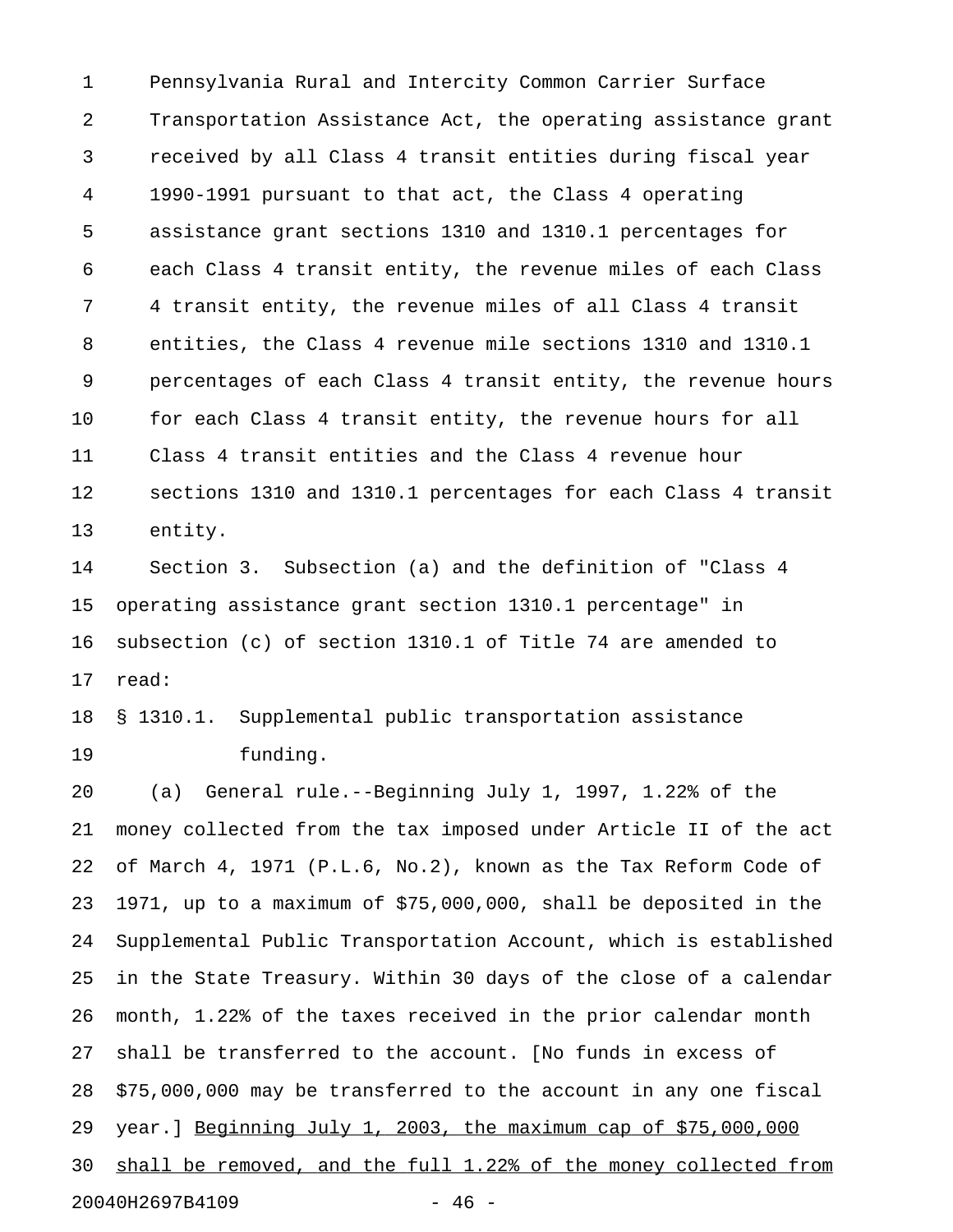Pennsylvania Rural and Intercity Common Carrier Surface Transportation Assistance Act, the operating assistance grant received by all Class 4 transit entities during fiscal year 1990-1991 pursuant to that act, the Class 4 operating assistance grant sections 1310 and 1310.1 percentages for each Class 4 transit entity, the revenue miles of each Class 4 transit entity, the revenue miles of all Class 4 transit entities, the Class 4 revenue mile sections 1310 and 1310.1 percentages of each Class 4 transit entity, the revenue hours for each Class 4 transit entity, the revenue hours for all Class 4 transit entities and the Class 4 revenue hour sections 1310 and 1310.1 percentages for each Class 4 transit entity.

Section 3. Subsection (a) and the definition of "Class 4 operating assistance grant section 1310.1 percentage" in subsection (c) of section 1310.1 of Title 74 are amended to read:

§ 1310.1. Supplemental public transportation assistance funding.

(a) General rule.--Beginning July 1, 1997, 1.22% of the money collected from the tax imposed under Article II of the act of March 4, 1971 (P.L.6, No.2), known as the Tax Reform Code of 1971, up to a maximum of $75,000,000, shall be deposited in the Supplemental Public Transportation Account, which is established in the State Treasury. Within 30 days of the close of a calendar month, 1.22% of the taxes received in the prior calendar month shall be transferred to the account. [No funds in excess of $75,000,000 may be transferred to the account in any one fiscal year.] <u>Beginning July 1, 2003, the maximum cap of $75,000,000 shall be removed, and the full 1.22% of the money collected from</u>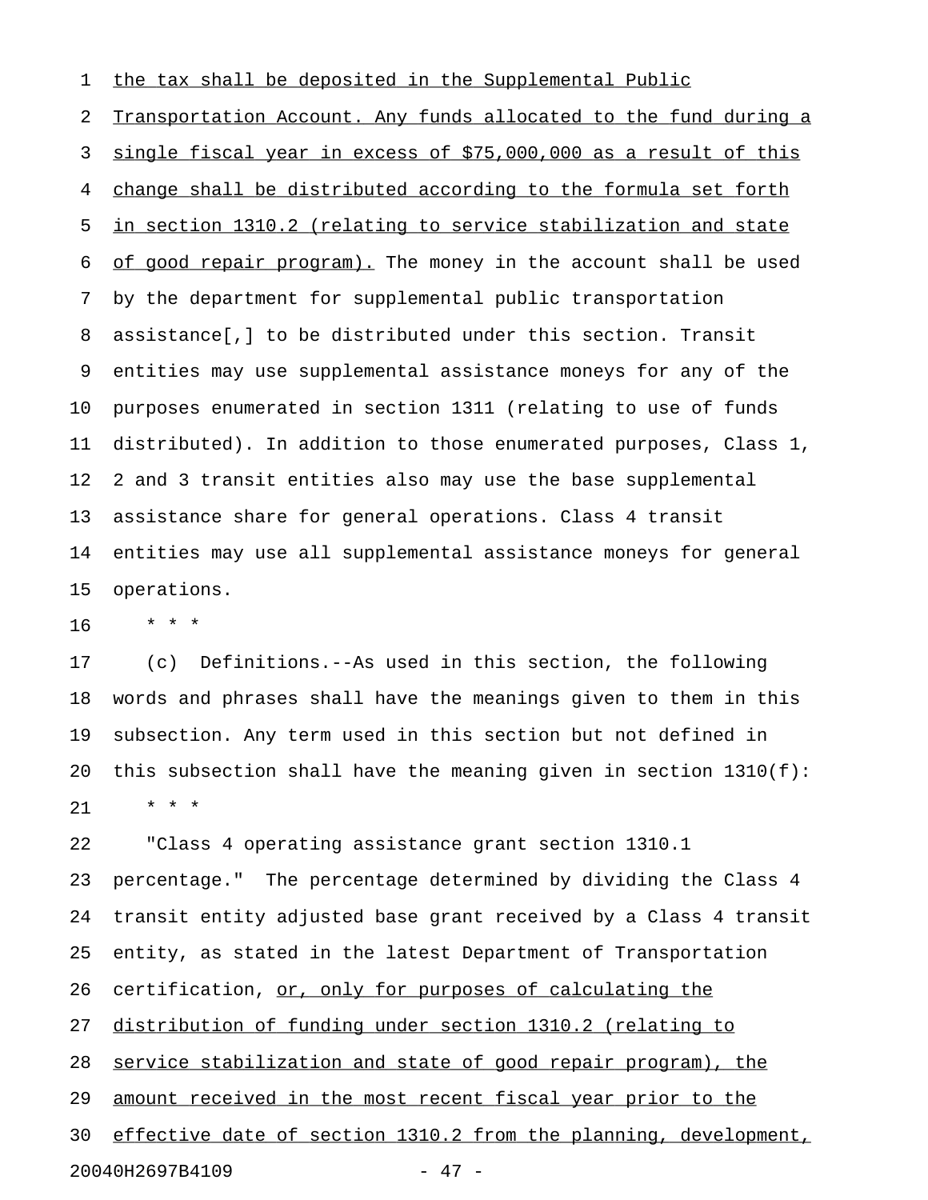the tax shall be deposited in the Supplemental Public Transportation Account. Any funds allocated to the fund during a single fiscal year in excess of $75,000,000 as a result of this change shall be distributed according to the formula set forth in section 1310.2 (relating to service stabilization and state of good repair program). The money in the account shall be used by the department for supplemental public transportation assistance[,] to be distributed under this section. Transit entities may use supplemental assistance moneys for any of the purposes enumerated in section 1311 (relating to use of funds distributed). In addition to those enumerated purposes, Class 1, 2 and 3 transit entities also may use the base supplemental assistance share for general operations. Class 4 transit entities may use all supplemental assistance moneys for general operations.

\* \* \*

(c) Definitions.--As used in this section, the following words and phrases shall have the meanings given to them in this subsection. Any term used in this section but not defined in this subsection shall have the meaning given in section 1310(f):

\* \* \*

"Class 4 operating assistance grant section 1310.1 percentage." The percentage determined by dividing the Class 4 transit entity adjusted base grant received by a Class 4 transit entity, as stated in the latest Department of Transportation certification, or, only for purposes of calculating the distribution of funding under section 1310.2 (relating to service stabilization and state of good repair program), the amount received in the most recent fiscal year prior to the effective date of section 1310.2 from the planning, development,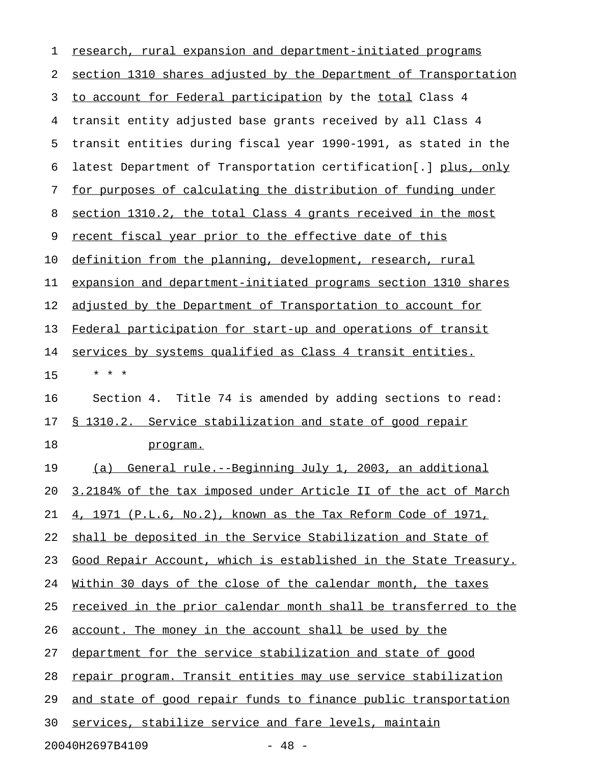research, rural expansion and department-initiated programs section 1310 shares adjusted by the Department of Transportation to account for Federal participation by the total Class 4 transit entity adjusted base grants received by all Class 4 transit entities during fiscal year 1990-1991, as stated in the latest Department of Transportation certification[.] plus, only for purposes of calculating the distribution of funding under section 1310.2, the total Class 4 grants received in the most recent fiscal year prior to the effective date of this definition from the planning, development, research, rural expansion and department-initiated programs section 1310 shares adjusted by the Department of Transportation to account for Federal participation for start-up and operations of transit services by systems qualified as Class 4 transit entities.

\* \* \*

Section 4. Title 74 is amended by adding sections to read:

§ 1310.2. Service stabilization and state of good repair program.

(a) General rule.--Beginning July 1, 2003, an additional 3.2184% of the tax imposed under Article II of the act of March 4, 1971 (P.L.6, No.2), known as the Tax Reform Code of 1971, shall be deposited in the Service Stabilization and State of Good Repair Account, which is established in the State Treasury. Within 30 days of the close of the calendar month, the taxes received in the prior calendar month shall be transferred to the account. The money in the account shall be used by the department for the service stabilization and state of good repair program. Transit entities may use service stabilization and state of good repair funds to finance public transportation services, stabilize service and fare levels, maintain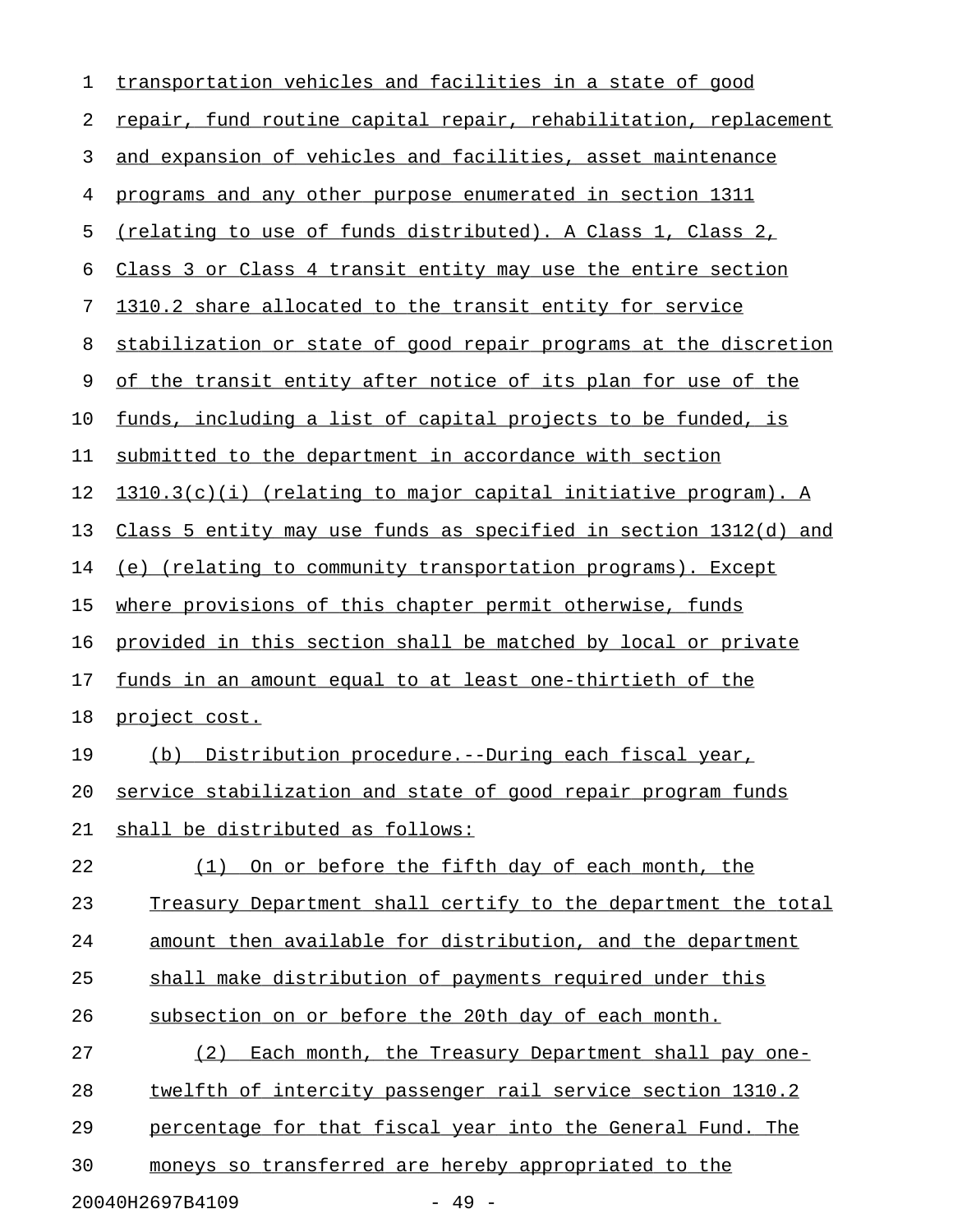transportation vehicles and facilities in a state of good repair, fund routine capital repair, rehabilitation, replacement and expansion of vehicles and facilities, asset maintenance programs and any other purpose enumerated in section 1311 (relating to use of funds distributed). A Class 1, Class 2, Class 3 or Class 4 transit entity may use the entire section 1310.2 share allocated to the transit entity for service stabilization or state of good repair programs at the discretion of the transit entity after notice of its plan for use of the funds, including a list of capital projects to be funded, is submitted to the department in accordance with section 1310.3(c)(i) (relating to major capital initiative program). A Class 5 entity may use funds as specified in section 1312(d) and (e) (relating to community transportation programs). Except where provisions of this chapter permit otherwise, funds provided in this section shall be matched by local or private funds in an amount equal to at least one-thirtieth of the project cost.

(b) Distribution procedure.--During each fiscal year, service stabilization and state of good repair program funds shall be distributed as follows:

(1) On or before the fifth day of each month, the Treasury Department shall certify to the department the total amount then available for distribution, and the department shall make distribution of payments required under this subsection on or before the 20th day of each month.

(2) Each month, the Treasury Department shall pay one-twelfth of intercity passenger rail service section 1310.2 percentage for that fiscal year into the General Fund. The moneys so transferred are hereby appropriated to the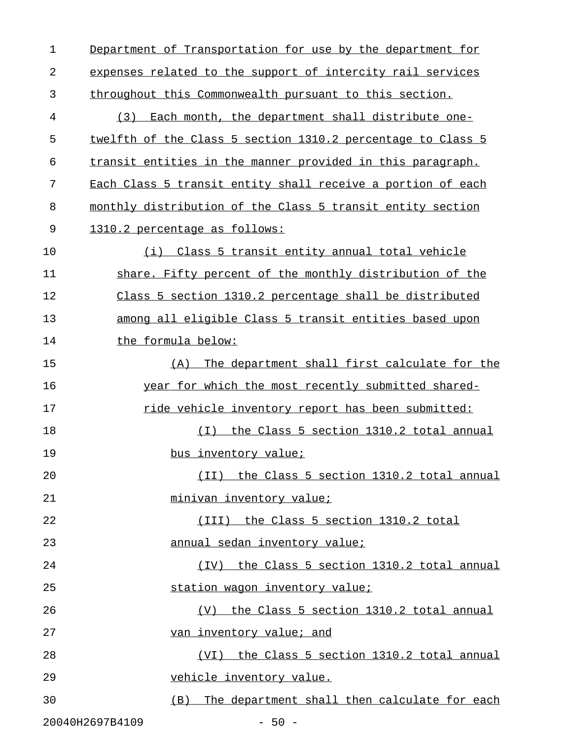Department of Transportation for use by the department for expenses related to the support of intercity rail services throughout this Commonwealth pursuant to this section.

(3) Each month, the department shall distribute one-twelfth of the Class 5 section 1310.2 percentage to Class 5 transit entities in the manner provided in this paragraph. Each Class 5 transit entity shall receive a portion of each monthly distribution of the Class 5 transit entity section 1310.2 percentage as follows:

(i) Class 5 transit entity annual total vehicle share. Fifty percent of the monthly distribution of the Class 5 section 1310.2 percentage shall be distributed among all eligible Class 5 transit entities based upon the formula below:

(A) The department shall first calculate for the year for which the most recently submitted shared-ride vehicle inventory report has been submitted:

(I) the Class 5 section 1310.2 total annual bus inventory value;

(II) the Class 5 section 1310.2 total annual minivan inventory value;

(III) the Class 5 section 1310.2 total annual sedan inventory value;

(IV) the Class 5 section 1310.2 total annual station wagon inventory value;

(V) the Class 5 section 1310.2 total annual van inventory value; and

(VI) the Class 5 section 1310.2 total annual vehicle inventory value.

(B) The department shall then calculate for each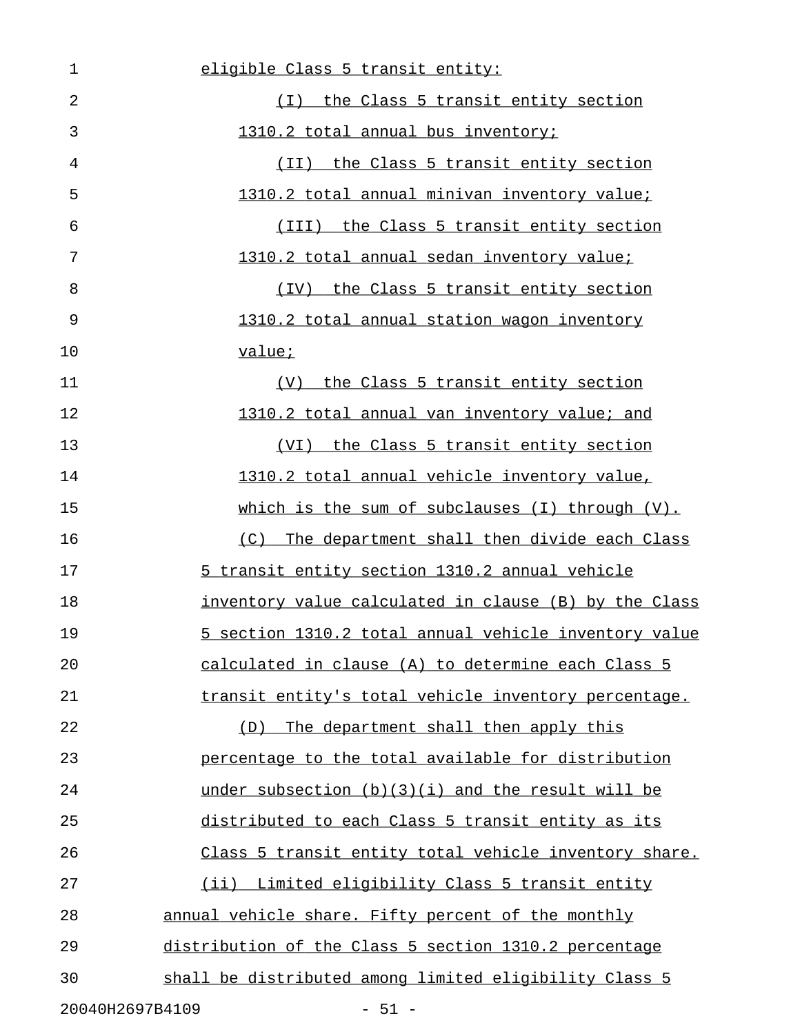eligible Class 5 transit entity:

(I) the Class 5 transit entity section 1310.2 total annual bus inventory;

(II) the Class 5 transit entity section 1310.2 total annual minivan inventory value;

(III) the Class 5 transit entity section 1310.2 total annual sedan inventory value;

(IV) the Class 5 transit entity section 1310.2 total annual station wagon inventory value;

(V) the Class 5 transit entity section 1310.2 total annual van inventory value; and

(VI) the Class 5 transit entity section 1310.2 total annual vehicle inventory value, which is the sum of subclauses (I) through (V).

(C) The department shall then divide each Class 5 transit entity section 1310.2 annual vehicle inventory value calculated in clause (B) by the Class 5 section 1310.2 total annual vehicle inventory value calculated in clause (A) to determine each Class 5 transit entity's total vehicle inventory percentage.

(D) The department shall then apply this percentage to the total available for distribution under subsection (b)(3)(i) and the result will be distributed to each Class 5 transit entity as its Class 5 transit entity total vehicle inventory share.

(ii) Limited eligibility Class 5 transit entity annual vehicle share. Fifty percent of the monthly distribution of the Class 5 section 1310.2 percentage shall be distributed among limited eligibility Class 5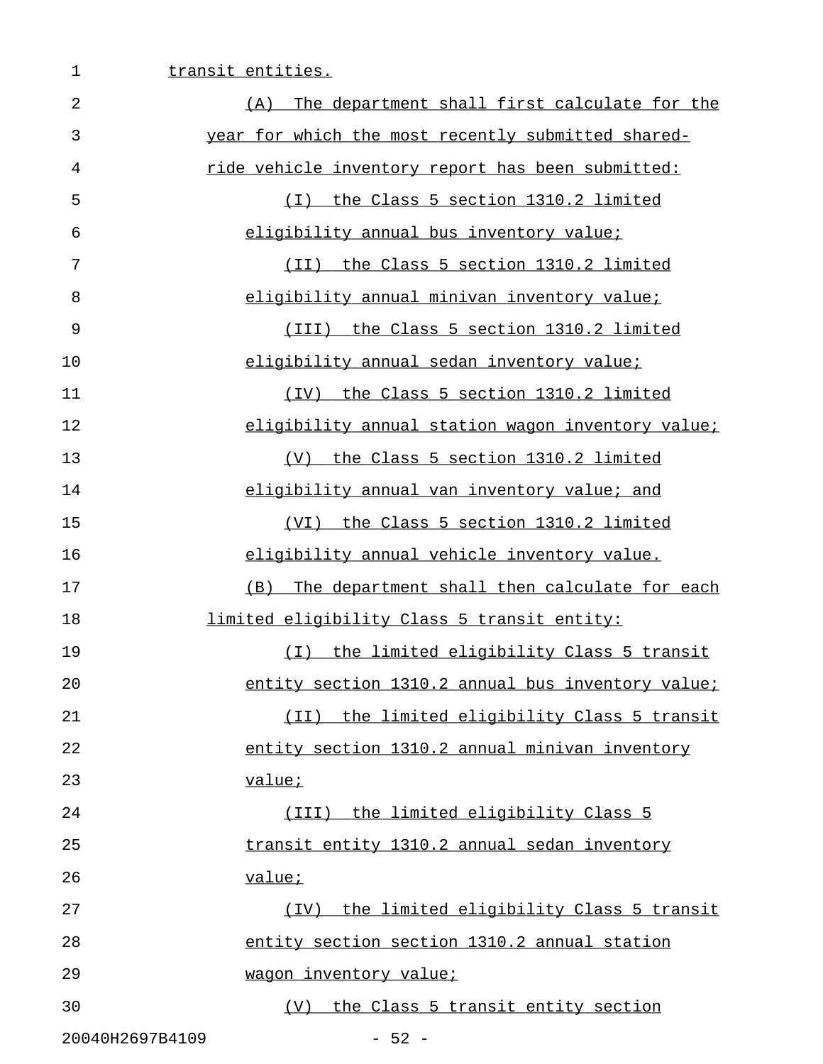transit entities.

(A) The department shall first calculate for the year for which the most recently submitted shared-ride vehicle inventory report has been submitted:

(I) the Class 5 section 1310.2 limited eligibility annual bus inventory value;

(II) the Class 5 section 1310.2 limited eligibility annual minivan inventory value;

(III) the Class 5 section 1310.2 limited eligibility annual sedan inventory value;

(IV) the Class 5 section 1310.2 limited eligibility annual station wagon inventory value;

(V) the Class 5 section 1310.2 limited eligibility annual van inventory value; and

(VI) the Class 5 section 1310.2 limited eligibility annual vehicle inventory value.

(B) The department shall then calculate for each limited eligibility Class 5 transit entity:

(I) the limited eligibility Class 5 transit entity section 1310.2 annual bus inventory value;

(II) the limited eligibility Class 5 transit entity section 1310.2 annual minivan inventory value;

(III) the limited eligibility Class 5 transit entity 1310.2 annual sedan inventory value;

(IV) the limited eligibility Class 5 transit entity section section 1310.2 annual station wagon inventory value;

(V) the Class 5 transit entity section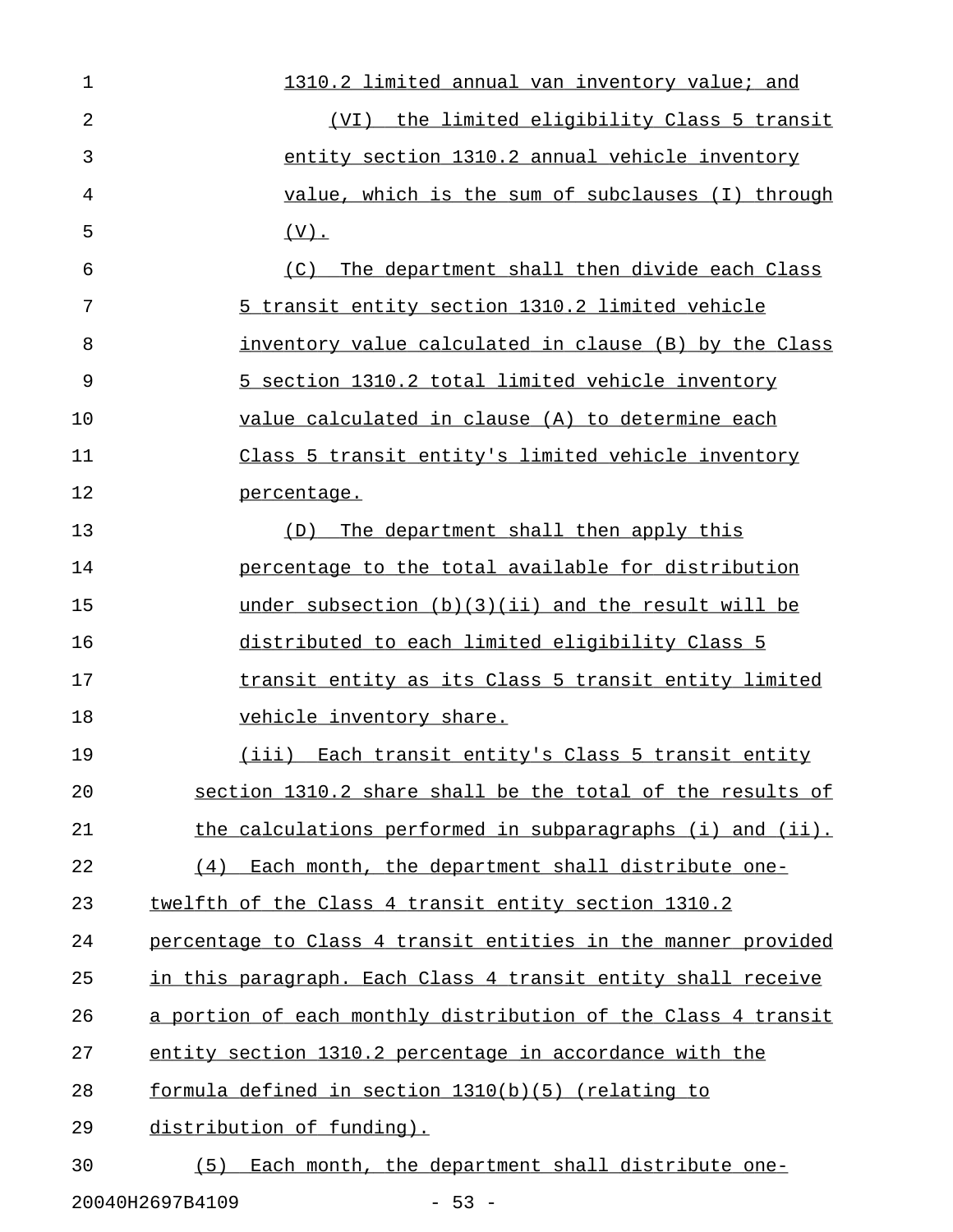1310.2 limited annual van inventory value; and

(VI) the limited eligibility Class 5 transit entity section 1310.2 annual vehicle inventory value, which is the sum of subclauses (I) through (V).

(C) The department shall then divide each Class 5 transit entity section 1310.2 limited vehicle inventory value calculated in clause (B) by the Class 5 section 1310.2 total limited vehicle inventory value calculated in clause (A) to determine each Class 5 transit entity's limited vehicle inventory percentage.

(D) The department shall then apply this percentage to the total available for distribution under subsection (b)(3)(ii) and the result will be distributed to each limited eligibility Class 5 transit entity as its Class 5 transit entity limited vehicle inventory share.

(iii) Each transit entity's Class 5 transit entity section 1310.2 share shall be the total of the results of the calculations performed in subparagraphs (i) and (ii).

(4) Each month, the department shall distribute one-twelfth of the Class 4 transit entity section 1310.2 percentage to Class 4 transit entities in the manner provided in this paragraph. Each Class 4 transit entity shall receive a portion of each monthly distribution of the Class 4 transit entity section 1310.2 percentage in accordance with the formula defined in section 1310(b)(5) (relating to distribution of funding).

(5) Each month, the department shall distribute one-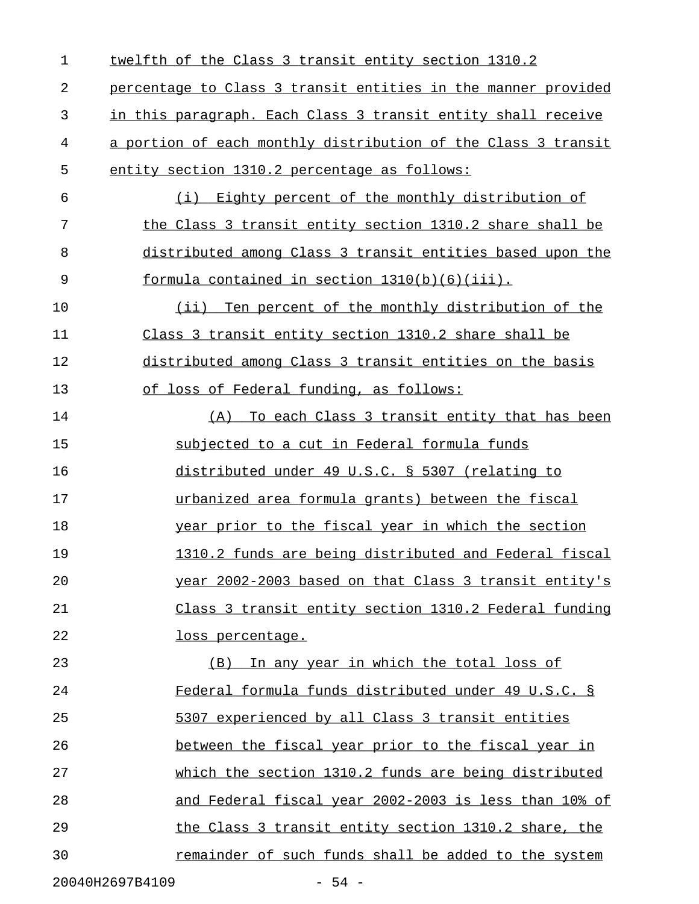twelfth of the Class 3 transit entity section 1310.2 percentage to Class 3 transit entities in the manner provided in this paragraph. Each Class 3 transit entity shall receive a portion of each monthly distribution of the Class 3 transit entity section 1310.2 percentage as follows:

(i) Eighty percent of the monthly distribution of the Class 3 transit entity section 1310.2 share shall be distributed among Class 3 transit entities based upon the formula contained in section 1310(b)(6)(iii).

(ii) Ten percent of the monthly distribution of the Class 3 transit entity section 1310.2 share shall be distributed among Class 3 transit entities on the basis of loss of Federal funding, as follows:

(A) To each Class 3 transit entity that has been subjected to a cut in Federal formula funds distributed under 49 U.S.C. § 5307 (relating to urbanized area formula grants) between the fiscal year prior to the fiscal year in which the section 1310.2 funds are being distributed and Federal fiscal year 2002-2003 based on that Class 3 transit entity's Class 3 transit entity section 1310.2 Federal funding loss percentage.

(B) In any year in which the total loss of Federal formula funds distributed under 49 U.S.C. § 5307 experienced by all Class 3 transit entities between the fiscal year prior to the fiscal year in which the section 1310.2 funds are being distributed and Federal fiscal year 2002-2003 is less than 10% of the Class 3 transit entity section 1310.2 share, the remainder of such funds shall be added to the system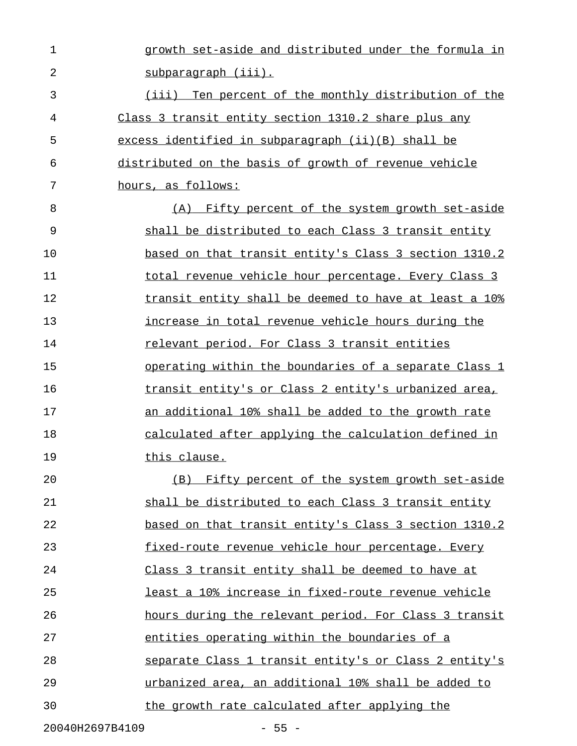growth set-aside and distributed under the formula in subparagraph (iii).

(iii) Ten percent of the monthly distribution of the Class 3 transit entity section 1310.2 share plus any excess identified in subparagraph (ii)(B) shall be distributed on the basis of growth of revenue vehicle hours, as follows:

(A) Fifty percent of the system growth set-aside shall be distributed to each Class 3 transit entity based on that transit entity's Class 3 section 1310.2 total revenue vehicle hour percentage. Every Class 3 transit entity shall be deemed to have at least a 10% increase in total revenue vehicle hours during the relevant period. For Class 3 transit entities operating within the boundaries of a separate Class 1 transit entity's or Class 2 entity's urbanized area, an additional 10% shall be added to the growth rate calculated after applying the calculation defined in this clause.

(B) Fifty percent of the system growth set-aside shall be distributed to each Class 3 transit entity based on that transit entity's Class 3 section 1310.2 fixed-route revenue vehicle hour percentage. Every Class 3 transit entity shall be deemed to have at least a 10% increase in fixed-route revenue vehicle hours during the relevant period. For Class 3 transit entities operating within the boundaries of a separate Class 1 transit entity's or Class 2 entity's urbanized area, an additional 10% shall be added to the growth rate calculated after applying the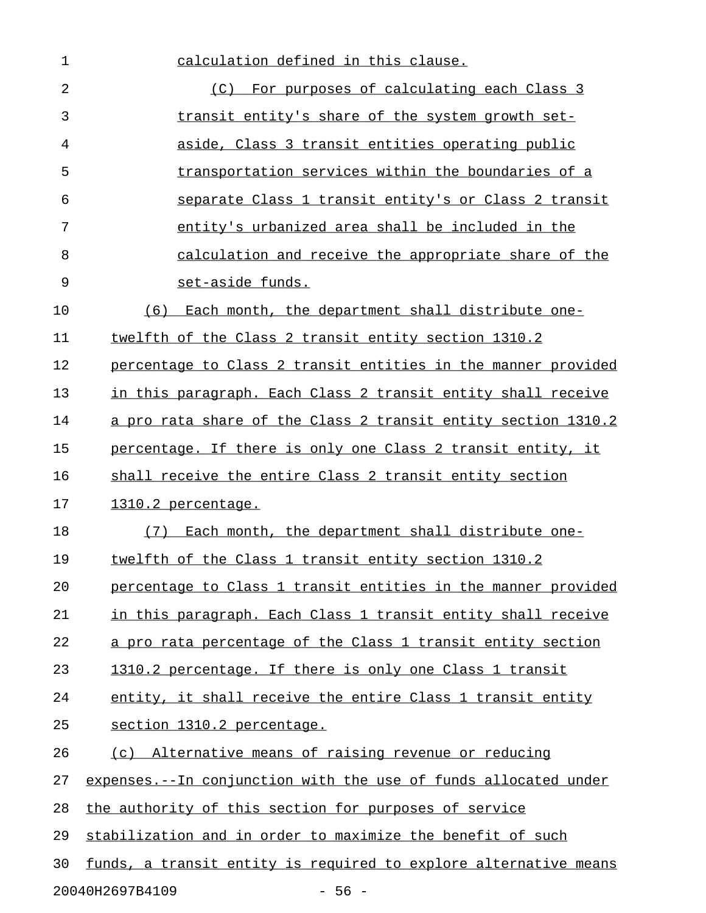calculation defined in this clause.

(C) For purposes of calculating each Class 3 transit entity's share of the system growth set-aside, Class 3 transit entities operating public transportation services within the boundaries of a separate Class 1 transit entity's or Class 2 transit entity's urbanized area shall be included in the calculation and receive the appropriate share of the set-aside funds.

(6) Each month, the department shall distribute one-twelfth of the Class 2 transit entity section 1310.2 percentage to Class 2 transit entities in the manner provided in this paragraph. Each Class 2 transit entity shall receive a pro rata share of the Class 2 transit entity section 1310.2 percentage. If there is only one Class 2 transit entity, it shall receive the entire Class 2 transit entity section 1310.2 percentage.

(7) Each month, the department shall distribute one-twelfth of the Class 1 transit entity section 1310.2 percentage to Class 1 transit entities in the manner provided in this paragraph. Each Class 1 transit entity shall receive a pro rata percentage of the Class 1 transit entity section 1310.2 percentage. If there is only one Class 1 transit entity, it shall receive the entire Class 1 transit entity section 1310.2 percentage.

(c) Alternative means of raising revenue or reducing expenses.--In conjunction with the use of funds allocated under the authority of this section for purposes of service stabilization and in order to maximize the benefit of such funds, a transit entity is required to explore alternative means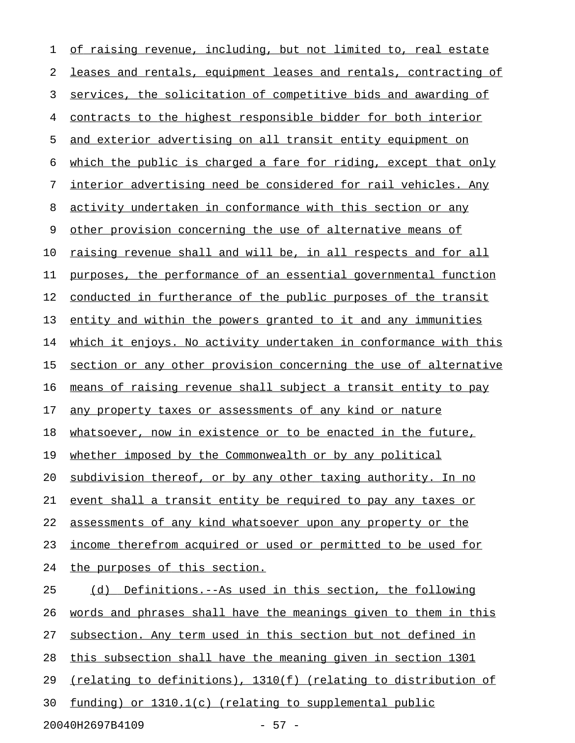of raising revenue, including, but not limited to, real estate leases and rentals, equipment leases and rentals, contracting of services, the solicitation of competitive bids and awarding of contracts to the highest responsible bidder for both interior and exterior advertising on all transit entity equipment on which the public is charged a fare for riding, except that only interior advertising need be considered for rail vehicles. Any activity undertaken in conformance with this section or any other provision concerning the use of alternative means of raising revenue shall and will be, in all respects and for all purposes, the performance of an essential governmental function conducted in furtherance of the public purposes of the transit entity and within the powers granted to it and any immunities which it enjoys. No activity undertaken in conformance with this section or any other provision concerning the use of alternative means of raising revenue shall subject a transit entity to pay any property taxes or assessments of any kind or nature whatsoever, now in existence or to be enacted in the future, whether imposed by the Commonwealth or by any political subdivision thereof, or by any other taxing authority. In no event shall a transit entity be required to pay any taxes or assessments of any kind whatsoever upon any property or the income therefrom acquired or used or permitted to be used for the purposes of this section.

(d) Definitions.--As used in this section, the following words and phrases shall have the meanings given to them in this subsection. Any term used in this section but not defined in this subsection shall have the meaning given in section 1301 (relating to definitions), 1310(f) (relating to distribution of funding) or 1310.1(c) (relating to supplemental public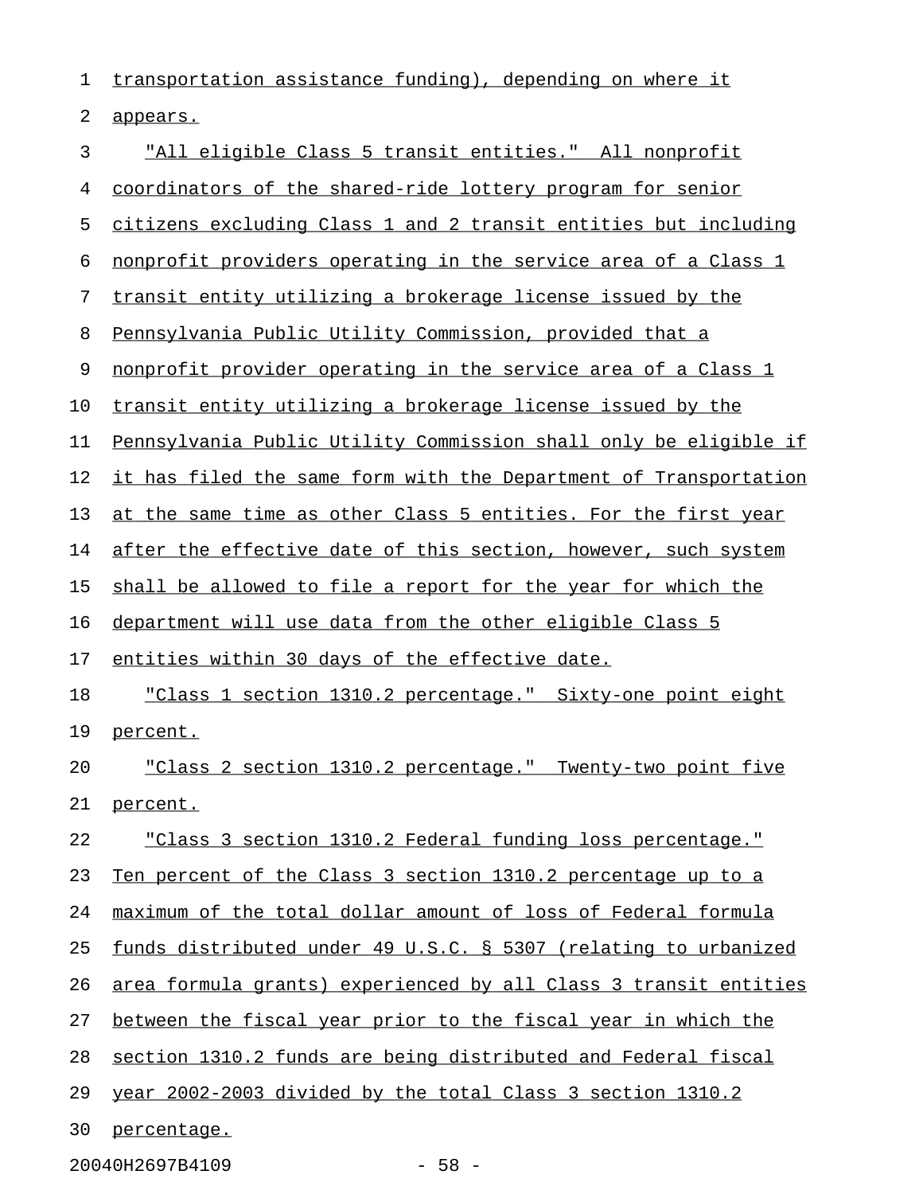transportation assistance funding), depending on where it appears.

"All eligible Class 5 transit entities." All nonprofit coordinators of the shared-ride lottery program for senior citizens excluding Class 1 and 2 transit entities but including nonprofit providers operating in the service area of a Class 1 transit entity utilizing a brokerage license issued by the Pennsylvania Public Utility Commission, provided that a nonprofit provider operating in the service area of a Class 1 transit entity utilizing a brokerage license issued by the Pennsylvania Public Utility Commission shall only be eligible if it has filed the same form with the Department of Transportation at the same time as other Class 5 entities. For the first year after the effective date of this section, however, such system shall be allowed to file a report for the year for which the department will use data from the other eligible Class 5 entities within 30 days of the effective date.

"Class 1 section 1310.2 percentage." Sixty-one point eight percent.

"Class 2 section 1310.2 percentage." Twenty-two point five percent.

"Class 3 section 1310.2 Federal funding loss percentage." Ten percent of the Class 3 section 1310.2 percentage up to a maximum of the total dollar amount of loss of Federal formula funds distributed under 49 U.S.C. § 5307 (relating to urbanized area formula grants) experienced by all Class 3 transit entities between the fiscal year prior to the fiscal year in which the section 1310.2 funds are being distributed and Federal fiscal year 2002-2003 divided by the total Class 3 section 1310.2 percentage.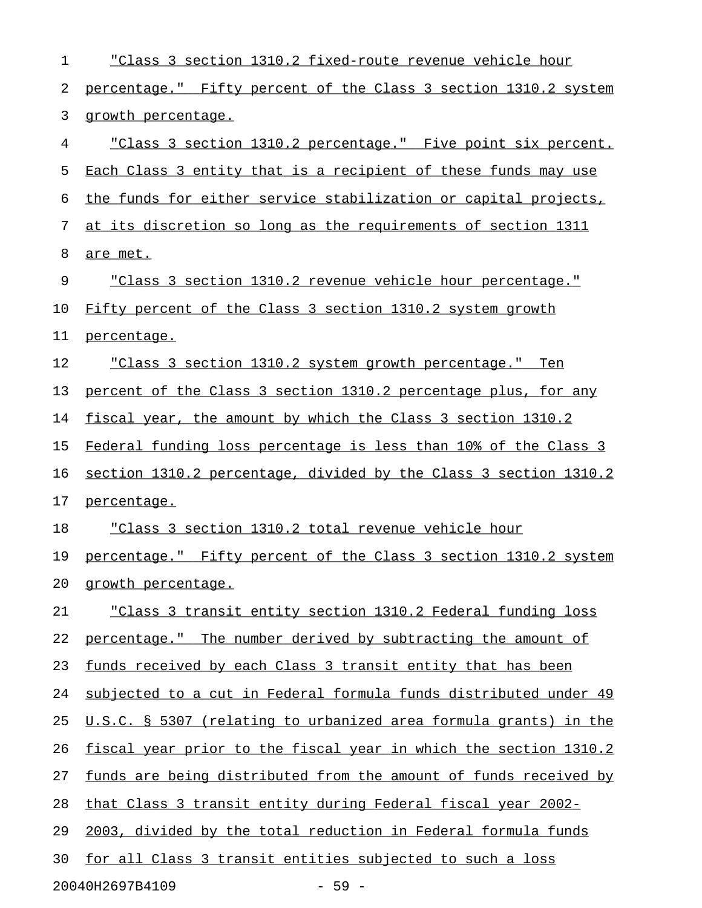"Class 3 section 1310.2 fixed-route revenue vehicle hour percentage." Fifty percent of the Class 3 section 1310.2 system growth percentage.

"Class 3 section 1310.2 percentage." Five point six percent. Each Class 3 entity that is a recipient of these funds may use the funds for either service stabilization or capital projects, at its discretion so long as the requirements of section 1311 are met.

"Class 3 section 1310.2 revenue vehicle hour percentage." Fifty percent of the Class 3 section 1310.2 system growth percentage.

"Class 3 section 1310.2 system growth percentage." Ten percent of the Class 3 section 1310.2 percentage plus, for any fiscal year, the amount by which the Class 3 section 1310.2 Federal funding loss percentage is less than 10% of the Class 3 section 1310.2 percentage, divided by the Class 3 section 1310.2 percentage.

"Class 3 section 1310.2 total revenue vehicle hour percentage." Fifty percent of the Class 3 section 1310.2 system growth percentage.

"Class 3 transit entity section 1310.2 Federal funding loss percentage." The number derived by subtracting the amount of funds received by each Class 3 transit entity that has been subjected to a cut in Federal formula funds distributed under 49 U.S.C. § 5307 (relating to urbanized area formula grants) in the fiscal year prior to the fiscal year in which the section 1310.2 funds are being distributed from the amount of funds received by that Class 3 transit entity during Federal fiscal year 2002-2003, divided by the total reduction in Federal formula funds for all Class 3 transit entities subjected to such a loss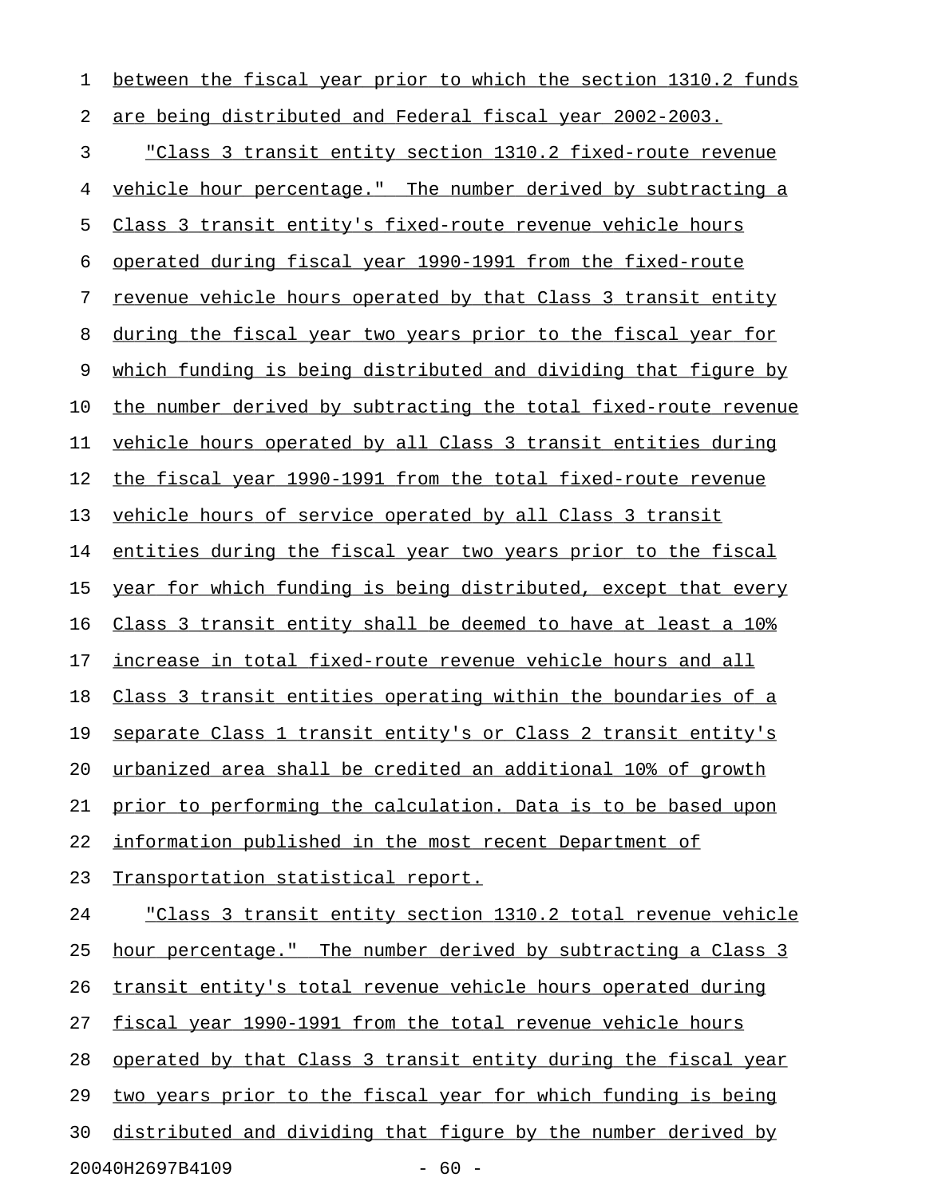between the fiscal year prior to which the section 1310.2 funds are being distributed and Federal fiscal year 2002-2003.

"Class 3 transit entity section 1310.2 fixed-route revenue vehicle hour percentage." The number derived by subtracting a Class 3 transit entity's fixed-route revenue vehicle hours operated during fiscal year 1990-1991 from the fixed-route revenue vehicle hours operated by that Class 3 transit entity during the fiscal year two years prior to the fiscal year for which funding is being distributed and dividing that figure by the number derived by subtracting the total fixed-route revenue vehicle hours operated by all Class 3 transit entities during the fiscal year 1990-1991 from the total fixed-route revenue vehicle hours of service operated by all Class 3 transit entities during the fiscal year two years prior to the fiscal year for which funding is being distributed, except that every Class 3 transit entity shall be deemed to have at least a 10% increase in total fixed-route revenue vehicle hours and all Class 3 transit entities operating within the boundaries of a separate Class 1 transit entity's or Class 2 transit entity's urbanized area shall be credited an additional 10% of growth prior to performing the calculation. Data is to be based upon information published in the most recent Department of Transportation statistical report.

"Class 3 transit entity section 1310.2 total revenue vehicle hour percentage." The number derived by subtracting a Class 3 transit entity's total revenue vehicle hours operated during fiscal year 1990-1991 from the total revenue vehicle hours operated by that Class 3 transit entity during the fiscal year two years prior to the fiscal year for which funding is being distributed and dividing that figure by the number derived by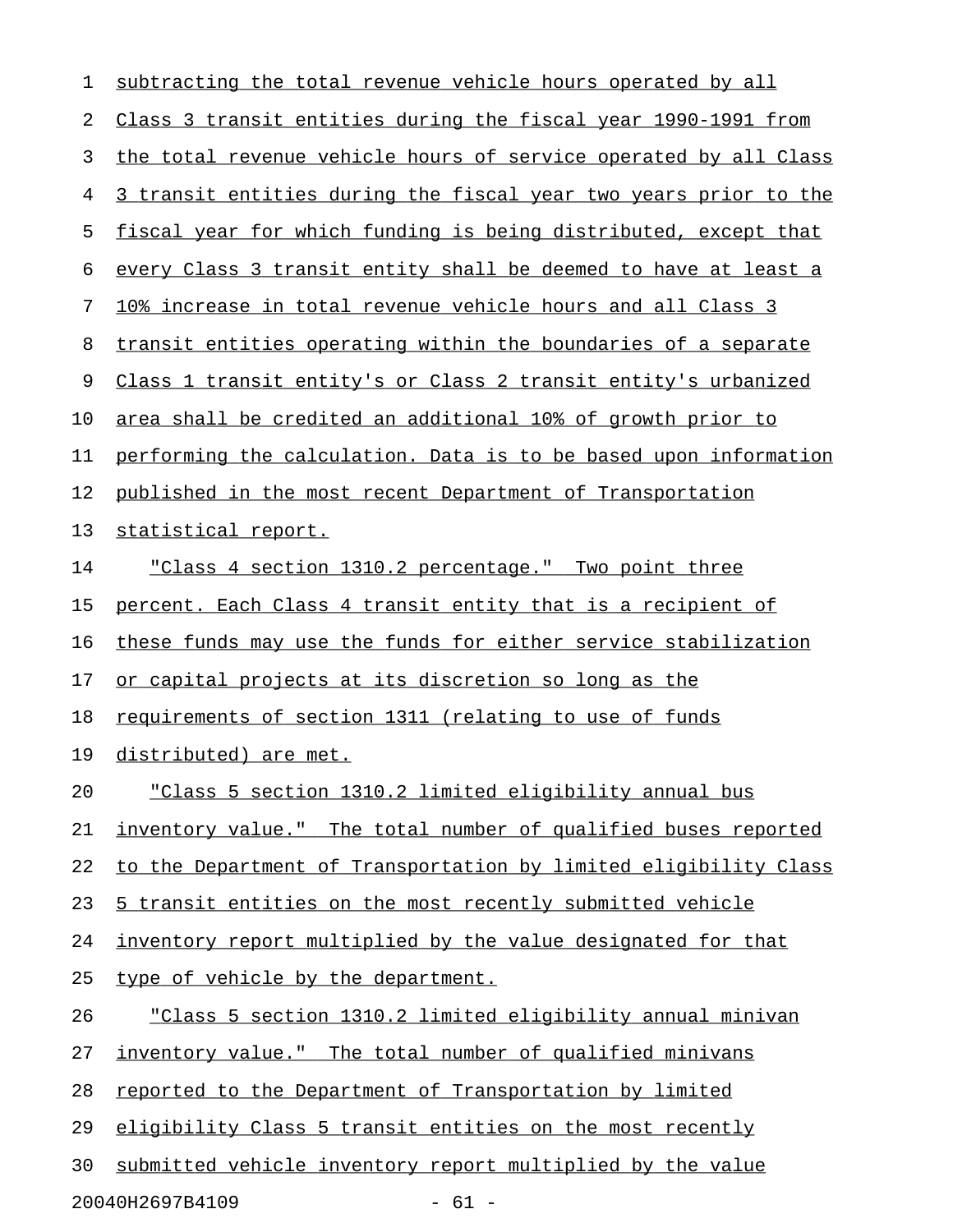subtracting the total revenue vehicle hours operated by all Class 3 transit entities during the fiscal year 1990-1991 from the total revenue vehicle hours of service operated by all Class 3 transit entities during the fiscal year two years prior to the fiscal year for which funding is being distributed, except that every Class 3 transit entity shall be deemed to have at least a 10% increase in total revenue vehicle hours and all Class 3 transit entities operating within the boundaries of a separate Class 1 transit entity's or Class 2 transit entity's urbanized area shall be credited an additional 10% of growth prior to performing the calculation. Data is to be based upon information published in the most recent Department of Transportation statistical report.

"Class 4 section 1310.2 percentage." Two point three percent. Each Class 4 transit entity that is a recipient of these funds may use the funds for either service stabilization or capital projects at its discretion so long as the requirements of section 1311 (relating to use of funds distributed) are met.

"Class 5 section 1310.2 limited eligibility annual bus inventory value." The total number of qualified buses reported to the Department of Transportation by limited eligibility Class 5 transit entities on the most recently submitted vehicle inventory report multiplied by the value designated for that type of vehicle by the department.

"Class 5 section 1310.2 limited eligibility annual minivan inventory value." The total number of qualified minivans reported to the Department of Transportation by limited eligibility Class 5 transit entities on the most recently submitted vehicle inventory report multiplied by the value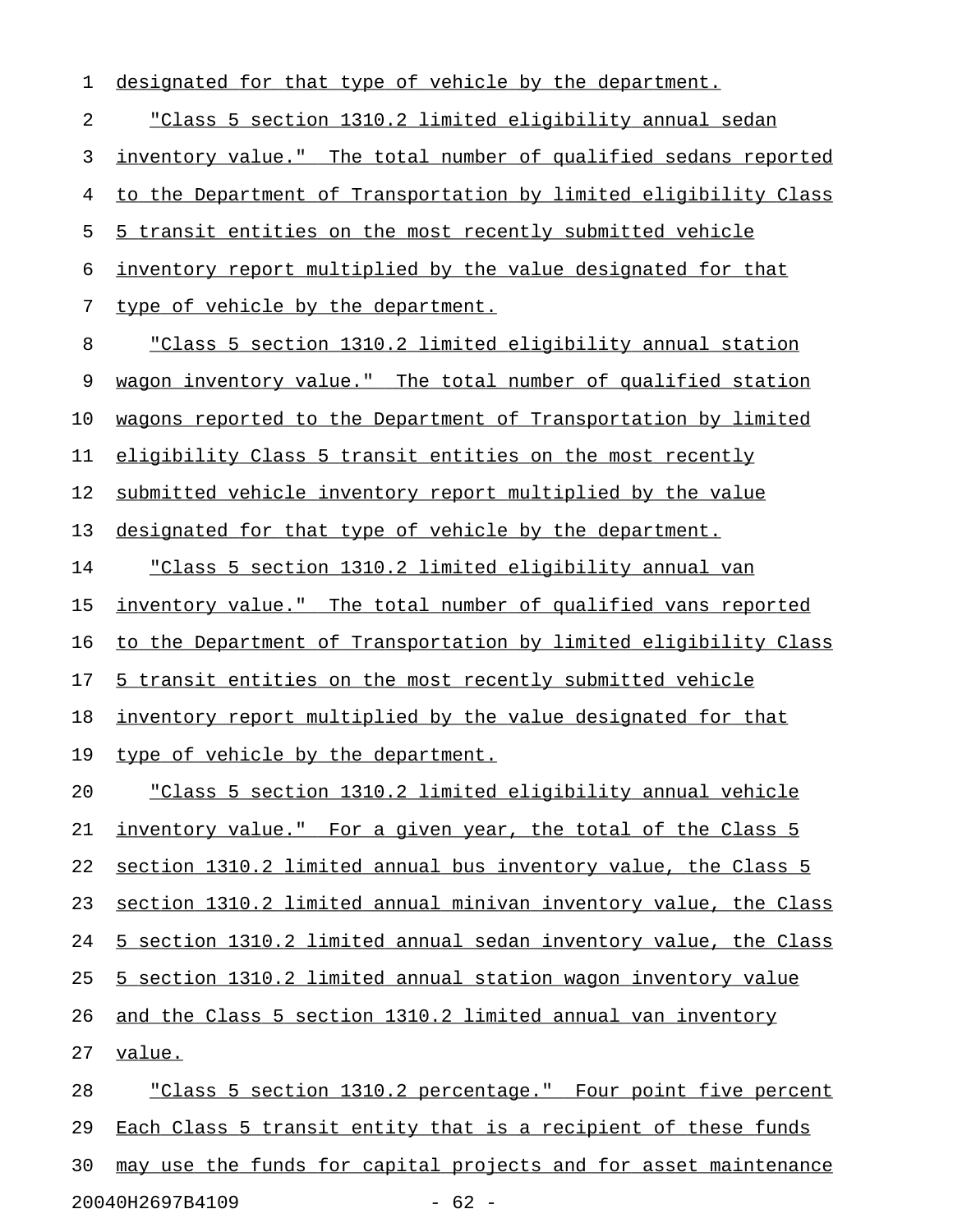designated for that type of vehicle by the department.

"Class 5 section 1310.2 limited eligibility annual sedan inventory value." The total number of qualified sedans reported to the Department of Transportation by limited eligibility Class 5 transit entities on the most recently submitted vehicle inventory report multiplied by the value designated for that type of vehicle by the department.

"Class 5 section 1310.2 limited eligibility annual station wagon inventory value." The total number of qualified station wagons reported to the Department of Transportation by limited eligibility Class 5 transit entities on the most recently submitted vehicle inventory report multiplied by the value designated for that type of vehicle by the department.

"Class 5 section 1310.2 limited eligibility annual van inventory value." The total number of qualified vans reported to the Department of Transportation by limited eligibility Class 5 transit entities on the most recently submitted vehicle inventory report multiplied by the value designated for that type of vehicle by the department.

"Class 5 section 1310.2 limited eligibility annual vehicle inventory value." For a given year, the total of the Class 5 section 1310.2 limited annual bus inventory value, the Class 5 section 1310.2 limited annual minivan inventory value, the Class 5 section 1310.2 limited annual sedan inventory value, the Class 5 section 1310.2 limited annual station wagon inventory value and the Class 5 section 1310.2 limited annual van inventory value.

"Class 5 section 1310.2 percentage." Four point five percent Each Class 5 transit entity that is a recipient of these funds may use the funds for capital projects and for asset maintenance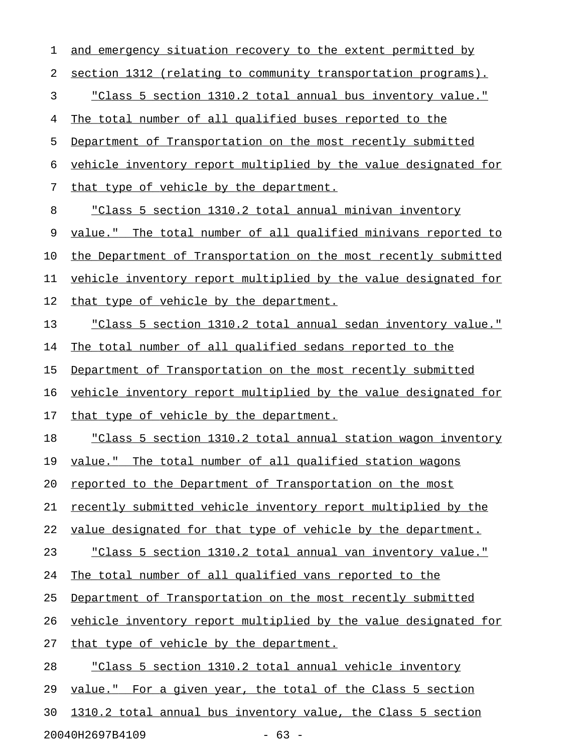and emergency situation recovery to the extent permitted by section 1312 (relating to community transportation programs).

"Class 5 section 1310.2 total annual bus inventory value." The total number of all qualified buses reported to the Department of Transportation on the most recently submitted vehicle inventory report multiplied by the value designated for that type of vehicle by the department.

"Class 5 section 1310.2 total annual minivan inventory value." The total number of all qualified minivans reported to the Department of Transportation on the most recently submitted vehicle inventory report multiplied by the value designated for that type of vehicle by the department.

"Class 5 section 1310.2 total annual sedan inventory value." The total number of all qualified sedans reported to the Department of Transportation on the most recently submitted vehicle inventory report multiplied by the value designated for that type of vehicle by the department.

"Class 5 section 1310.2 total annual station wagon inventory value." The total number of all qualified station wagons reported to the Department of Transportation on the most recently submitted vehicle inventory report multiplied by the value designated for that type of vehicle by the department.

"Class 5 section 1310.2 total annual van inventory value." The total number of all qualified vans reported to the Department of Transportation on the most recently submitted vehicle inventory report multiplied by the value designated for that type of vehicle by the department.

"Class 5 section 1310.2 total annual vehicle inventory value." For a given year, the total of the Class 5 section 1310.2 total annual bus inventory value, the Class 5 section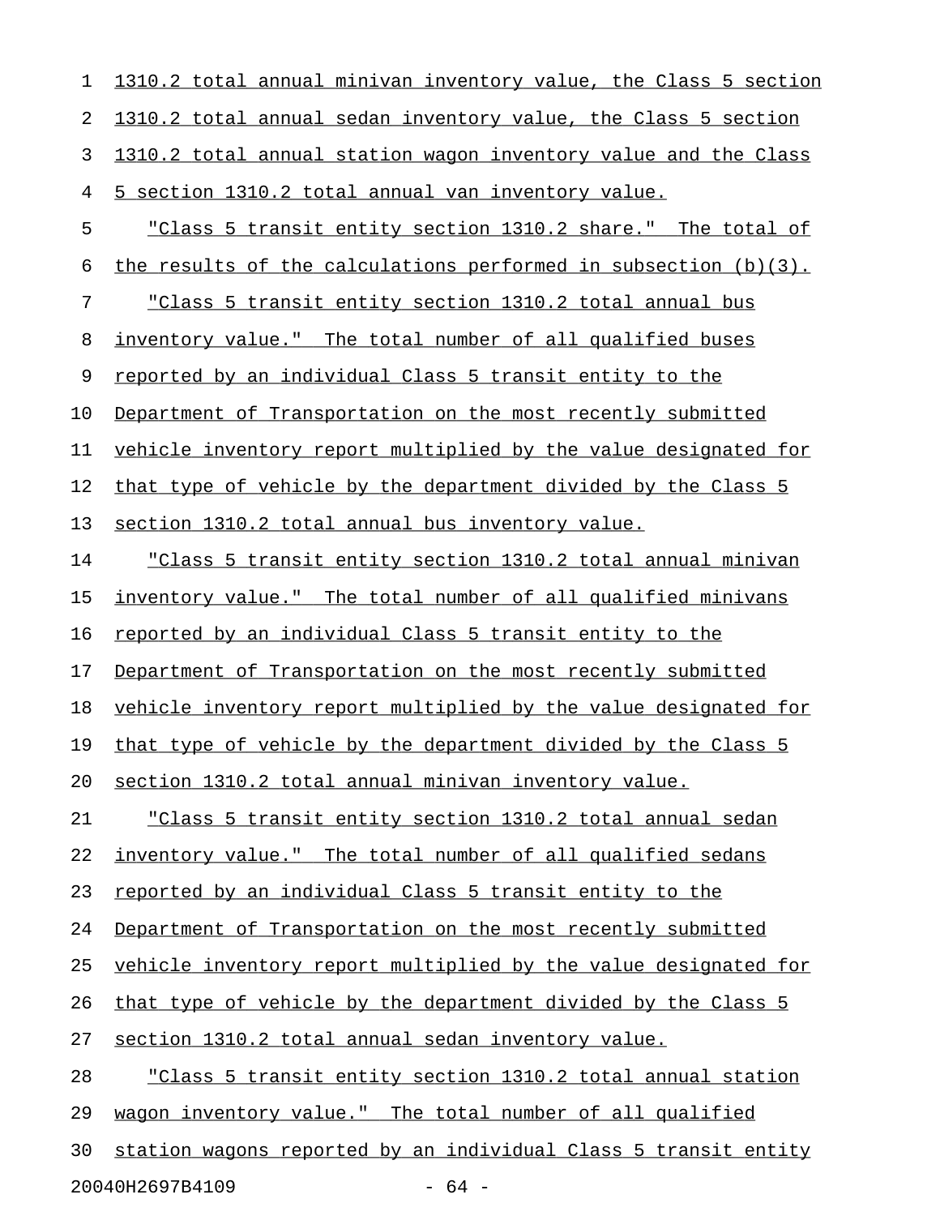1310.2 total annual minivan inventory value, the Class 5 section 1310.2 total annual sedan inventory value, the Class 5 section 1310.2 total annual station wagon inventory value and the Class 5 section 1310.2 total annual van inventory value.

"Class 5 transit entity section 1310.2 share." The total of the results of the calculations performed in subsection (b)(3).

"Class 5 transit entity section 1310.2 total annual bus inventory value." The total number of all qualified buses reported by an individual Class 5 transit entity to the Department of Transportation on the most recently submitted vehicle inventory report multiplied by the value designated for that type of vehicle by the department divided by the Class 5 section 1310.2 total annual bus inventory value.

"Class 5 transit entity section 1310.2 total annual minivan inventory value." The total number of all qualified minivans reported by an individual Class 5 transit entity to the Department of Transportation on the most recently submitted vehicle inventory report multiplied by the value designated for that type of vehicle by the department divided by the Class 5 section 1310.2 total annual minivan inventory value.

"Class 5 transit entity section 1310.2 total annual sedan inventory value." The total number of all qualified sedans reported by an individual Class 5 transit entity to the Department of Transportation on the most recently submitted vehicle inventory report multiplied by the value designated for that type of vehicle by the department divided by the Class 5 section 1310.2 total annual sedan inventory value.

"Class 5 transit entity section 1310.2 total annual station wagon inventory value." The total number of all qualified station wagons reported by an individual Class 5 transit entity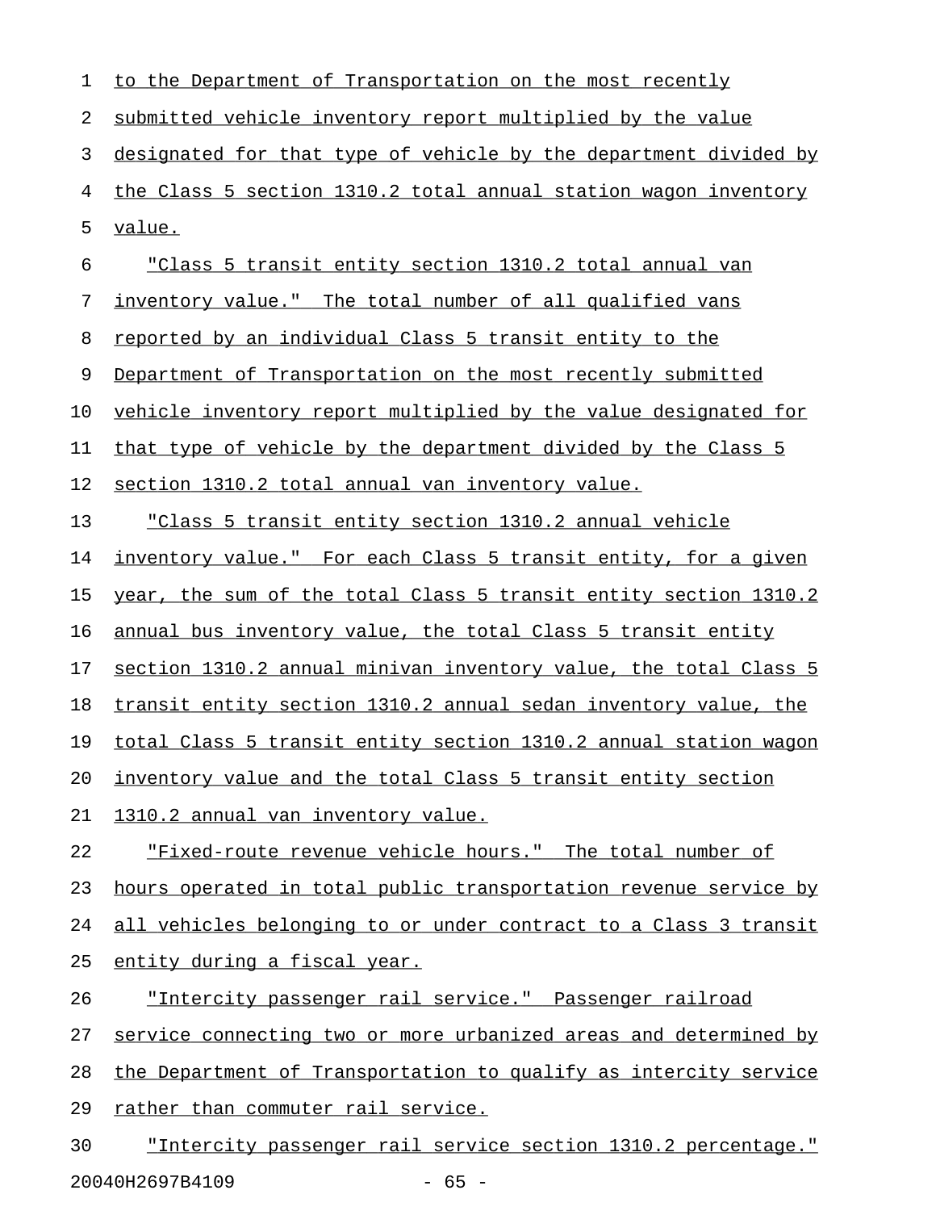to the Department of Transportation on the most recently submitted vehicle inventory report multiplied by the value designated for that type of vehicle by the department divided by the Class 5 section 1310.2 total annual station wagon inventory value.

"Class 5 transit entity section 1310.2 total annual van inventory value." The total number of all qualified vans reported by an individual Class 5 transit entity to the Department of Transportation on the most recently submitted vehicle inventory report multiplied by the value designated for that type of vehicle by the department divided by the Class 5 section 1310.2 total annual van inventory value.

"Class 5 transit entity section 1310.2 annual vehicle inventory value." For each Class 5 transit entity, for a given year, the sum of the total Class 5 transit entity section 1310.2 annual bus inventory value, the total Class 5 transit entity section 1310.2 annual minivan inventory value, the total Class 5 transit entity section 1310.2 annual sedan inventory value, the total Class 5 transit entity section 1310.2 annual station wagon inventory value and the total Class 5 transit entity section 1310.2 annual van inventory value.

"Fixed-route revenue vehicle hours." The total number of hours operated in total public transportation revenue service by all vehicles belonging to or under contract to a Class 3 transit entity during a fiscal year.

"Intercity passenger rail service." Passenger railroad service connecting two or more urbanized areas and determined by the Department of Transportation to qualify as intercity service rather than commuter rail service.

"Intercity passenger rail service section 1310.2 percentage."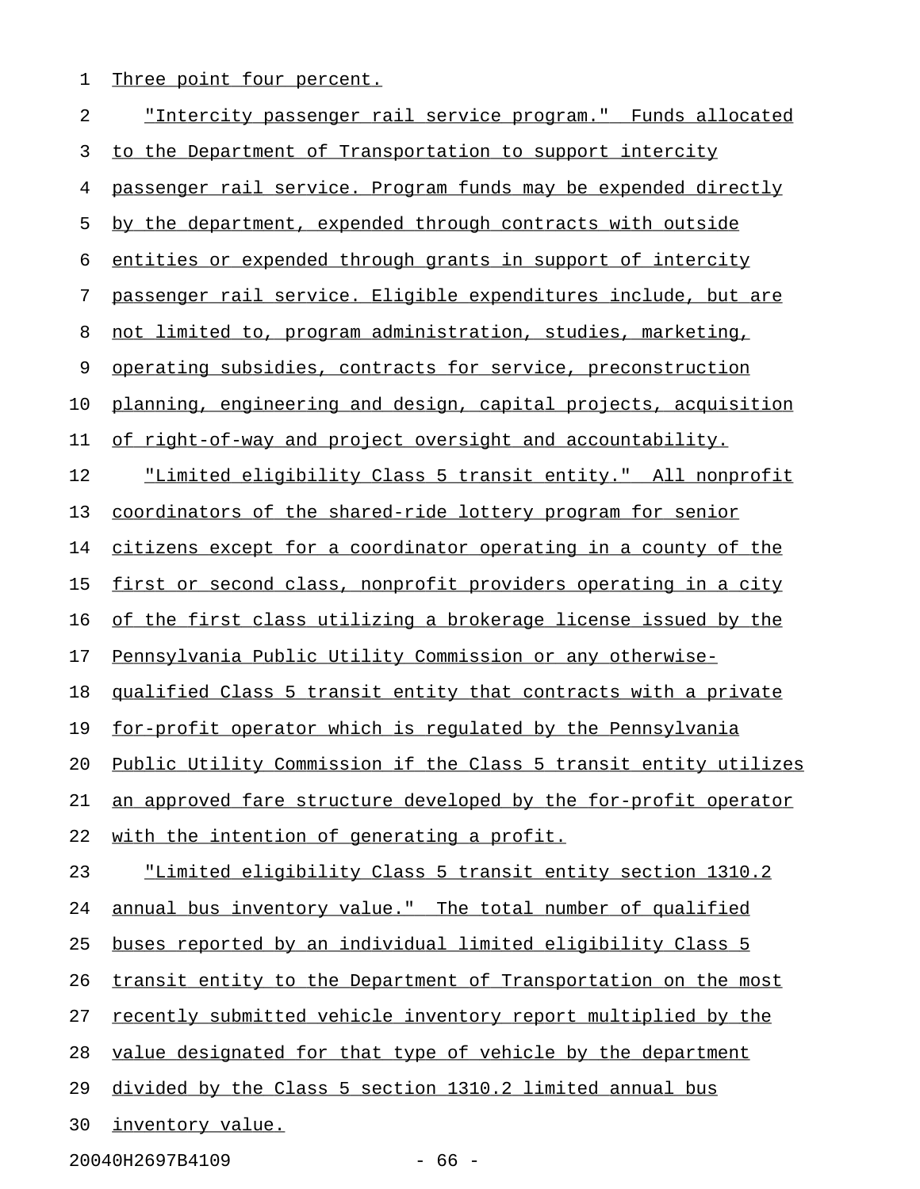Three point four percent.

"Intercity passenger rail service program." Funds allocated to the Department of Transportation to support intercity passenger rail service. Program funds may be expended directly by the department, expended through contracts with outside entities or expended through grants in support of intercity passenger rail service. Eligible expenditures include, but are not limited to, program administration, studies, marketing, operating subsidies, contracts for service, preconstruction planning, engineering and design, capital projects, acquisition of right-of-way and project oversight and accountability.

"Limited eligibility Class 5 transit entity." All nonprofit coordinators of the shared-ride lottery program for senior citizens except for a coordinator operating in a county of the first or second class, nonprofit providers operating in a city of the first class utilizing a brokerage license issued by the Pennsylvania Public Utility Commission or any otherwise-qualified Class 5 transit entity that contracts with a private for-profit operator which is regulated by the Pennsylvania Public Utility Commission if the Class 5 transit entity utilizes an approved fare structure developed by the for-profit operator with the intention of generating a profit.

"Limited eligibility Class 5 transit entity section 1310.2 annual bus inventory value." The total number of qualified buses reported by an individual limited eligibility Class 5 transit entity to the Department of Transportation on the most recently submitted vehicle inventory report multiplied by the value designated for that type of vehicle by the department divided by the Class 5 section 1310.2 limited annual bus inventory value.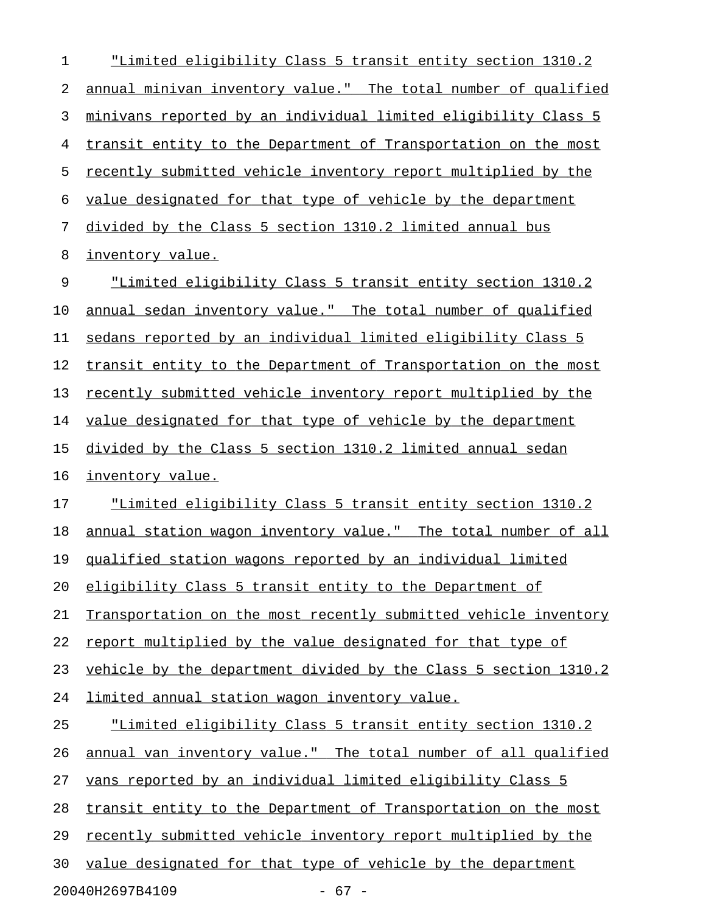"Limited eligibility Class 5 transit entity section 1310.2 annual minivan inventory value." The total number of qualified minivans reported by an individual limited eligibility Class 5 transit entity to the Department of Transportation on the most recently submitted vehicle inventory report multiplied by the value designated for that type of vehicle by the department divided by the Class 5 section 1310.2 limited annual bus inventory value.

"Limited eligibility Class 5 transit entity section 1310.2 annual sedan inventory value." The total number of qualified sedans reported by an individual limited eligibility Class 5 transit entity to the Department of Transportation on the most recently submitted vehicle inventory report multiplied by the value designated for that type of vehicle by the department divided by the Class 5 section 1310.2 limited annual sedan inventory value.

"Limited eligibility Class 5 transit entity section 1310.2 annual station wagon inventory value." The total number of all qualified station wagons reported by an individual limited eligibility Class 5 transit entity to the Department of Transportation on the most recently submitted vehicle inventory report multiplied by the value designated for that type of vehicle by the department divided by the Class 5 section 1310.2 limited annual station wagon inventory value.

"Limited eligibility Class 5 transit entity section 1310.2 annual van inventory value." The total number of all qualified vans reported by an individual limited eligibility Class 5 transit entity to the Department of Transportation on the most recently submitted vehicle inventory report multiplied by the value designated for that type of vehicle by the department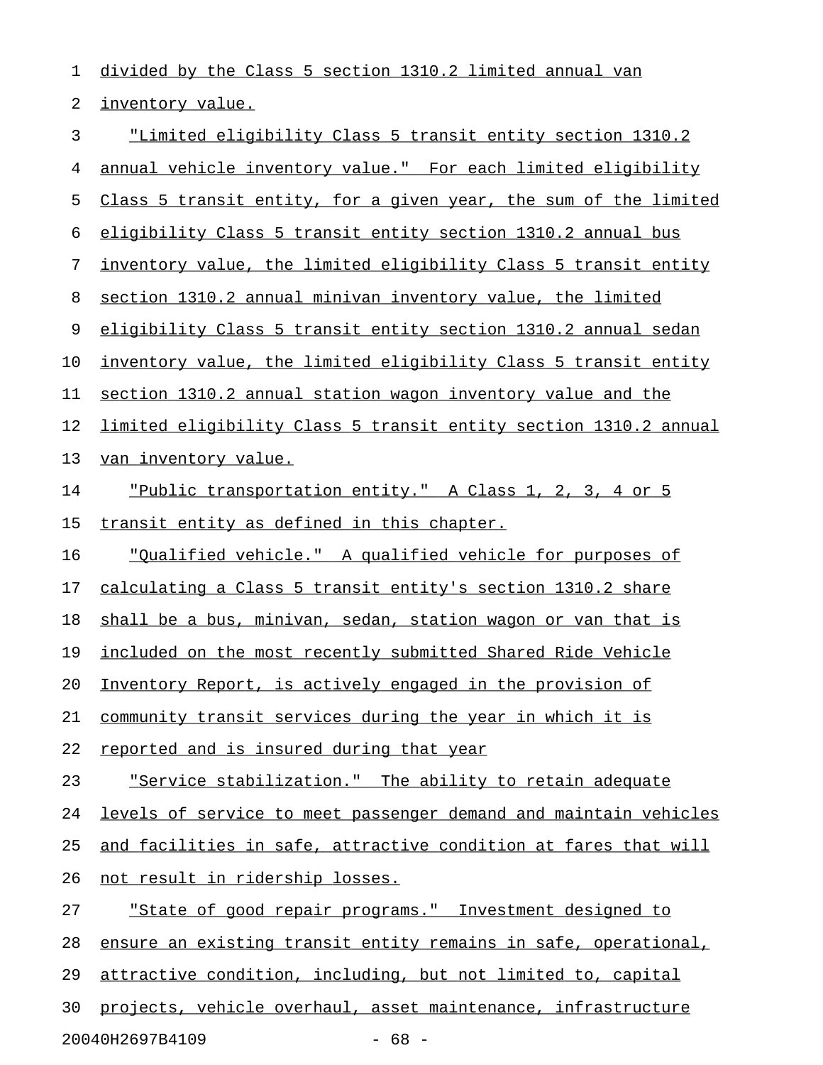divided by the Class 5 section 1310.2 limited annual van inventory value.

"Limited eligibility Class 5 transit entity section 1310.2 annual vehicle inventory value." For each limited eligibility Class 5 transit entity, for a given year, the sum of the limited eligibility Class 5 transit entity section 1310.2 annual bus inventory value, the limited eligibility Class 5 transit entity section 1310.2 annual minivan inventory value, the limited eligibility Class 5 transit entity section 1310.2 annual sedan inventory value, the limited eligibility Class 5 transit entity section 1310.2 annual station wagon inventory value and the limited eligibility Class 5 transit entity section 1310.2 annual van inventory value.

"Public transportation entity." A Class 1, 2, 3, 4 or 5 transit entity as defined in this chapter.

"Qualified vehicle." A qualified vehicle for purposes of calculating a Class 5 transit entity's section 1310.2 share shall be a bus, minivan, sedan, station wagon or van that is included on the most recently submitted Shared Ride Vehicle Inventory Report, is actively engaged in the provision of community transit services during the year in which it is reported and is insured during that year

"Service stabilization." The ability to retain adequate levels of service to meet passenger demand and maintain vehicles and facilities in safe, attractive condition at fares that will not result in ridership losses.

"State of good repair programs." Investment designed to ensure an existing transit entity remains in safe, operational, attractive condition, including, but not limited to, capital projects, vehicle overhaul, asset maintenance, infrastructure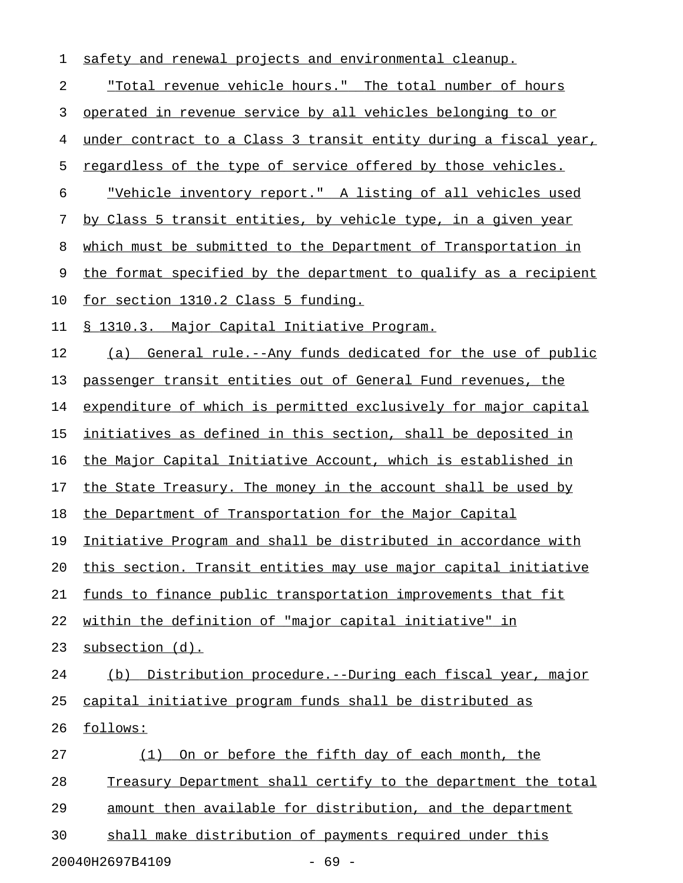safety and renewal projects and environmental cleanup.

"Total revenue vehicle hours." The total number of hours operated in revenue service by all vehicles belonging to or under contract to a Class 3 transit entity during a fiscal year, regardless of the type of service offered by those vehicles.

"Vehicle inventory report." A listing of all vehicles used by Class 5 transit entities, by vehicle type, in a given year which must be submitted to the Department of Transportation in the format specified by the department to qualify as a recipient for section 1310.2 Class 5 funding.

§ 1310.3. Major Capital Initiative Program.

(a) General rule.--Any funds dedicated for the use of public passenger transit entities out of General Fund revenues, the expenditure of which is permitted exclusively for major capital initiatives as defined in this section, shall be deposited in the Major Capital Initiative Account, which is established in the State Treasury. The money in the account shall be used by the Department of Transportation for the Major Capital Initiative Program and shall be distributed in accordance with this section. Transit entities may use major capital initiative funds to finance public transportation improvements that fit within the definition of "major capital initiative" in subsection (d).

(b) Distribution procedure.--During each fiscal year, major capital initiative program funds shall be distributed as follows:

(1) On or before the fifth day of each month, the Treasury Department shall certify to the department the total amount then available for distribution, and the department shall make distribution of payments required under this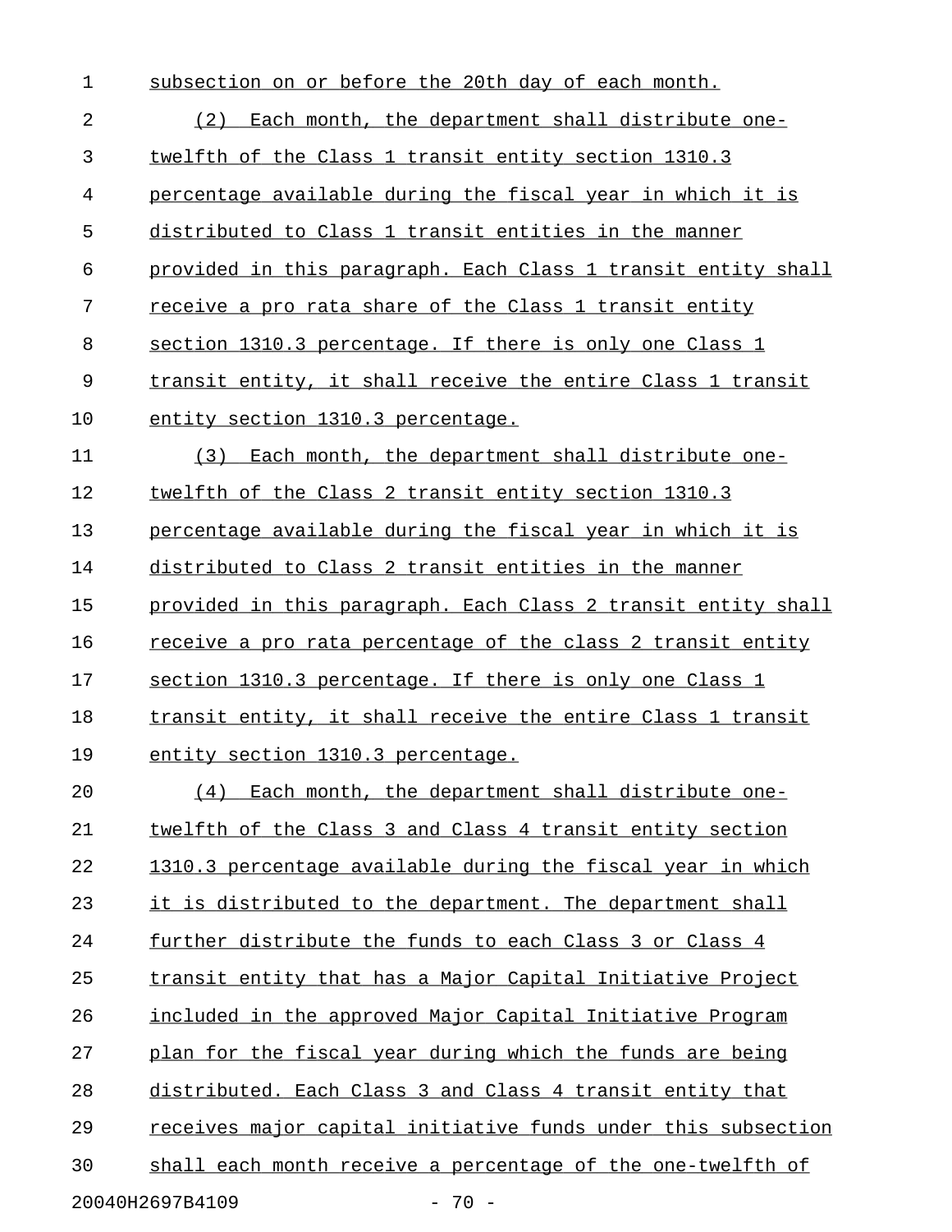subsection on or before the 20th day of each month.

(2) Each month, the department shall distribute one-twelfth of the Class 1 transit entity section 1310.3 percentage available during the fiscal year in which it is distributed to Class 1 transit entities in the manner provided in this paragraph. Each Class 1 transit entity shall receive a pro rata share of the Class 1 transit entity section 1310.3 percentage. If there is only one Class 1 transit entity, it shall receive the entire Class 1 transit entity section 1310.3 percentage.

(3) Each month, the department shall distribute one-twelfth of the Class 2 transit entity section 1310.3 percentage available during the fiscal year in which it is distributed to Class 2 transit entities in the manner provided in this paragraph. Each Class 2 transit entity shall receive a pro rata percentage of the class 2 transit entity section 1310.3 percentage. If there is only one Class 1 transit entity, it shall receive the entire Class 1 transit entity section 1310.3 percentage.

(4) Each month, the department shall distribute one-twelfth of the Class 3 and Class 4 transit entity section 1310.3 percentage available during the fiscal year in which it is distributed to the department. The department shall further distribute the funds to each Class 3 or Class 4 transit entity that has a Major Capital Initiative Project included in the approved Major Capital Initiative Program plan for the fiscal year during which the funds are being distributed. Each Class 3 and Class 4 transit entity that receives major capital initiative funds under this subsection shall each month receive a percentage of the one-twelfth of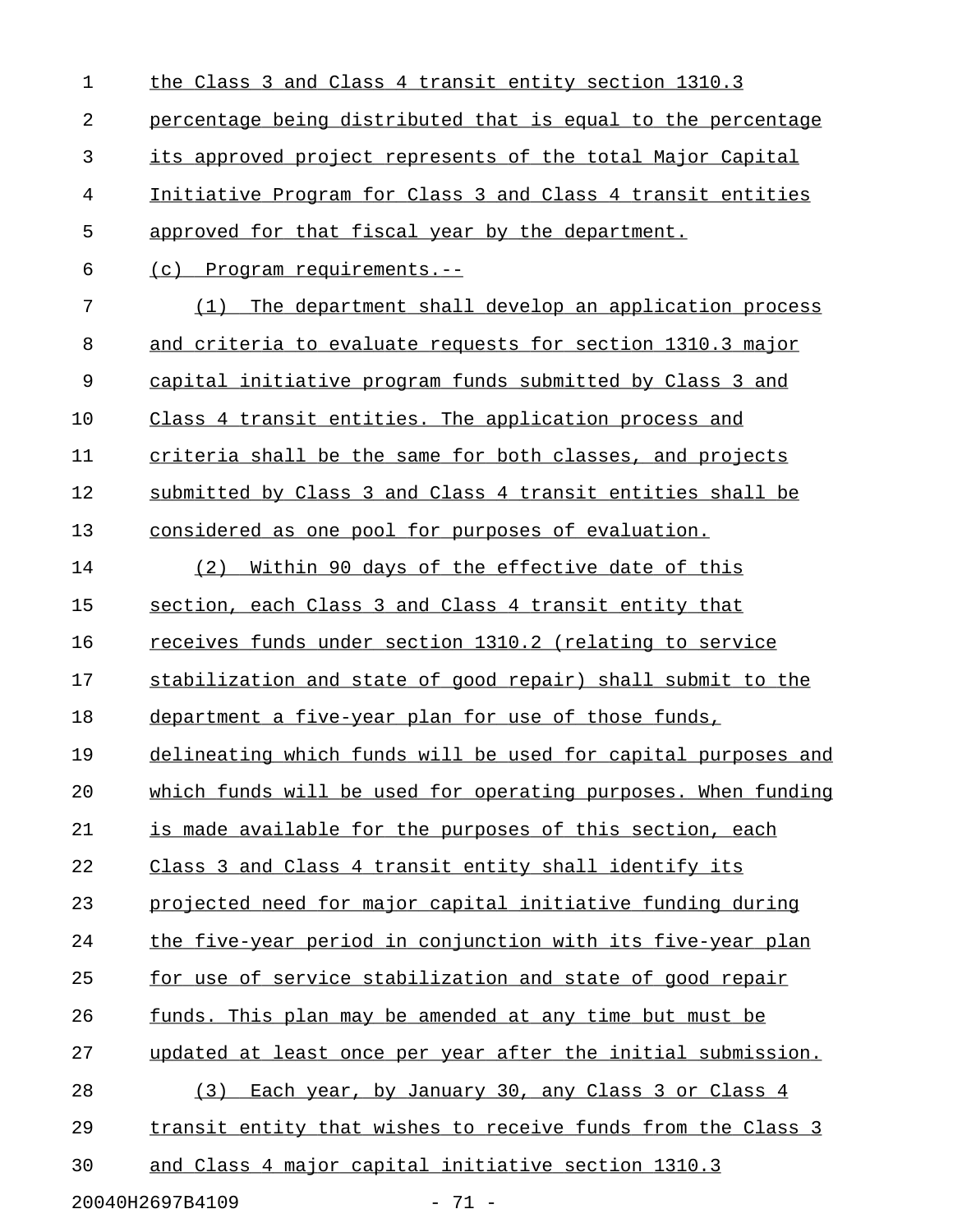the Class 3 and Class 4 transit entity section 1310.3 percentage being distributed that is equal to the percentage its approved project represents of the total Major Capital Initiative Program for Class 3 and Class 4 transit entities approved for that fiscal year by the department.

(c) Program requirements.--

(1) The department shall develop an application process and criteria to evaluate requests for section 1310.3 major capital initiative program funds submitted by Class 3 and Class 4 transit entities. The application process and criteria shall be the same for both classes, and projects submitted by Class 3 and Class 4 transit entities shall be considered as one pool for purposes of evaluation.

(2) Within 90 days of the effective date of this section, each Class 3 and Class 4 transit entity that receives funds under section 1310.2 (relating to service stabilization and state of good repair) shall submit to the department a five-year plan for use of those funds, delineating which funds will be used for capital purposes and which funds will be used for operating purposes. When funding is made available for the purposes of this section, each Class 3 and Class 4 transit entity shall identify its projected need for major capital initiative funding during the five-year period in conjunction with its five-year plan for use of service stabilization and state of good repair funds. This plan may be amended at any time but must be updated at least once per year after the initial submission.

(3) Each year, by January 30, any Class 3 or Class 4 transit entity that wishes to receive funds from the Class 3 and Class 4 major capital initiative section 1310.3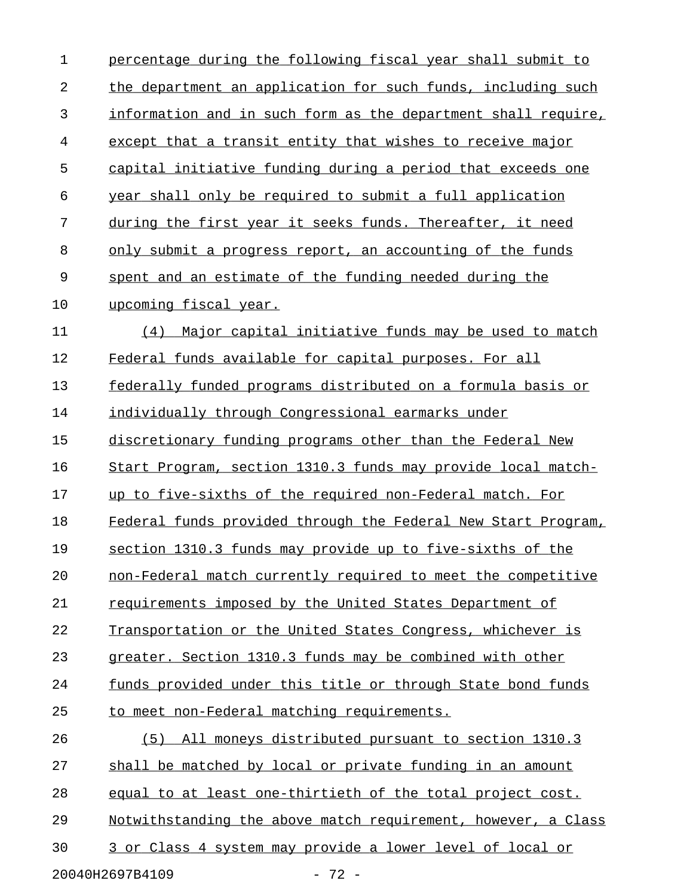percentage during the following fiscal year shall submit to the department an application for such funds, including such information and in such form as the department shall require, except that a transit entity that wishes to receive major capital initiative funding during a period that exceeds one year shall only be required to submit a full application during the first year it seeks funds. Thereafter, it need only submit a progress report, an accounting of the funds spent and an estimate of the funding needed during the upcoming fiscal year.

(4) Major capital initiative funds may be used to match Federal funds available for capital purposes. For all federally funded programs distributed on a formula basis or individually through Congressional earmarks under discretionary funding programs other than the Federal New Start Program, section 1310.3 funds may provide local match-up to five-sixths of the required non-Federal match. For Federal funds provided through the Federal New Start Program, section 1310.3 funds may provide up to five-sixths of the non-Federal match currently required to meet the competitive requirements imposed by the United States Department of Transportation or the United States Congress, whichever is greater. Section 1310.3 funds may be combined with other funds provided under this title or through State bond funds to meet non-Federal matching requirements.

(5) All moneys distributed pursuant to section 1310.3 shall be matched by local or private funding in an amount equal to at least one-thirtieth of the total project cost. Notwithstanding the above match requirement, however, a Class 3 or Class 4 system may provide a lower level of local or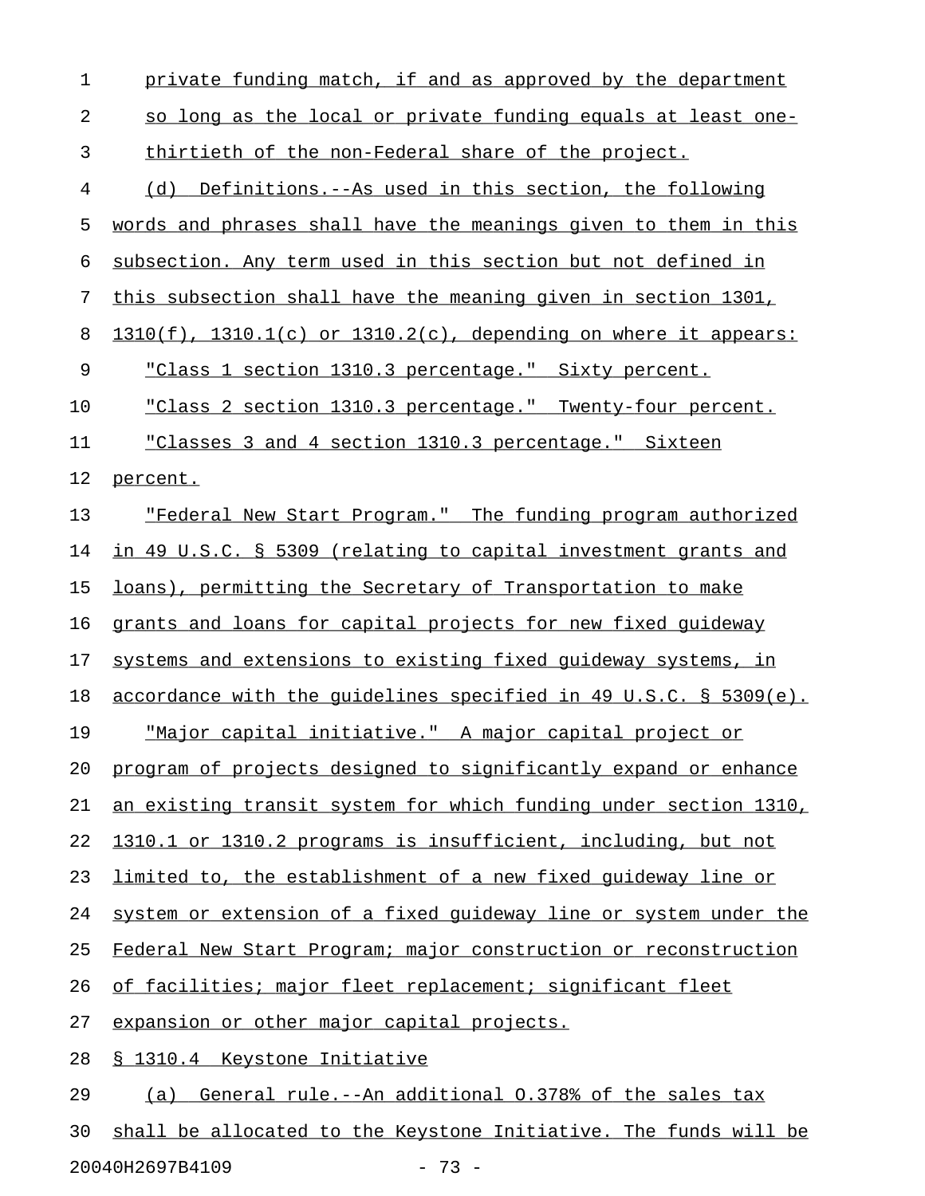private funding match, if and as approved by the department so long as the local or private funding equals at least one-thirtieth of the non-Federal share of the project.

(d) Definitions.--As used in this section, the following words and phrases shall have the meanings given to them in this subsection. Any term used in this section but not defined in this subsection shall have the meaning given in section 1301, 1310(f), 1310.1(c) or 1310.2(c), depending on where it appears:

"Class 1 section 1310.3 percentage." Sixty percent.

"Class 2 section 1310.3 percentage." Twenty-four percent.

"Classes 3 and 4 section 1310.3 percentage." Sixteen percent.

"Federal New Start Program." The funding program authorized in 49 U.S.C. § 5309 (relating to capital investment grants and loans), permitting the Secretary of Transportation to make grants and loans for capital projects for new fixed guideway systems and extensions to existing fixed guideway systems, in accordance with the guidelines specified in 49 U.S.C. § 5309(e).

"Major capital initiative." A major capital project or program of projects designed to significantly expand or enhance an existing transit system for which funding under section 1310, 1310.1 or 1310.2 programs is insufficient, including, but not limited to, the establishment of a new fixed guideway line or system or extension of a fixed guideway line or system under the Federal New Start Program; major construction or reconstruction of facilities; major fleet replacement; significant fleet expansion or other major capital projects.

§ 1310.4 Keystone Initiative

(a) General rule.--An additional 0.378% of the sales tax shall be allocated to the Keystone Initiative. The funds will be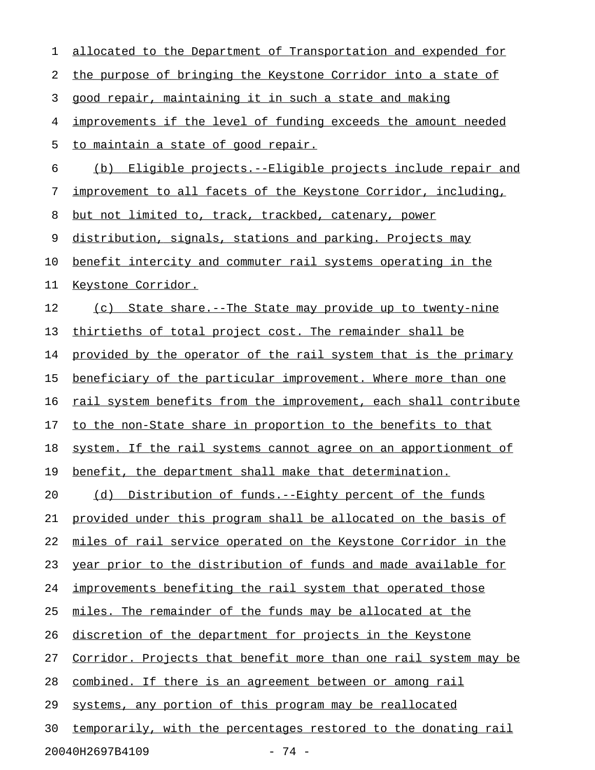allocated to the Department of Transportation and expended for the purpose of bringing the Keystone Corridor into a state of good repair, maintaining it in such a state and making improvements if the level of funding exceeds the amount needed to maintain a state of good repair.

(b) Eligible projects.--Eligible projects include repair and improvement to all facets of the Keystone Corridor, including, but not limited to, track, trackbed, catenary, power distribution, signals, stations and parking. Projects may benefit intercity and commuter rail systems operating in the Keystone Corridor.

(c) State share.--The State may provide up to twenty-nine thirtieths of total project cost. The remainder shall be provided by the operator of the rail system that is the primary beneficiary of the particular improvement. Where more than one rail system benefits from the improvement, each shall contribute to the non-State share in proportion to the benefits to that system. If the rail systems cannot agree on an apportionment of benefit, the department shall make that determination.

(d) Distribution of funds.--Eighty percent of the funds provided under this program shall be allocated on the basis of miles of rail service operated on the Keystone Corridor in the year prior to the distribution of funds and made available for improvements benefiting the rail system that operated those miles. The remainder of the funds may be allocated at the discretion of the department for projects in the Keystone Corridor. Projects that benefit more than one rail system may be combined. If there is an agreement between or among rail systems, any portion of this program may be reallocated temporarily, with the percentages restored to the donating rail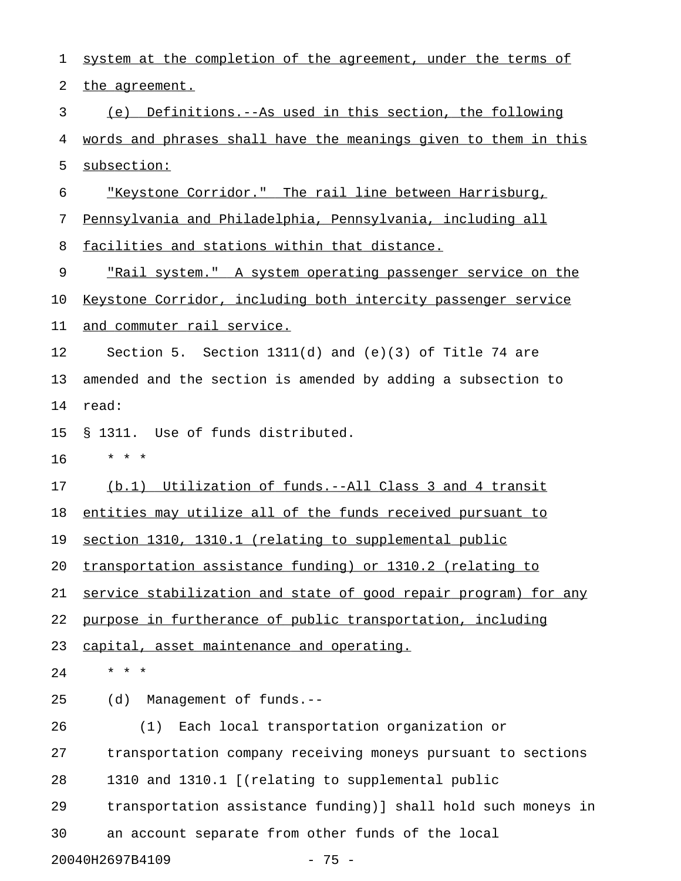system at the completion of the agreement, under the terms of the agreement.

(e) Definitions.--As used in this section, the following words and phrases shall have the meanings given to them in this subsection:

"Keystone Corridor." The rail line between Harrisburg, Pennsylvania and Philadelphia, Pennsylvania, including all facilities and stations within that distance.

"Rail system." A system operating passenger service on the Keystone Corridor, including both intercity passenger service and commuter rail service.

Section 5. Section 1311(d) and (e)(3) of Title 74 are amended and the section is amended by adding a subsection to read:

§ 1311. Use of funds distributed.

* * *

(b.1) Utilization of funds.--All Class 3 and 4 transit entities may utilize all of the funds received pursuant to section 1310, 1310.1 (relating to supplemental public transportation assistance funding) or 1310.2 (relating to service stabilization and state of good repair program) for any purpose in furtherance of public transportation, including capital, asset maintenance and operating.

* * *

(d) Management of funds.--

(1) Each local transportation organization or transportation company receiving moneys pursuant to sections 1310 and 1310.1 [(relating to supplemental public transportation assistance funding)] shall hold such moneys in an account separate from other funds of the local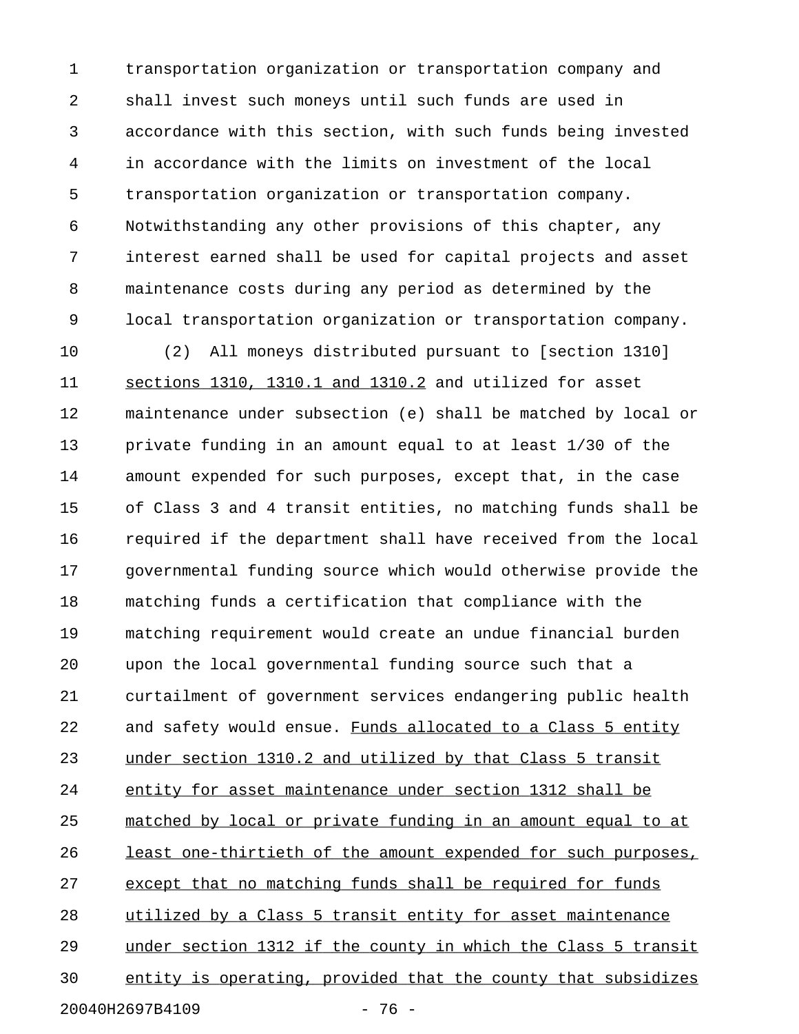transportation organization or transportation company and shall invest such moneys until such funds are used in accordance with this section, with such funds being invested in accordance with the limits on investment of the local transportation organization or transportation company. Notwithstanding any other provisions of this chapter, any interest earned shall be used for capital projects and asset maintenance costs during any period as determined by the local transportation organization or transportation company.

(2) All moneys distributed pursuant to [section 1310] <u>sections 1310, 1310.1 and 1310.2</u> and utilized for asset maintenance under subsection (e) shall be matched by local or private funding in an amount equal to at least 1/30 of the amount expended for such purposes, except that, in the case of Class 3 and 4 transit entities, no matching funds shall be required if the department shall have received from the local governmental funding source which would otherwise provide the matching funds a certification that compliance with the matching requirement would create an undue financial burden upon the local governmental funding source such that a curtailment of government services endangering public health and safety would ensue. <u>Funds allocated to a Class 5 entity under section 1310.2 and utilized by that Class 5 transit entity for asset maintenance under section 1312 shall be matched by local or private funding in an amount equal to at least one-thirtieth of the amount expended for such purposes, except that no matching funds shall be required for funds utilized by a Class 5 transit entity for asset maintenance under section 1312 if the county in which the Class 5 transit entity is operating, provided that the county that subsidizes</u>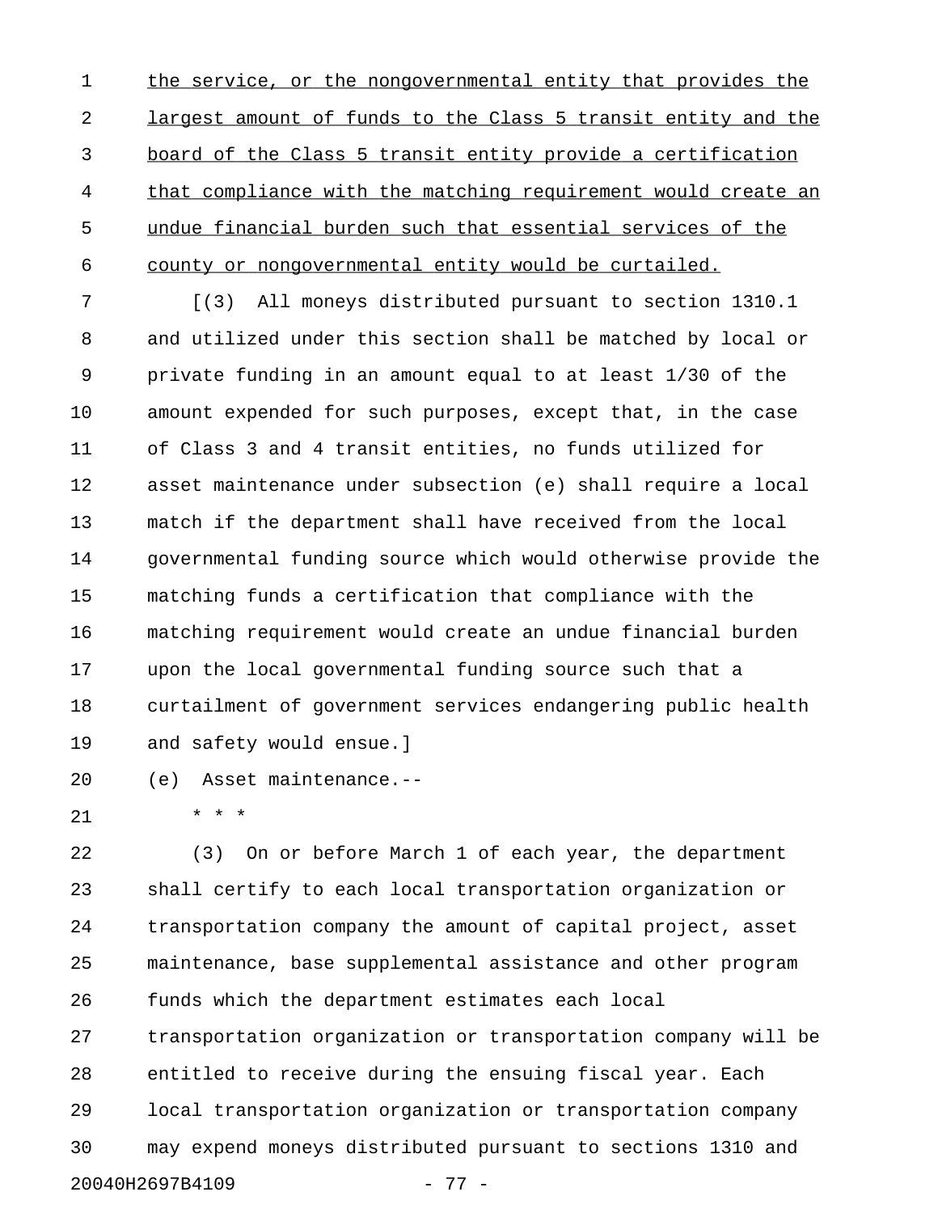the service, or the nongovernmental entity that provides the largest amount of funds to the Class 5 transit entity and the board of the Class 5 transit entity provide a certification that compliance with the matching requirement would create an undue financial burden such that essential services of the county or nongovernmental entity would be curtailed.

[(3) All moneys distributed pursuant to section 1310.1 and utilized under this section shall be matched by local or private funding in an amount equal to at least 1/30 of the amount expended for such purposes, except that, in the case of Class 3 and 4 transit entities, no funds utilized for asset maintenance under subsection (e) shall require a local match if the department shall have received from the local governmental funding source which would otherwise provide the matching funds a certification that compliance with the matching requirement would create an undue financial burden upon the local governmental funding source such that a curtailment of government services endangering public health and safety would ensue.]

(e) Asset maintenance.--

* * *

(3) On or before March 1 of each year, the department shall certify to each local transportation organization or transportation company the amount of capital project, asset maintenance, base supplemental assistance and other program funds which the department estimates each local transportation organization or transportation company will be entitled to receive during the ensuing fiscal year. Each local transportation organization or transportation company may expend moneys distributed pursuant to sections 1310 and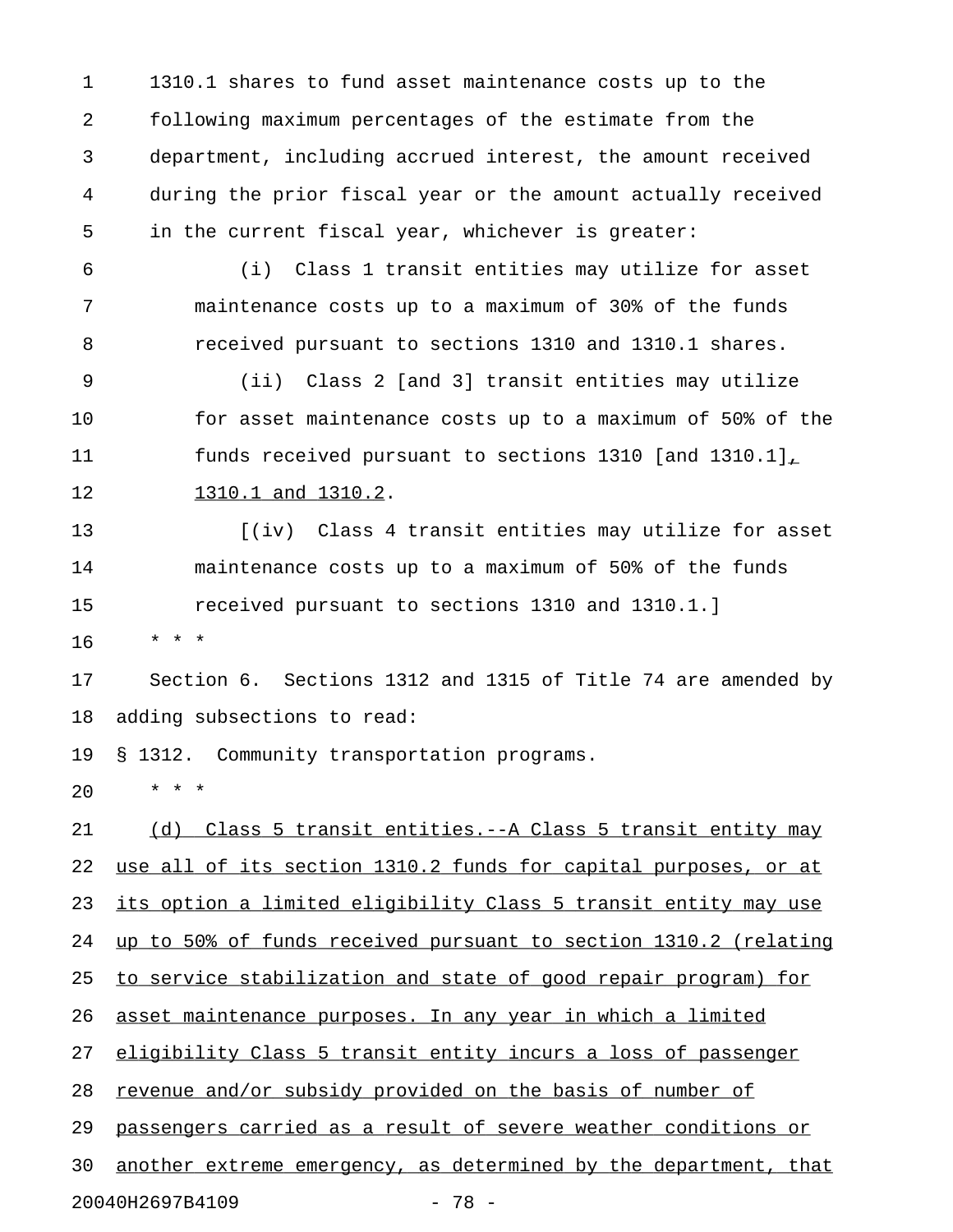1310.1 shares to fund asset maintenance costs up to the following maximum percentages of the estimate from the department, including accrued interest, the amount received during the prior fiscal year or the amount actually received in the current fiscal year, whichever is greater:

(i) Class 1 transit entities may utilize for asset maintenance costs up to a maximum of 30% of the funds received pursuant to sections 1310 and 1310.1 shares.

(ii) Class 2 [and 3] transit entities may utilize for asset maintenance costs up to a maximum of 50% of the funds received pursuant to sections 1310 [and 1310.1], 1310.1 and 1310.2.

[(iv) Class 4 transit entities may utilize for asset maintenance costs up to a maximum of 50% of the funds received pursuant to sections 1310 and 1310.1.]

* * *

Section 6. Sections 1312 and 1315 of Title 74 are amended by adding subsections to read:

§ 1312. Community transportation programs.

* * *

(d) Class 5 transit entities.--A Class 5 transit entity may use all of its section 1310.2 funds for capital purposes, or at its option a limited eligibility Class 5 transit entity may use up to 50% of funds received pursuant to section 1310.2 (relating to service stabilization and state of good repair program) for asset maintenance purposes. In any year in which a limited eligibility Class 5 transit entity incurs a loss of passenger revenue and/or subsidy provided on the basis of number of passengers carried as a result of severe weather conditions or another extreme emergency, as determined by the department, that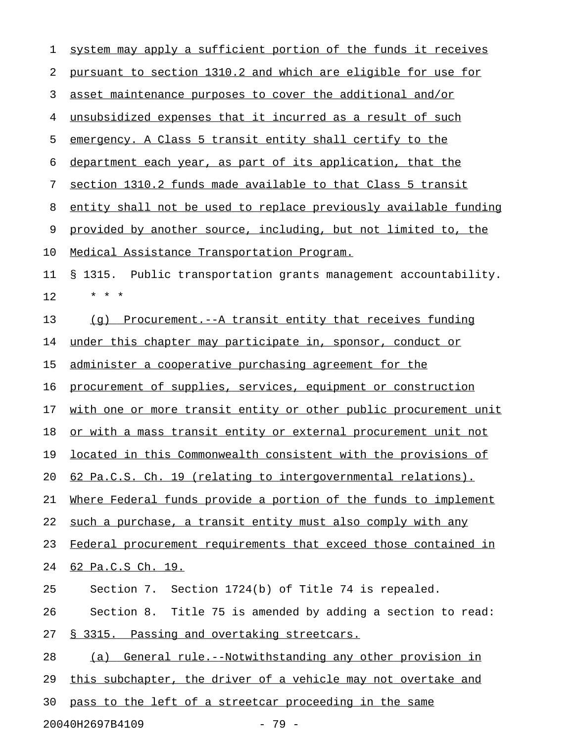system may apply a sufficient portion of the funds it receives pursuant to section 1310.2 and which are eligible for use for asset maintenance purposes to cover the additional and/or unsubsidized expenses that it incurred as a result of such emergency. A Class 5 transit entity shall certify to the department each year, as part of its application, that the section 1310.2 funds made available to that Class 5 transit entity shall not be used to replace previously available funding provided by another source, including, but not limited to, the Medical Assistance Transportation Program.

§ 1315. Public transportation grants management accountability.

\* \* \*

(g) Procurement.--A transit entity that receives funding under this chapter may participate in, sponsor, conduct or administer a cooperative purchasing agreement for the procurement of supplies, services, equipment or construction with one or more transit entity or other public procurement unit or with a mass transit entity or external procurement unit not located in this Commonwealth consistent with the provisions of 62 Pa.C.S. Ch. 19 (relating to intergovernmental relations). Where Federal funds provide a portion of the funds to implement such a purchase, a transit entity must also comply with any Federal procurement requirements that exceed those contained in 62 Pa.C.S Ch. 19.

Section 7. Section 1724(b) of Title 74 is repealed.

Section 8. Title 75 is amended by adding a section to read:

§ 3315. Passing and overtaking streetcars.

(a) General rule.--Notwithstanding any other provision in this subchapter, the driver of a vehicle may not overtake and pass to the left of a streetcar proceeding in the same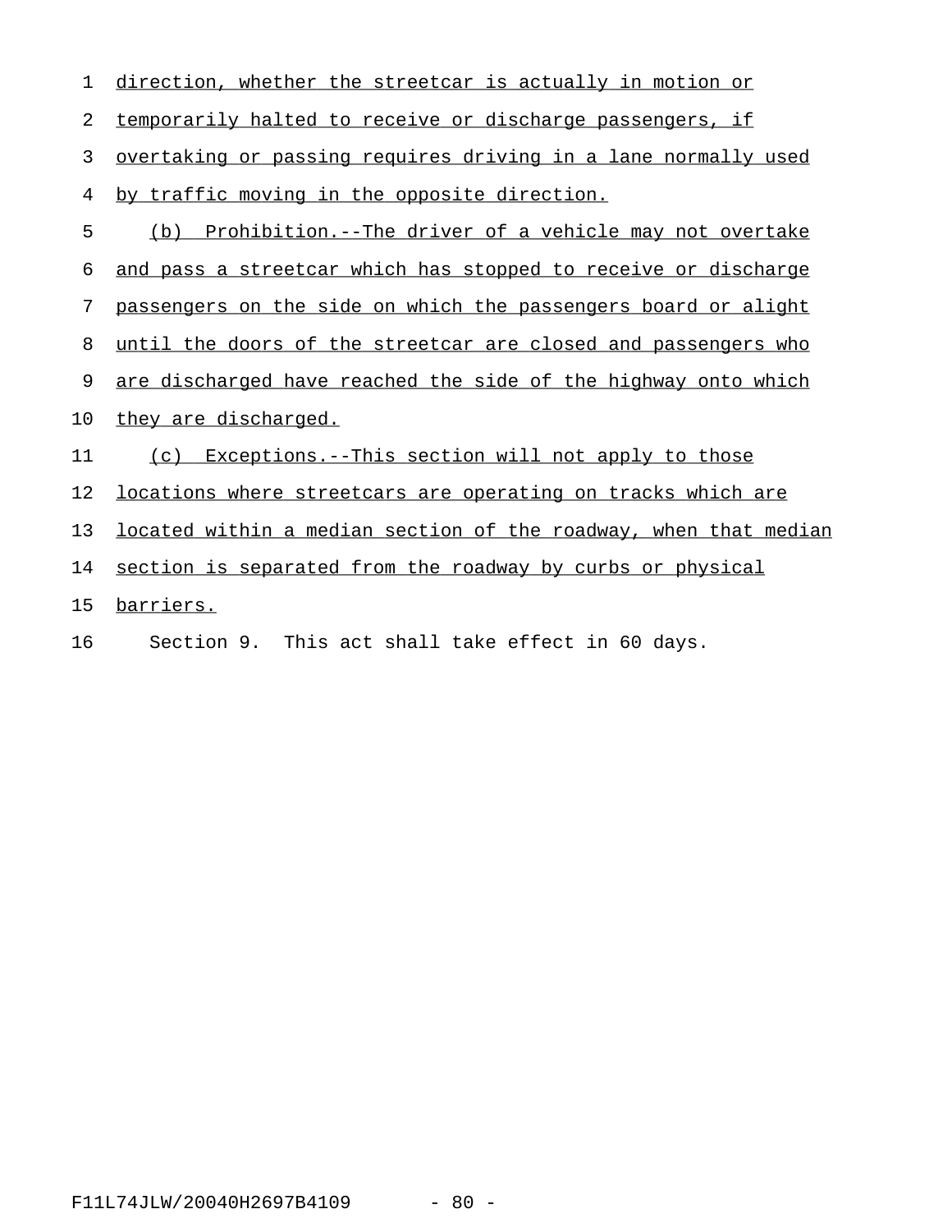direction, whether the streetcar is actually in motion or temporarily halted to receive or discharge passengers, if overtaking or passing requires driving in a lane normally used by traffic moving in the opposite direction.

(b) Prohibition.--The driver of a vehicle may not overtake and pass a streetcar which has stopped to receive or discharge passengers on the side on which the passengers board or alight until the doors of the streetcar are closed and passengers who are discharged have reached the side of the highway onto which they are discharged.

(c) Exceptions.--This section will not apply to those locations where streetcars are operating on tracks which are located within a median section of the roadway, when that median section is separated from the roadway by curbs or physical barriers.

Section 9. This act shall take effect in 60 days.